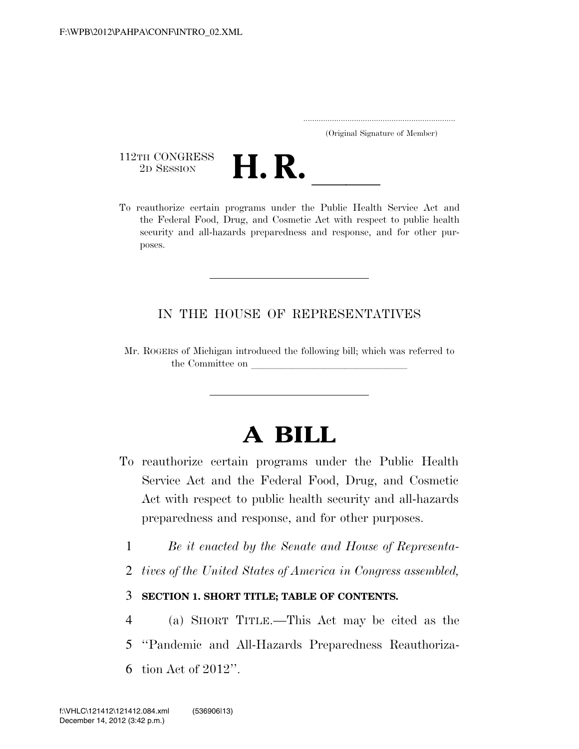(Original Signature of Member)

112TH CONGRESS
2D SESSION

# H. R. \_\_\_\_\_

To reauthorize certain programs under the Public Health Service Act and the Federal Food, Drug, and Cosmetic Act with respect to public health security and all-hazards preparedness and response, and for other purposes.

---

IN THE HOUSE OF REPRESENTATIVES

Mr. ROGERS of Michigan introduced the following bill; which was referred to the Committee on \_\_\_\_\_\_\_\_\_\_\_\_\_\_\_\_\_\_\_\_\_\_\_\_\_\_\_\_\_\_

---

# A BILL

To reauthorize certain programs under the Public Health Service Act and the Federal Food, Drug, and Cosmetic Act with respect to public health security and all-hazards preparedness and response, and for other purposes.

1 *Be it enacted by the Senate and House of Representa-*
2 *tives of the United States of America in Congress assembled,*

3 **SECTION 1. SHORT TITLE; TABLE OF CONTENTS.**

4 (a) SHORT TITLE.—This Act may be cited as the
5 ''Pandemic and All-Hazards Preparedness Reauthoriza-
6 tion Act of 2012''.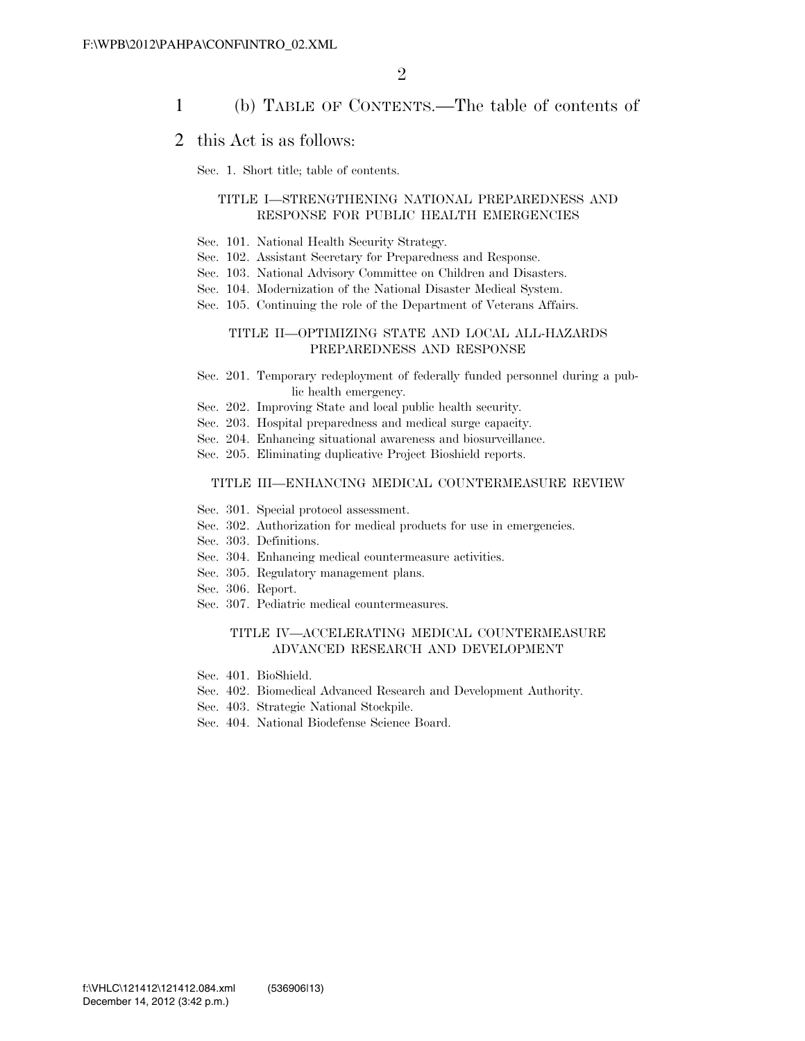(b) TABLE OF CONTENTS.—The table of contents of this Act is as follows:

Sec. 1. Short title; table of contents.

TITLE I—STRENGTHENING NATIONAL PREPAREDNESS AND RESPONSE FOR PUBLIC HEALTH EMERGENCIES

Sec. 101. National Health Security Strategy.
Sec. 102. Assistant Secretary for Preparedness and Response.
Sec. 103. National Advisory Committee on Children and Disasters.
Sec. 104. Modernization of the National Disaster Medical System.
Sec. 105. Continuing the role of the Department of Veterans Affairs.

TITLE II—OPTIMIZING STATE AND LOCAL ALL-HAZARDS PREPAREDNESS AND RESPONSE

Sec. 201. Temporary redeployment of federally funded personnel during a public health emergency.
Sec. 202. Improving State and local public health security.
Sec. 203. Hospital preparedness and medical surge capacity.
Sec. 204. Enhancing situational awareness and biosurveillance.
Sec. 205. Eliminating duplicative Project Bioshield reports.

TITLE III—ENHANCING MEDICAL COUNTERMEASURE REVIEW

Sec. 301. Special protocol assessment.
Sec. 302. Authorization for medical products for use in emergencies.
Sec. 303. Definitions.
Sec. 304. Enhancing medical countermeasure activities.
Sec. 305. Regulatory management plans.
Sec. 306. Report.
Sec. 307. Pediatric medical countermeasures.

TITLE IV—ACCELERATING MEDICAL COUNTERMEASURE ADVANCED RESEARCH AND DEVELOPMENT

Sec. 401. BioShield.
Sec. 402. Biomedical Advanced Research and Development Authority.
Sec. 403. Strategic National Stockpile.
Sec. 404. National Biodefense Science Board.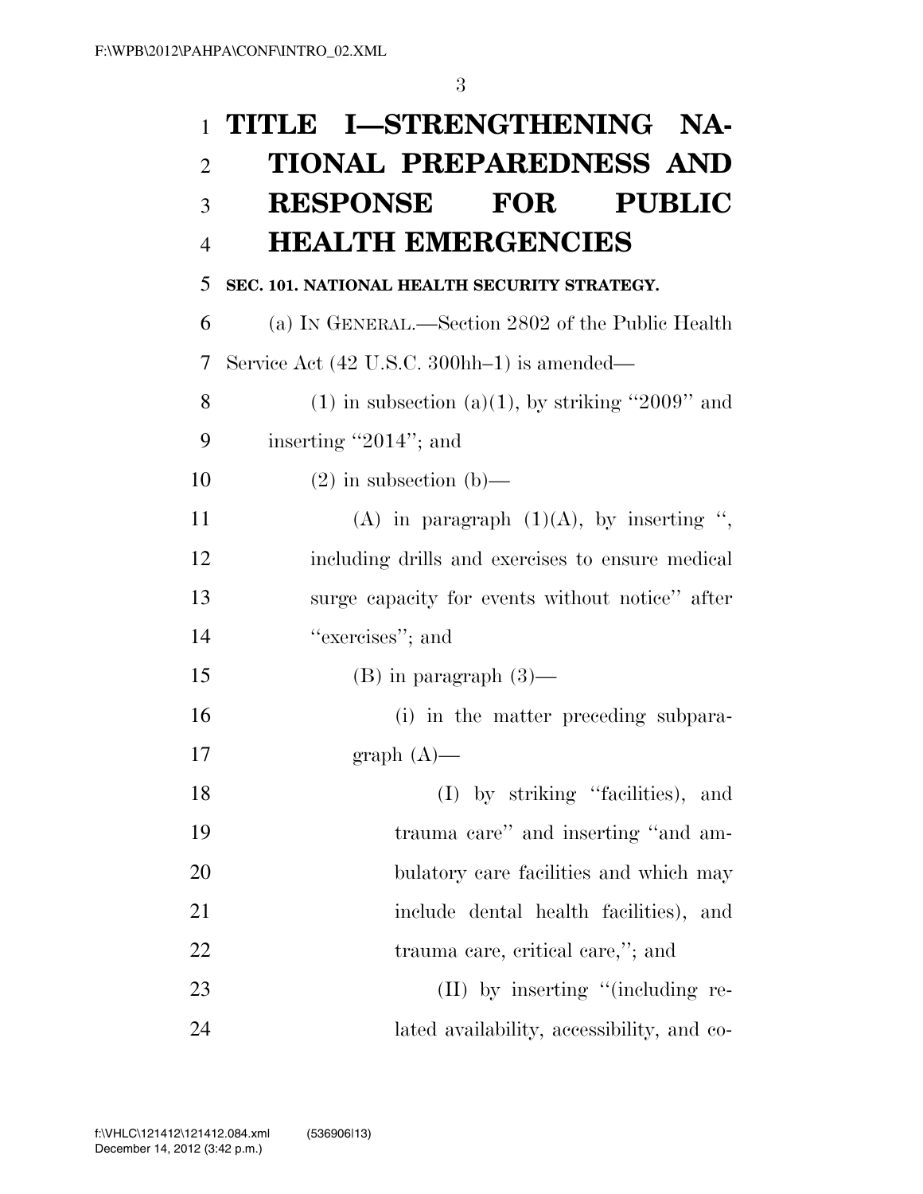# TITLE I—STRENGTHENING NATIONAL PREPAREDNESS AND RESPONSE FOR PUBLIC HEALTH EMERGENCIES

**SEC. 101. NATIONAL HEALTH SECURITY STRATEGY.**

(a) IN GENERAL.—Section 2802 of the Public Health Service Act (42 U.S.C. 300hh–1) is amended—

(1) in subsection (a)(1), by striking "2009" and inserting "2014"; and

(2) in subsection (b)—

(A) in paragraph (1)(A), by inserting ", including drills and exercises to ensure medical surge capacity for events without notice" after "exercises"; and

(B) in paragraph (3)—

(i) in the matter preceding subparagraph (A)—

(I) by striking "facilities), and trauma care" and inserting "and ambulatory care facilities and which may include dental health facilities), and trauma care, critical care,"; and

(II) by inserting "(including related availability, accessibility, and co-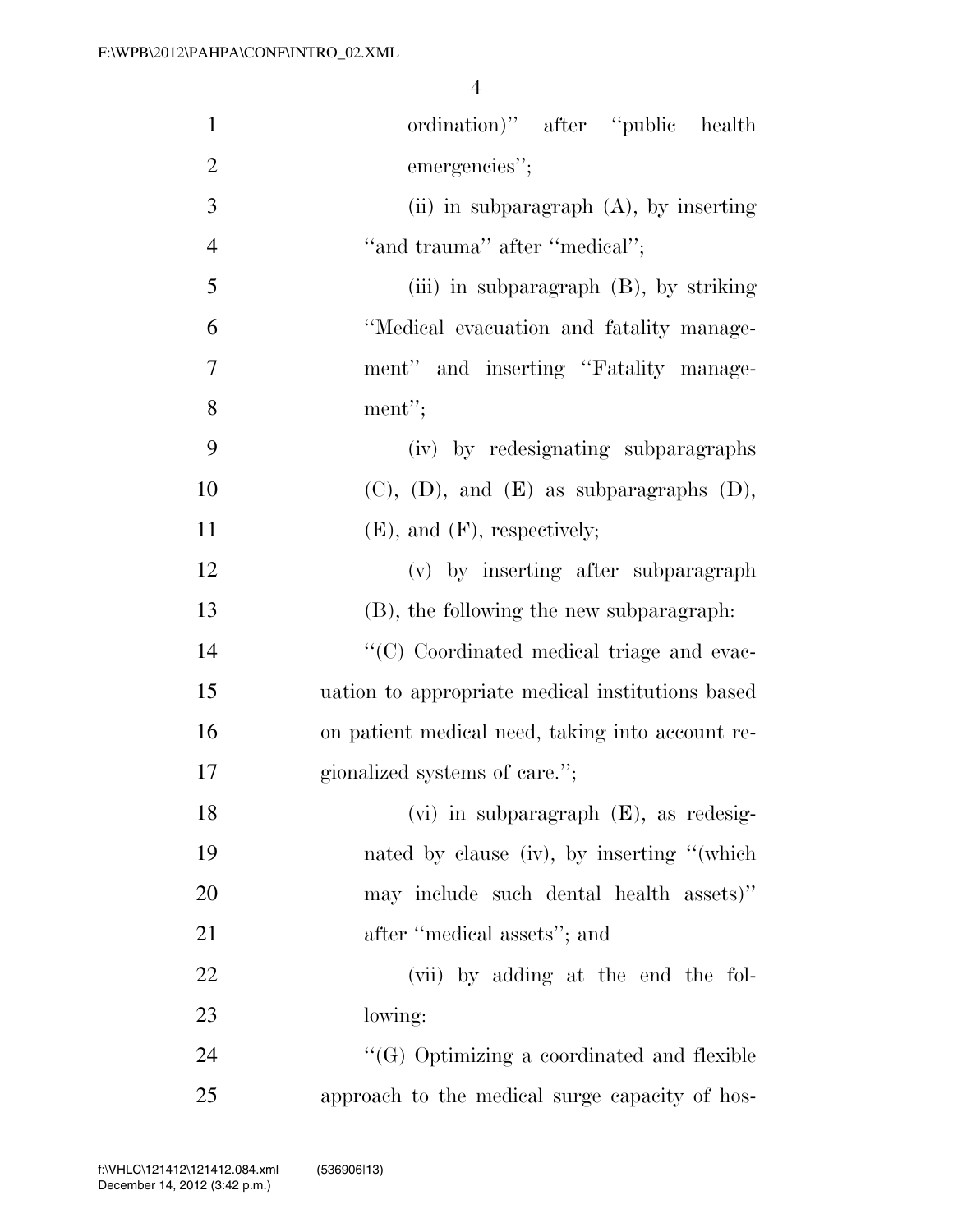ordination)'' after ''public health emergencies'';

(ii) in subparagraph (A), by inserting ''and trauma'' after ''medical'';

(iii) in subparagraph (B), by striking ''Medical evacuation and fatality management'' and inserting ''Fatality management'';

(iv) by redesignating subparagraphs (C), (D), and (E) as subparagraphs (D), (E), and (F), respectively;

(v) by inserting after subparagraph (B), the following the new subparagraph:

''(C) Coordinated medical triage and evacuation to appropriate medical institutions based on patient medical need, taking into account regionalized systems of care.'';

(vi) in subparagraph (E), as redesignated by clause (iv), by inserting ''(which may include such dental health assets)'' after ''medical assets''; and

(vii) by adding at the end the following:

''(G) Optimizing a coordinated and flexible approach to the medical surge capacity of hos-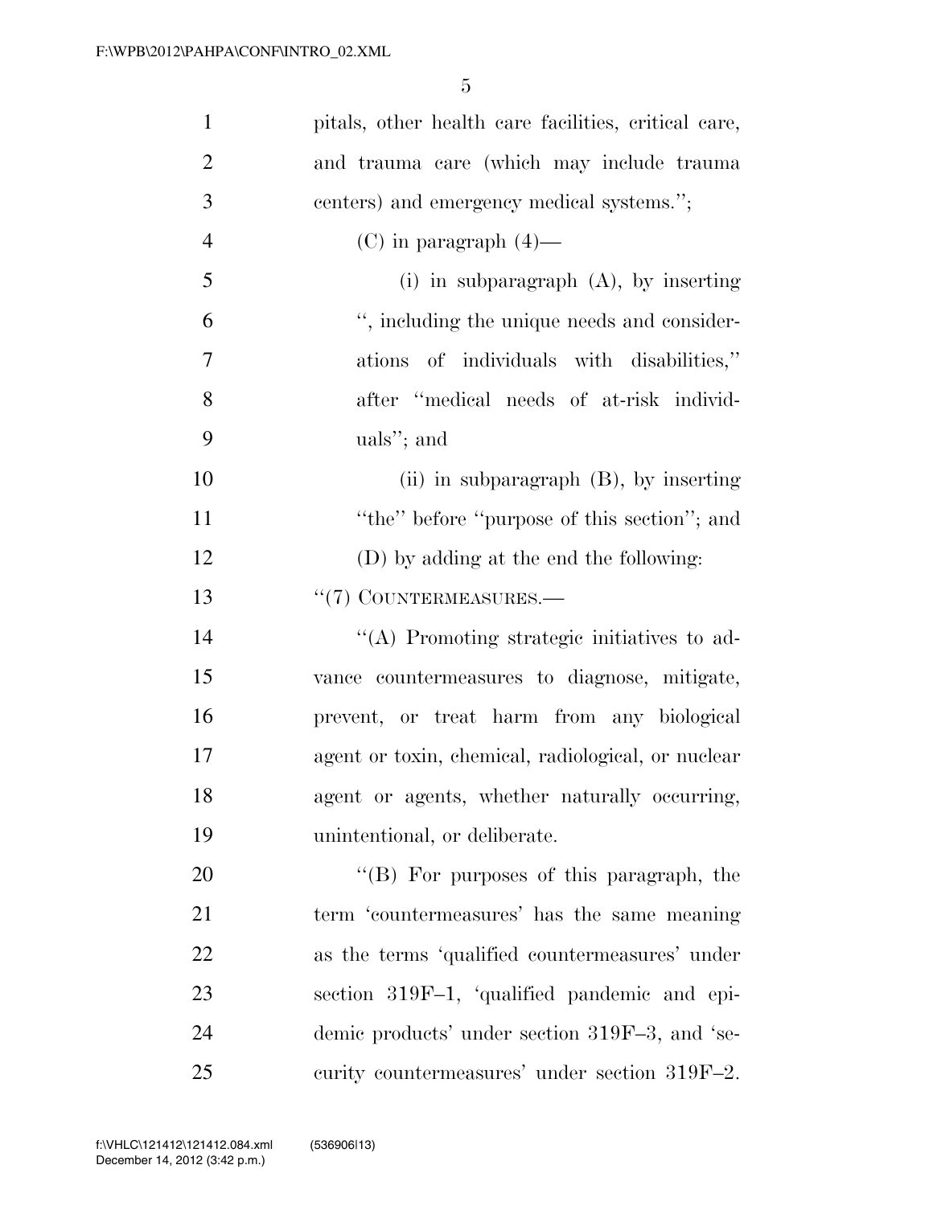pitals, other health care facilities, critical care, and trauma care (which may include trauma centers) and emergency medical systems.'';

(C) in paragraph (4)—

(i) in subparagraph (A), by inserting '', including the unique needs and considerations of individuals with disabilities,'' after ''medical needs of at-risk individuals''; and

(ii) in subparagraph (B), by inserting ''the'' before ''purpose of this section''; and

(D) by adding at the end the following:

''(7) COUNTERMEASURES.—

''(A) Promoting strategic initiatives to advance countermeasures to diagnose, mitigate, prevent, or treat harm from any biological agent or toxin, chemical, radiological, or nuclear agent or agents, whether naturally occurring, unintentional, or deliberate.

''(B) For purposes of this paragraph, the term 'countermeasures' has the same meaning as the terms 'qualified countermeasures' under section 319F–1, 'qualified pandemic and epidemic products' under section 319F–3, and 'security countermeasures' under section 319F–2.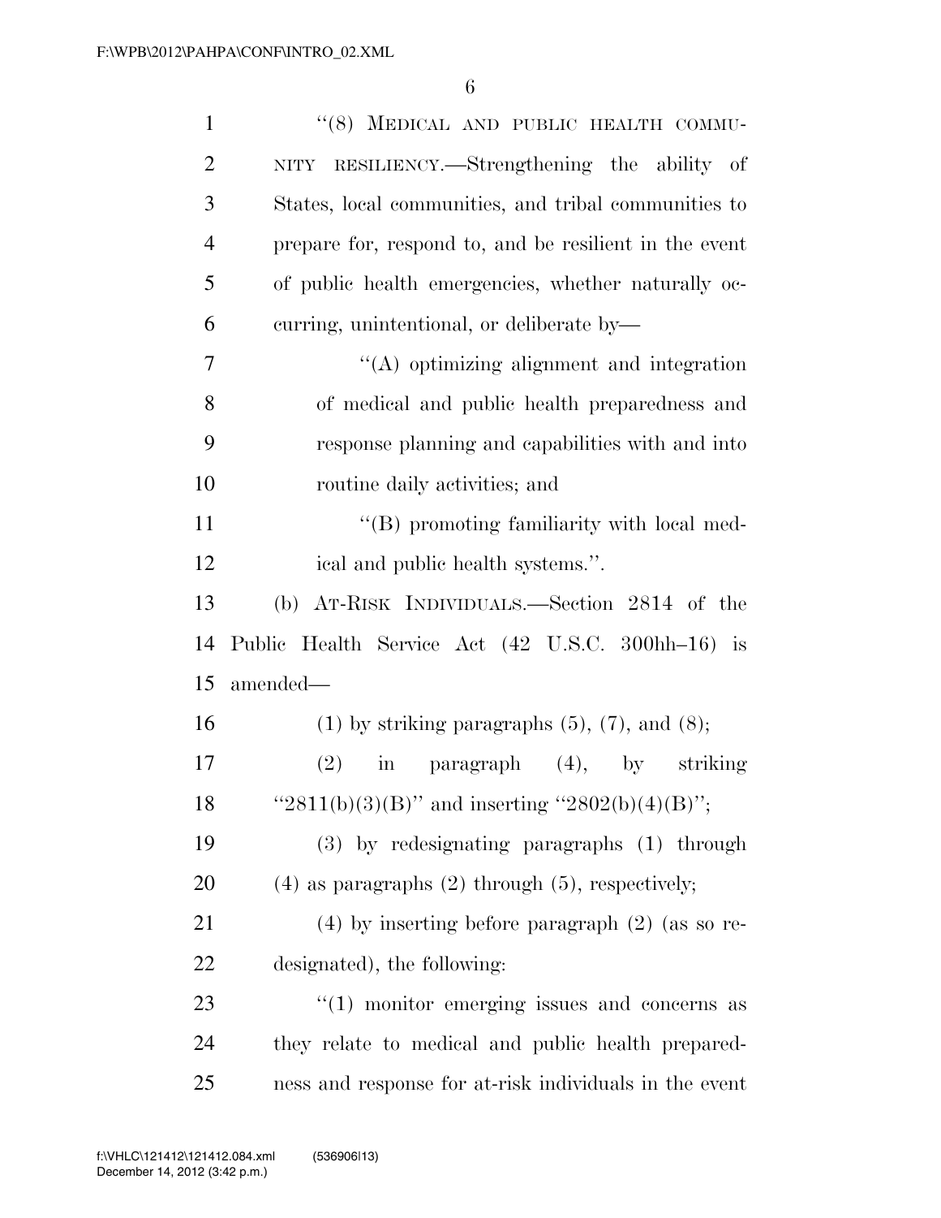"(8) MEDICAL AND PUBLIC HEALTH COMMUNITY RESILIENCY.—Strengthening the ability of States, local communities, and tribal communities to prepare for, respond to, and be resilient in the event of public health emergencies, whether naturally occurring, unintentional, or deliberate by—

"(A) optimizing alignment and integration of medical and public health preparedness and response planning and capabilities with and into routine daily activities; and

"(B) promoting familiarity with local medical and public health systems.".

(b) AT-RISK INDIVIDUALS.—Section 2814 of the Public Health Service Act (42 U.S.C. 300hh–16) is amended—

(1) by striking paragraphs (5), (7), and (8);

(2) in paragraph (4), by striking "2811(b)(3)(B)" and inserting "2802(b)(4)(B)";

(3) by redesignating paragraphs (1) through (4) as paragraphs (2) through (5), respectively;

(4) by inserting before paragraph (2) (as so redesignated), the following:

"(1) monitor emerging issues and concerns as they relate to medical and public health preparedness and response for at-risk individuals in the event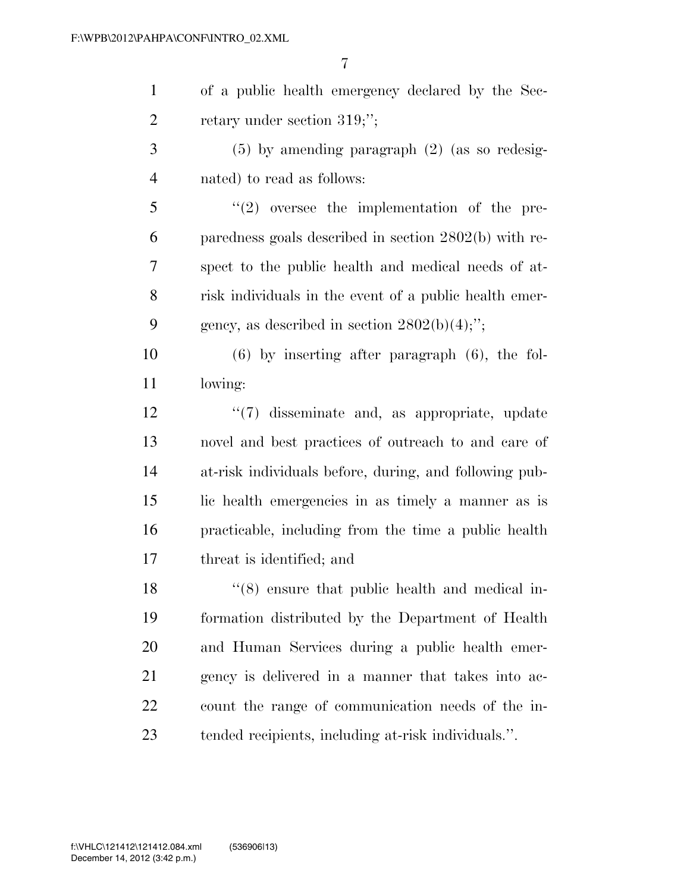of a public health emergency declared by the Secretary under section 319;'';

(5) by amending paragraph (2) (as so redesignated) to read as follows:

''(2) oversee the implementation of the preparedness goals described in section 2802(b) with respect to the public health and medical needs of at-risk individuals in the event of a public health emergency, as described in section 2802(b)(4);'';

(6) by inserting after paragraph (6), the following:

''(7) disseminate and, as appropriate, update novel and best practices of outreach to and care of at-risk individuals before, during, and following public health emergencies in as timely a manner as is practicable, including from the time a public health threat is identified; and

''(8) ensure that public health and medical information distributed by the Department of Health and Human Services during a public health emergency is delivered in a manner that takes into account the range of communication needs of the intended recipients, including at-risk individuals.''.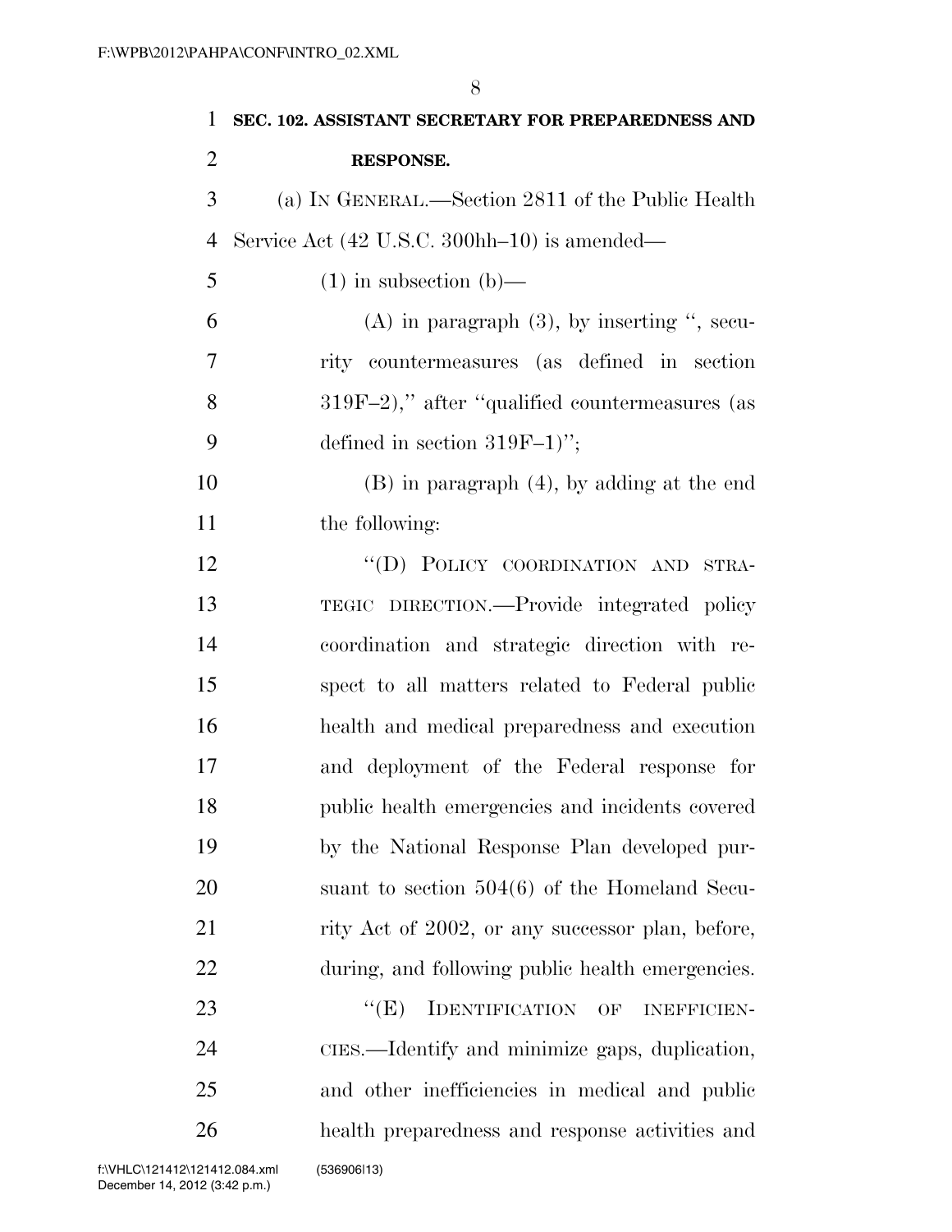**SEC. 102. ASSISTANT SECRETARY FOR PREPAREDNESS AND RESPONSE.**

(a) IN GENERAL.—Section 2811 of the Public Health Service Act (42 U.S.C. 300hh–10) is amended—

(1) in subsection (b)—

(A) in paragraph (3), by inserting ", security countermeasures (as defined in section 319F–2)," after "qualified countermeasures (as defined in section 319F–1)";

(B) in paragraph (4), by adding at the end the following:

"(D) POLICY COORDINATION AND STRATEGIC DIRECTION.—Provide integrated policy coordination and strategic direction with respect to all matters related to Federal public health and medical preparedness and execution and deployment of the Federal response for public health emergencies and incidents covered by the National Response Plan developed pursuant to section 504(6) of the Homeland Security Act of 2002, or any successor plan, before, during, and following public health emergencies.

"(E) IDENTIFICATION OF INEFFICIENCIES.—Identify and minimize gaps, duplication, and other inefficiencies in medical and public health preparedness and response activities and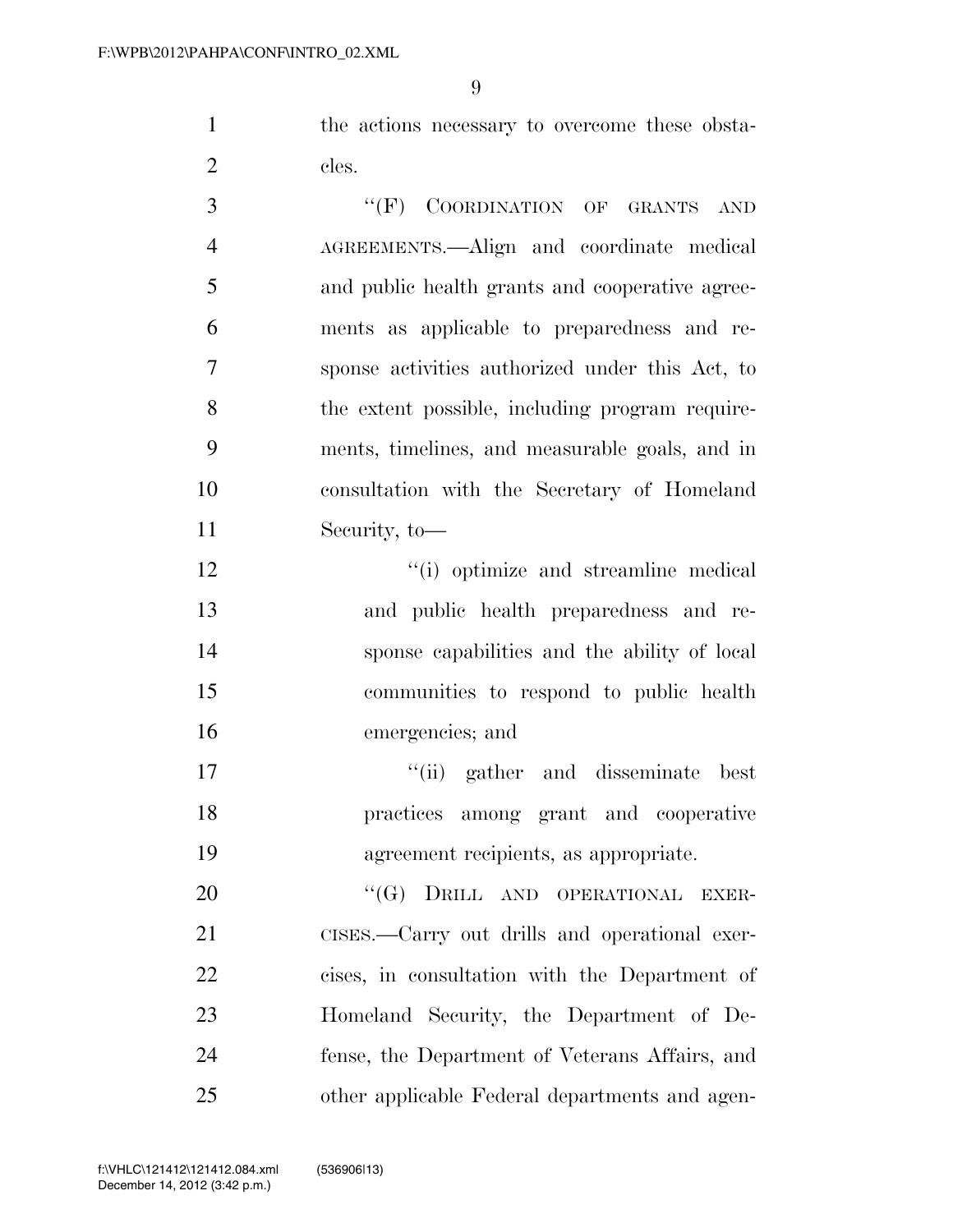the actions necessary to overcome these obstacles.

''(F) COORDINATION OF GRANTS AND AGREEMENTS.—Align and coordinate medical and public health grants and cooperative agreements as applicable to preparedness and response activities authorized under this Act, to the extent possible, including program requirements, timelines, and measurable goals, and in consultation with the Secretary of Homeland Security, to—

''(i) optimize and streamline medical and public health preparedness and response capabilities and the ability of local communities to respond to public health emergencies; and

''(ii) gather and disseminate best practices among grant and cooperative agreement recipients, as appropriate.

''(G) DRILL AND OPERATIONAL EXERCISES.—Carry out drills and operational exercises, in consultation with the Department of Homeland Security, the Department of Defense, the Department of Veterans Affairs, and other applicable Federal departments and agen-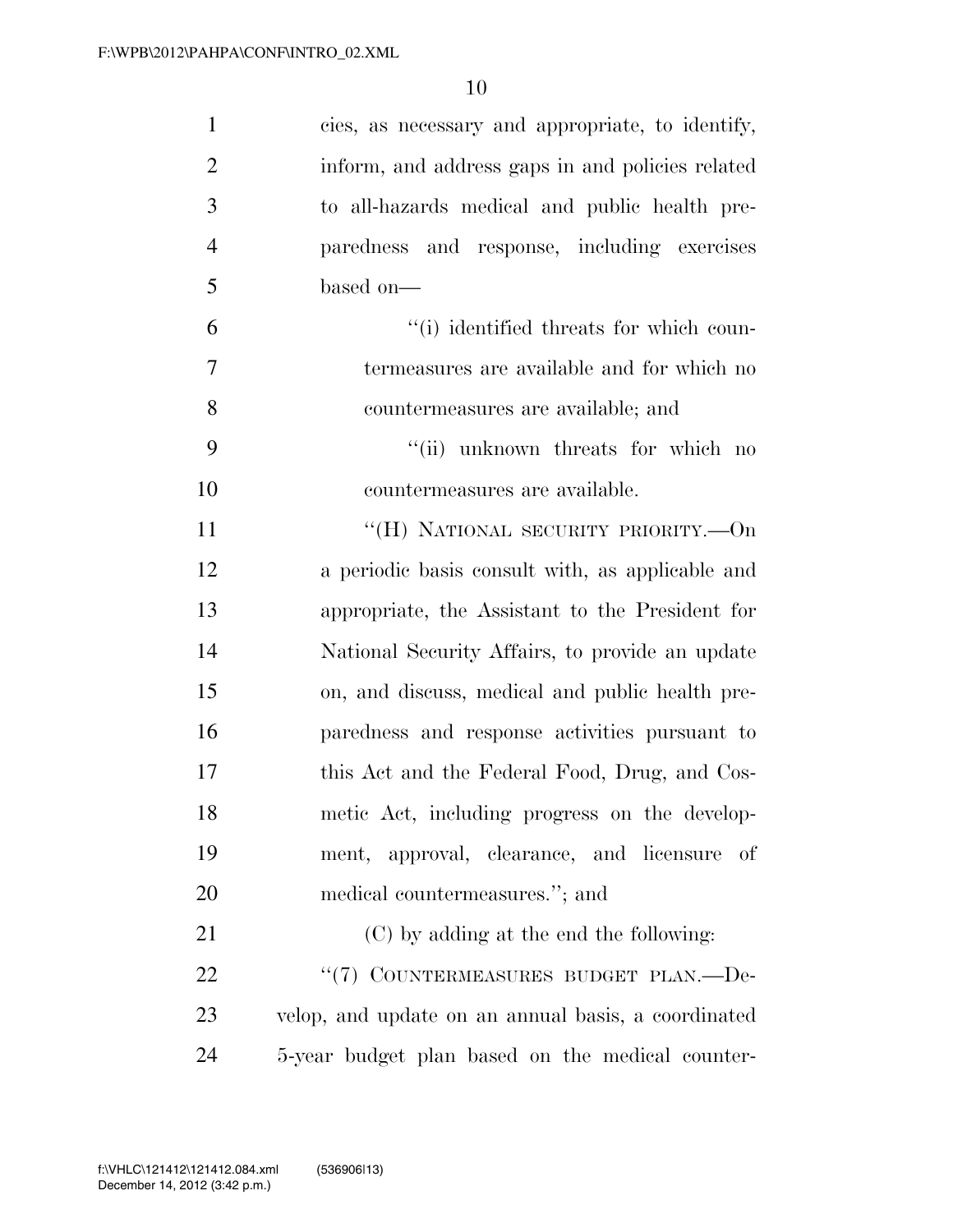cies, as necessary and appropriate, to identify, inform, and address gaps in and policies related to all-hazards medical and public health preparedness and response, including exercises based on—

"(i) identified threats for which countermeasures are available and for which no countermeasures are available; and

"(ii) unknown threats for which no countermeasures are available.

"(H) NATIONAL SECURITY PRIORITY.—On a periodic basis consult with, as applicable and appropriate, the Assistant to the President for National Security Affairs, to provide an update on, and discuss, medical and public health preparedness and response activities pursuant to this Act and the Federal Food, Drug, and Cosmetic Act, including progress on the development, approval, clearance, and licensure of medical countermeasures."; and

(C) by adding at the end the following:

"(7) COUNTERMEASURES BUDGET PLAN.—Develop, and update on an annual basis, a coordinated 5-year budget plan based on the medical counter-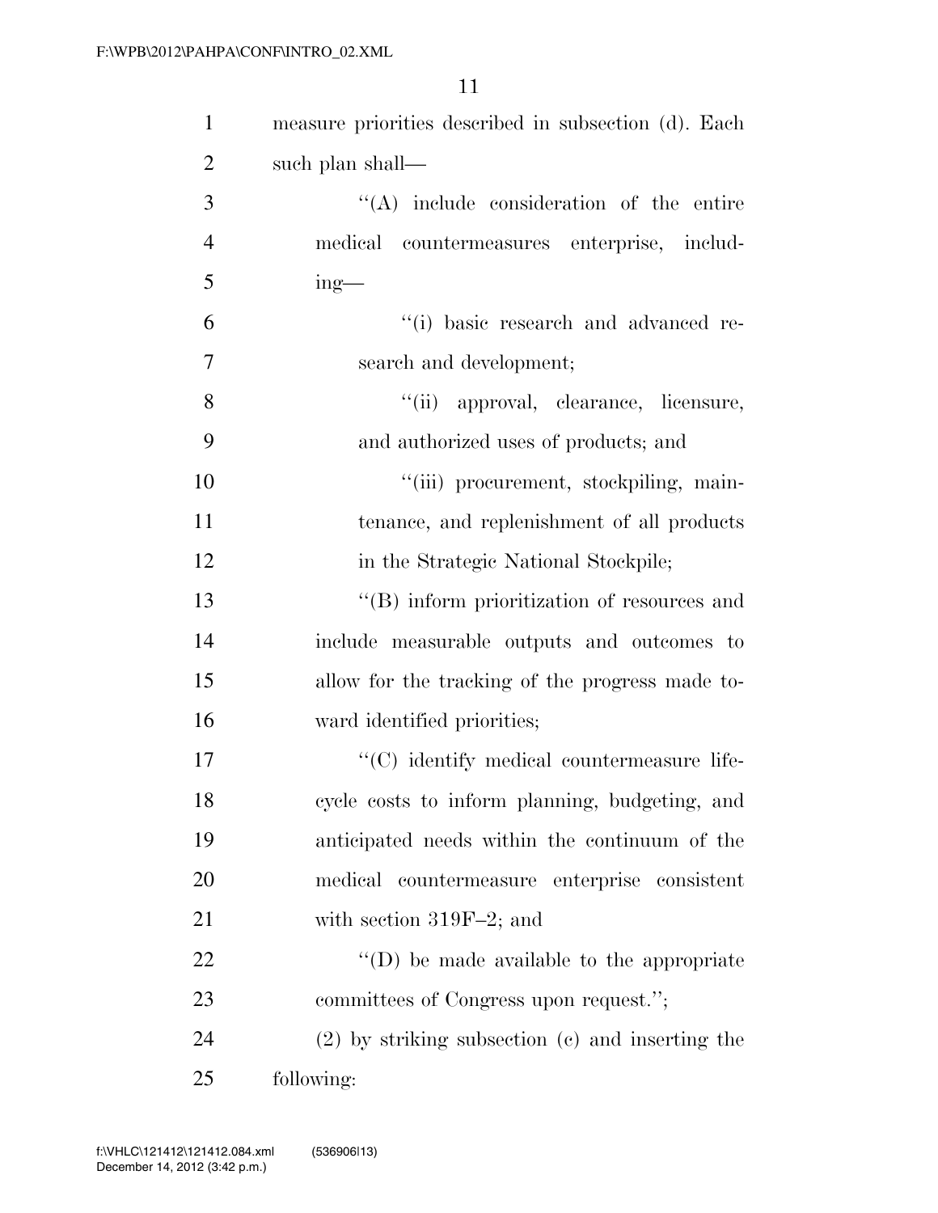measure priorities described in subsection (d). Each such plan shall—

''(A) include consideration of the entire medical countermeasures enterprise, including—

''(i) basic research and advanced research and development;

''(ii) approval, clearance, licensure, and authorized uses of products; and

''(iii) procurement, stockpiling, maintenance, and replenishment of all products in the Strategic National Stockpile;

''(B) inform prioritization of resources and include measurable outputs and outcomes to allow for the tracking of the progress made toward identified priorities;

''(C) identify medical countermeasure lifecycle costs to inform planning, budgeting, and anticipated needs within the continuum of the medical countermeasure enterprise consistent with section 319F–2; and

''(D) be made available to the appropriate committees of Congress upon request.'';

(2) by striking subsection (c) and inserting the following: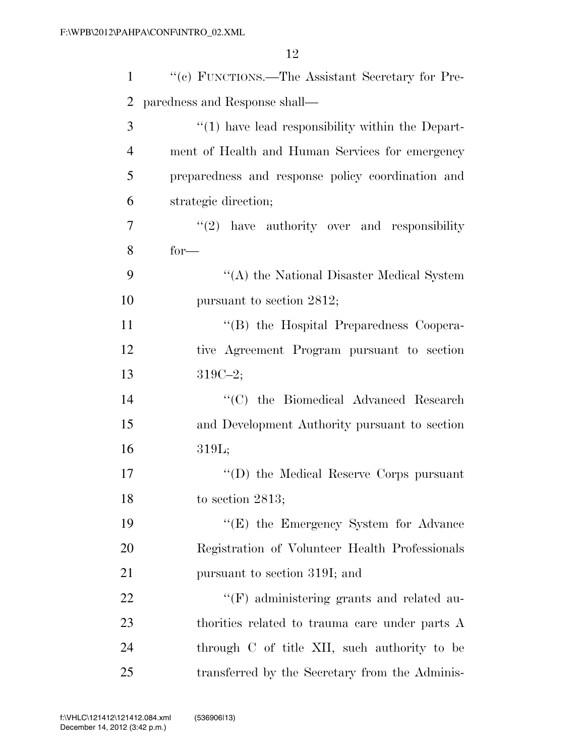''(c) FUNCTIONS.—The Assistant Secretary for Preparedness and Response shall—

''(1) have lead responsibility within the Department of Health and Human Services for emergency preparedness and response policy coordination and strategic direction;

''(2) have authority over and responsibility for—

''(A) the National Disaster Medical System pursuant to section 2812;

''(B) the Hospital Preparedness Cooperative Agreement Program pursuant to section 319C–2;

''(C) the Biomedical Advanced Research and Development Authority pursuant to section 319L;

''(D) the Medical Reserve Corps pursuant to section 2813;

''(E) the Emergency System for Advance Registration of Volunteer Health Professionals pursuant to section 319I; and

''(F) administering grants and related authorities related to trauma care under parts A through C of title XII, such authority to be transferred by the Secretary from the Adminis-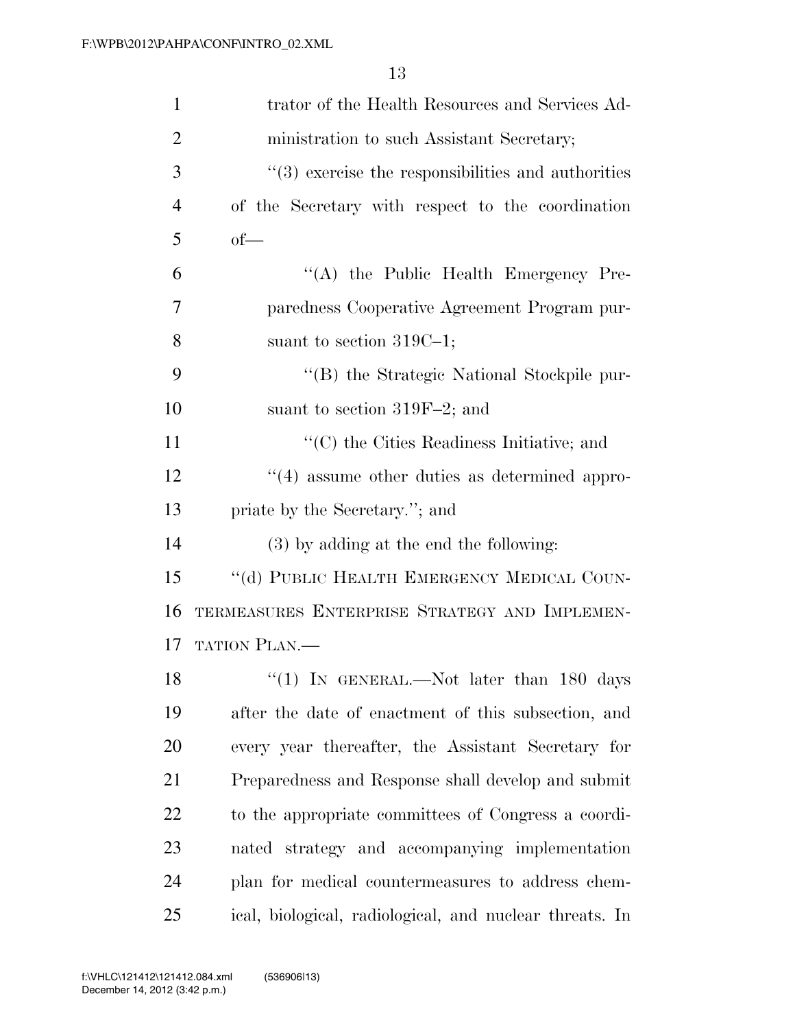trator of the Health Resources and Services Administration to such Assistant Secretary;

"(3) exercise the responsibilities and authorities of the Secretary with respect to the coordination of—

"(A) the Public Health Emergency Preparedness Cooperative Agreement Program pursuant to section 319C–1;

"(B) the Strategic National Stockpile pursuant to section 319F–2; and

"(C) the Cities Readiness Initiative; and

"(4) assume other duties as determined appropriate by the Secretary."; and

(3) by adding at the end the following:

"(d) PUBLIC HEALTH EMERGENCY MEDICAL COUNTERMEASURES ENTERPRISE STRATEGY AND IMPLEMENTATION PLAN.—

"(1) IN GENERAL.—Not later than 180 days after the date of enactment of this subsection, and every year thereafter, the Assistant Secretary for Preparedness and Response shall develop and submit to the appropriate committees of Congress a coordinated strategy and accompanying implementation plan for medical countermeasures to address chemical, biological, radiological, and nuclear threats. In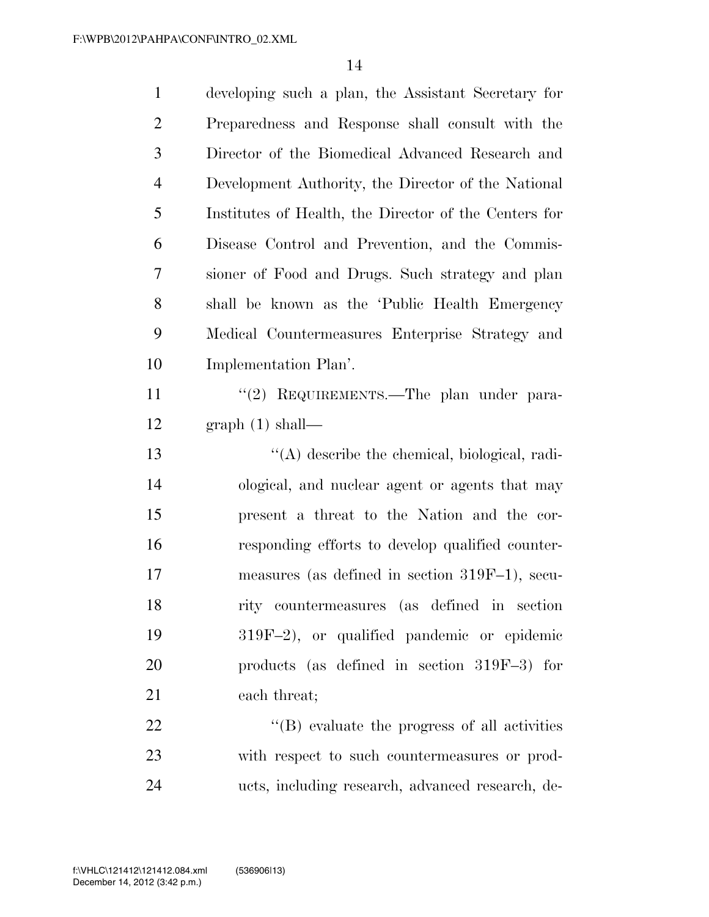developing such a plan, the Assistant Secretary for Preparedness and Response shall consult with the Director of the Biomedical Advanced Research and Development Authority, the Director of the National Institutes of Health, the Director of the Centers for Disease Control and Prevention, and the Commissioner of Food and Drugs. Such strategy and plan shall be known as the 'Public Health Emergency Medical Countermeasures Enterprise Strategy and Implementation Plan'.

''(2) REQUIREMENTS.—The plan under paragraph (1) shall—

''(A) describe the chemical, biological, radiological, and nuclear agent or agents that may present a threat to the Nation and the corresponding efforts to develop qualified countermeasures (as defined in section 319F–1), security countermeasures (as defined in section 319F–2), or qualified pandemic or epidemic products (as defined in section 319F–3) for each threat;

''(B) evaluate the progress of all activities with respect to such countermeasures or products, including research, advanced research, de-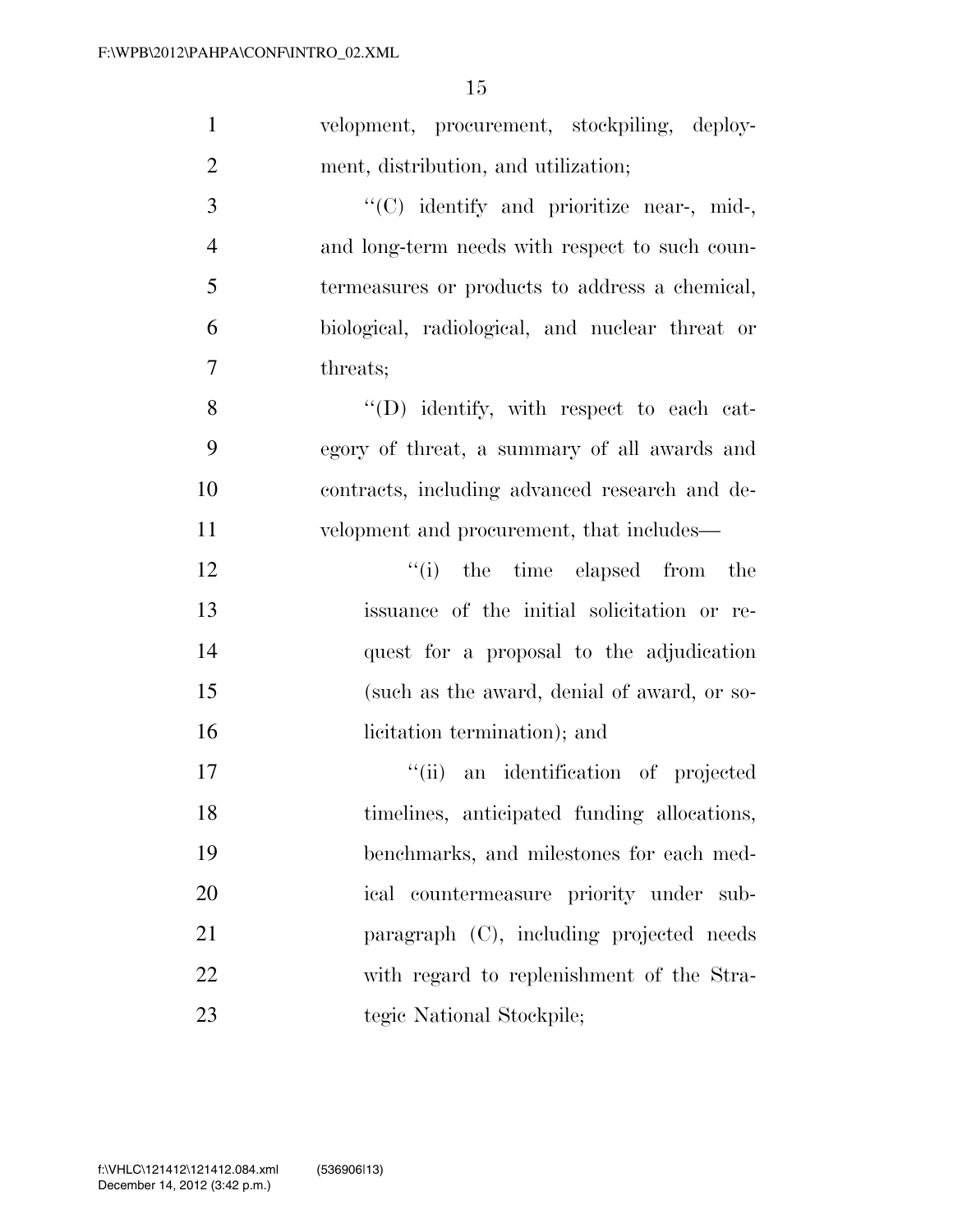velopment, procurement, stockpiling, deployment, distribution, and utilization;

''(C) identify and prioritize near-, mid-, and long-term needs with respect to such countermeasures or products to address a chemical, biological, radiological, and nuclear threat or threats;

''(D) identify, with respect to each category of threat, a summary of all awards and contracts, including advanced research and development and procurement, that includes—

''(i) the time elapsed from the issuance of the initial solicitation or request for a proposal to the adjudication (such as the award, denial of award, or solicitation termination); and

''(ii) an identification of projected timelines, anticipated funding allocations, benchmarks, and milestones for each medical countermeasure priority under subparagraph (C), including projected needs with regard to replenishment of the Strategic National Stockpile;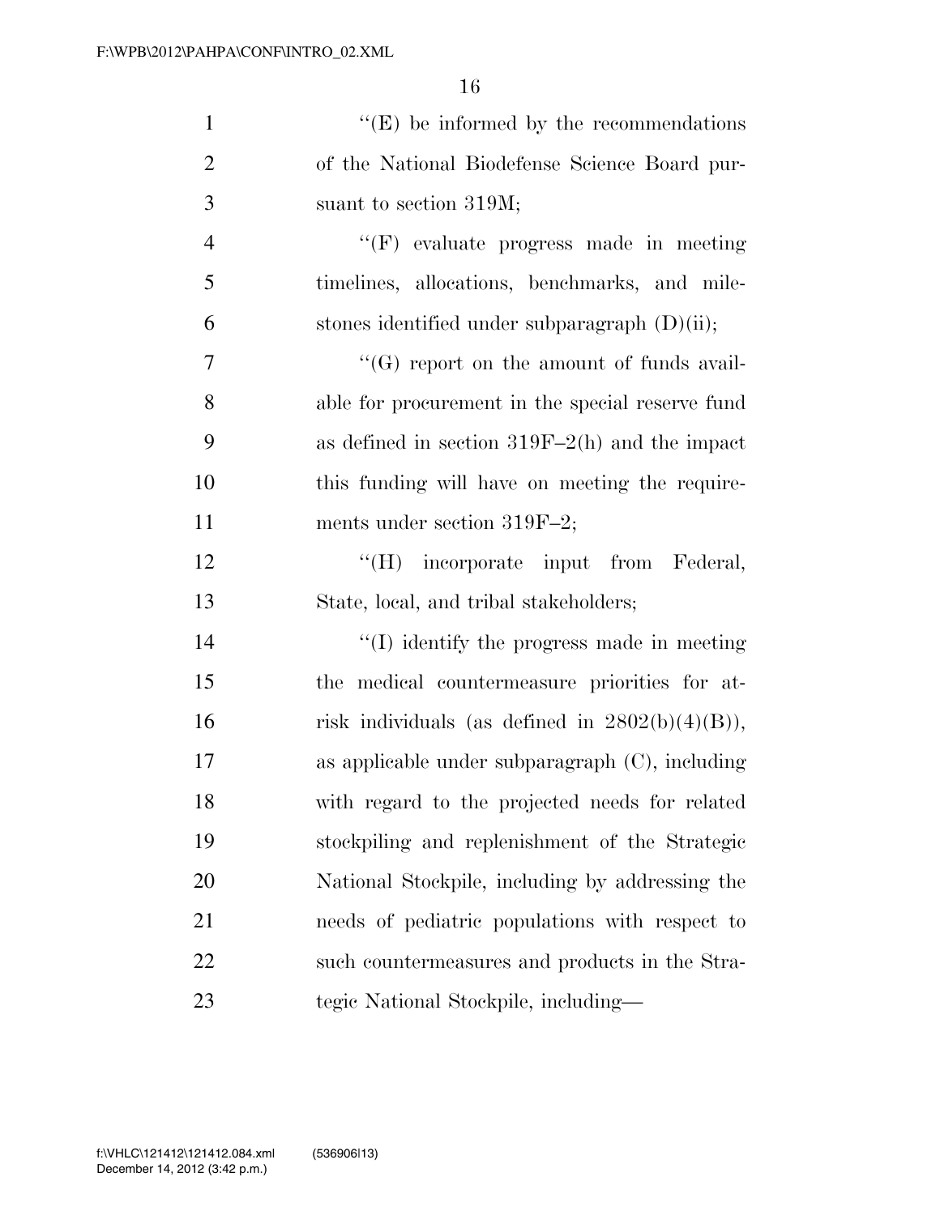''(E) be informed by the recommendations of the National Biodefense Science Board pursuant to section 319M;

''(F) evaluate progress made in meeting timelines, allocations, benchmarks, and milestones identified under subparagraph (D)(ii);

''(G) report on the amount of funds available for procurement in the special reserve fund as defined in section 319F–2(h) and the impact this funding will have on meeting the requirements under section 319F–2;

''(H) incorporate input from Federal, State, local, and tribal stakeholders;

''(I) identify the progress made in meeting the medical countermeasure priorities for at-risk individuals (as defined in 2802(b)(4)(B)), as applicable under subparagraph (C), including with regard to the projected needs for related stockpiling and replenishment of the Strategic National Stockpile, including by addressing the needs of pediatric populations with respect to such countermeasures and products in the Strategic National Stockpile, including—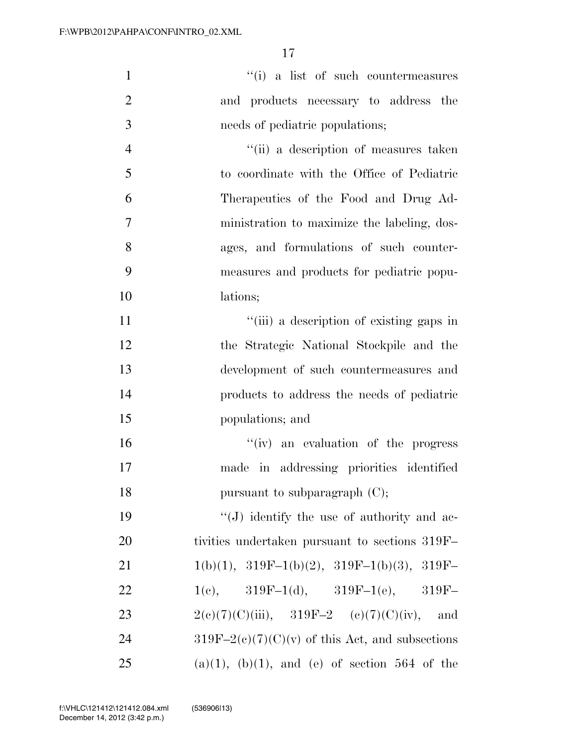''(i) a list of such countermeasures and products necessary to address the needs of pediatric populations;

''(ii) a description of measures taken to coordinate with the Office of Pediatric Therapeutics of the Food and Drug Administration to maximize the labeling, dosages, and formulations of such countermeasures and products for pediatric populations;

''(iii) a description of existing gaps in the Strategic National Stockpile and the development of such countermeasures and products to address the needs of pediatric populations; and

''(iv) an evaluation of the progress made in addressing priorities identified pursuant to subparagraph (C);

''(J) identify the use of authority and activities undertaken pursuant to sections 319F–1(b)(1), 319F–1(b)(2), 319F–1(b)(3), 319F–1(c), 319F–1(d), 319F–1(e), 319F–2(c)(7)(C)(iii), 319F–2 (c)(7)(C)(iv), and 319F–2(c)(7)(C)(v) of this Act, and subsections (a)(1), (b)(1), and (e) of section 564 of the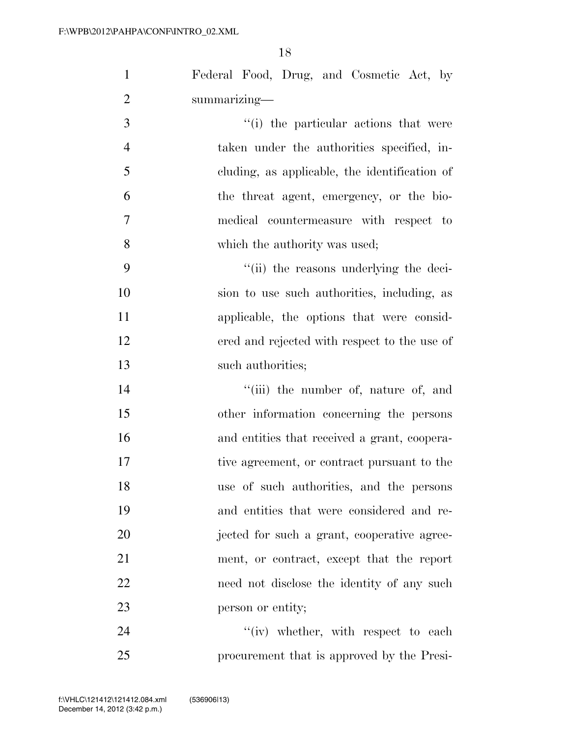Federal Food, Drug, and Cosmetic Act, by summarizing—

''(i) the particular actions that were taken under the authorities specified, including, as applicable, the identification of the threat agent, emergency, or the biomedical countermeasure with respect to which the authority was used;

''(ii) the reasons underlying the decision to use such authorities, including, as applicable, the options that were considered and rejected with respect to the use of such authorities;

''(iii) the number of, nature of, and other information concerning the persons and entities that received a grant, cooperative agreement, or contract pursuant to the use of such authorities, and the persons and entities that were considered and rejected for such a grant, cooperative agreement, or contract, except that the report need not disclose the identity of any such person or entity;

''(iv) whether, with respect to each procurement that is approved by the Presi-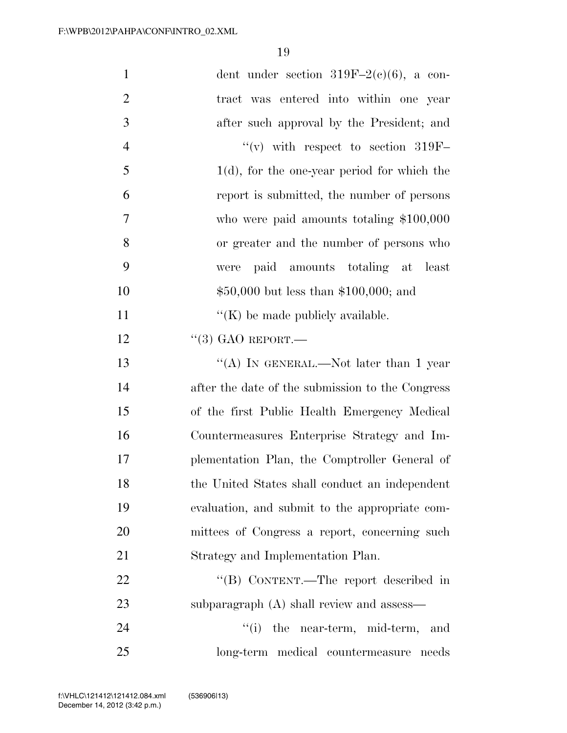dent under section 319F–2(c)(6), a contract was entered into within one year after such approval by the President; and

"(v) with respect to section 319F–1(d), for the one-year period for which the report is submitted, the number of persons who were paid amounts totaling $100,000 or greater and the number of persons who were paid amounts totaling at least $50,000 but less than $100,000; and

"(K) be made publicly available.

"(3) GAO REPORT.—

"(A) IN GENERAL.—Not later than 1 year after the date of the submission to the Congress of the first Public Health Emergency Medical Countermeasures Enterprise Strategy and Implementation Plan, the Comptroller General of the United States shall conduct an independent evaluation, and submit to the appropriate committees of Congress a report, concerning such Strategy and Implementation Plan.

"(B) CONTENT.—The report described in subparagraph (A) shall review and assess—

"(i) the near-term, mid-term, and long-term medical countermeasure needs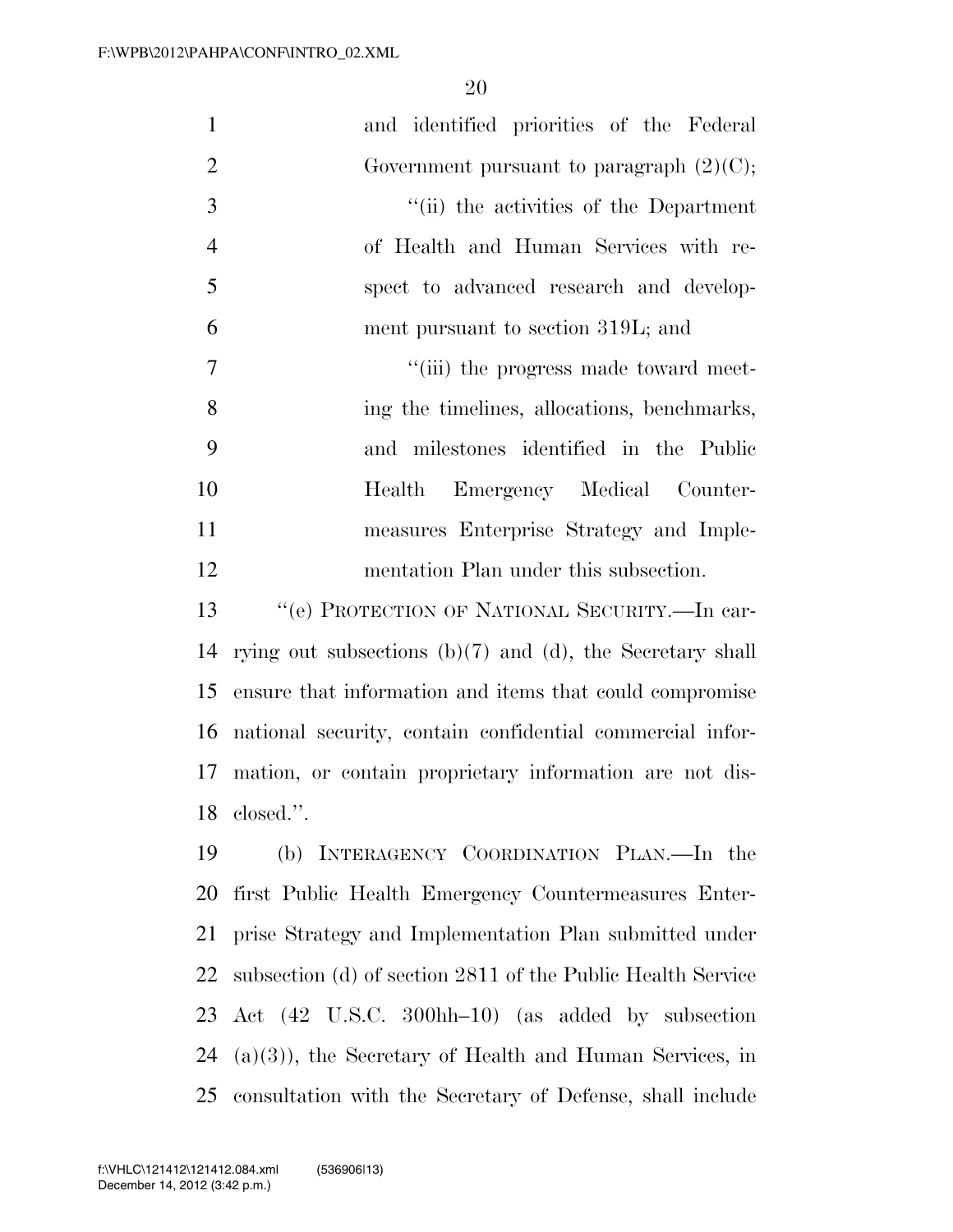and identified priorities of the Federal Government pursuant to paragraph (2)(C);

"(ii) the activities of the Department of Health and Human Services with respect to advanced research and development pursuant to section 319L; and

"(iii) the progress made toward meeting the timelines, allocations, benchmarks, and milestones identified in the Public Health Emergency Medical Countermeasures Enterprise Strategy and Implementation Plan under this subsection.

"(e) PROTECTION OF NATIONAL SECURITY.—In carrying out subsections (b)(7) and (d), the Secretary shall ensure that information and items that could compromise national security, contain confidential commercial information, or contain proprietary information are not disclosed.".

(b) INTERAGENCY COORDINATION PLAN.—In the first Public Health Emergency Countermeasures Enterprise Strategy and Implementation Plan submitted under subsection (d) of section 2811 of the Public Health Service Act (42 U.S.C. 300hh–10) (as added by subsection (a)(3)), the Secretary of Health and Human Services, in consultation with the Secretary of Defense, shall include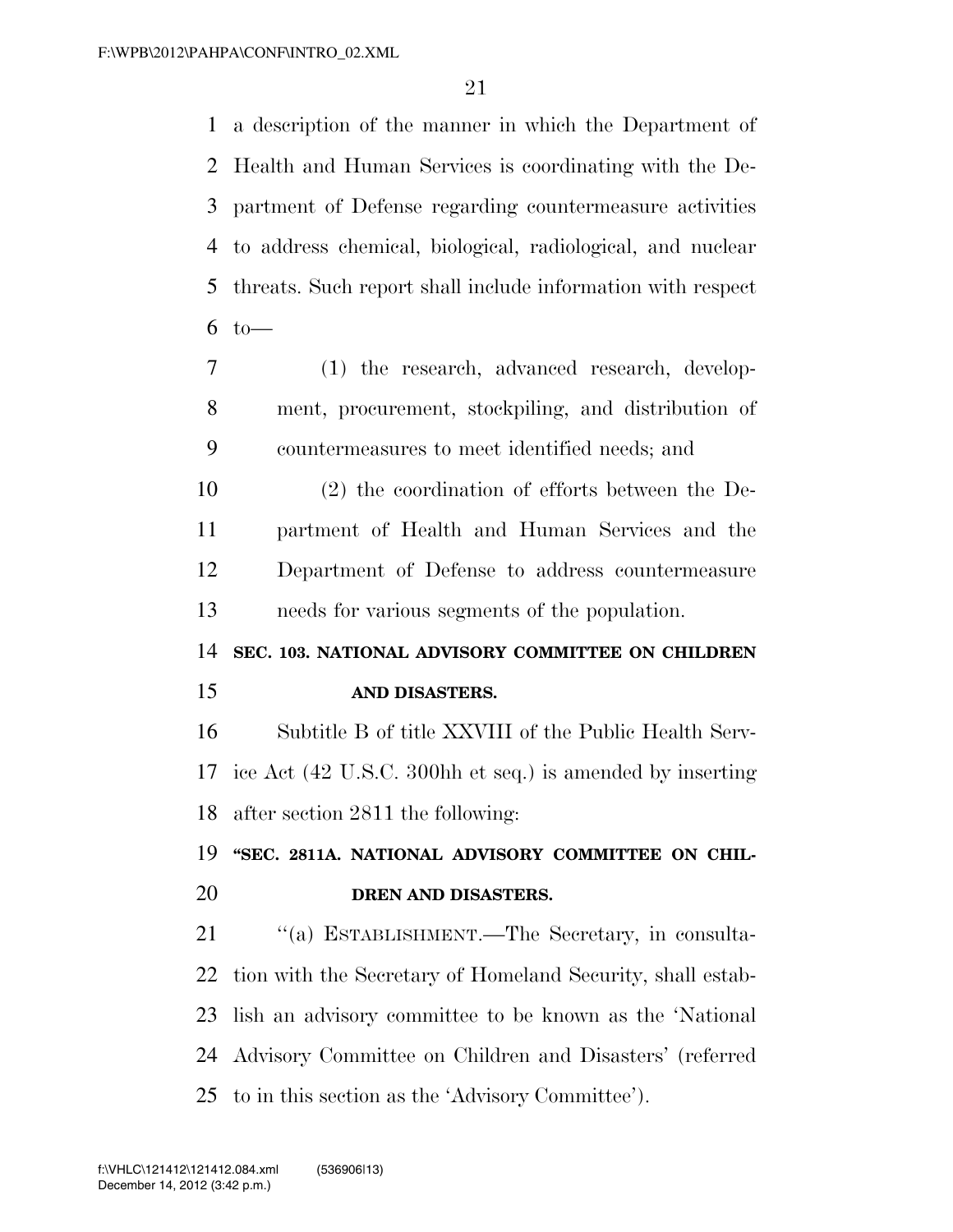a description of the manner in which the Department of Health and Human Services is coordinating with the Department of Defense regarding countermeasure activities to address chemical, biological, radiological, and nuclear threats. Such report shall include information with respect to—

(1) the research, advanced research, development, procurement, stockpiling, and distribution of countermeasures to meet identified needs; and

(2) the coordination of efforts between the Department of Health and Human Services and the Department of Defense to address countermeasure needs for various segments of the population.

**SEC. 103. NATIONAL ADVISORY COMMITTEE ON CHILDREN AND DISASTERS.**

Subtitle B of title XXVIII of the Public Health Service Act (42 U.S.C. 300hh et seq.) is amended by inserting after section 2811 the following:

**"SEC. 2811A. NATIONAL ADVISORY COMMITTEE ON CHILDREN AND DISASTERS.**

"(a) ESTABLISHMENT.—The Secretary, in consultation with the Secretary of Homeland Security, shall establish an advisory committee to be known as the 'National Advisory Committee on Children and Disasters' (referred to in this section as the 'Advisory Committee').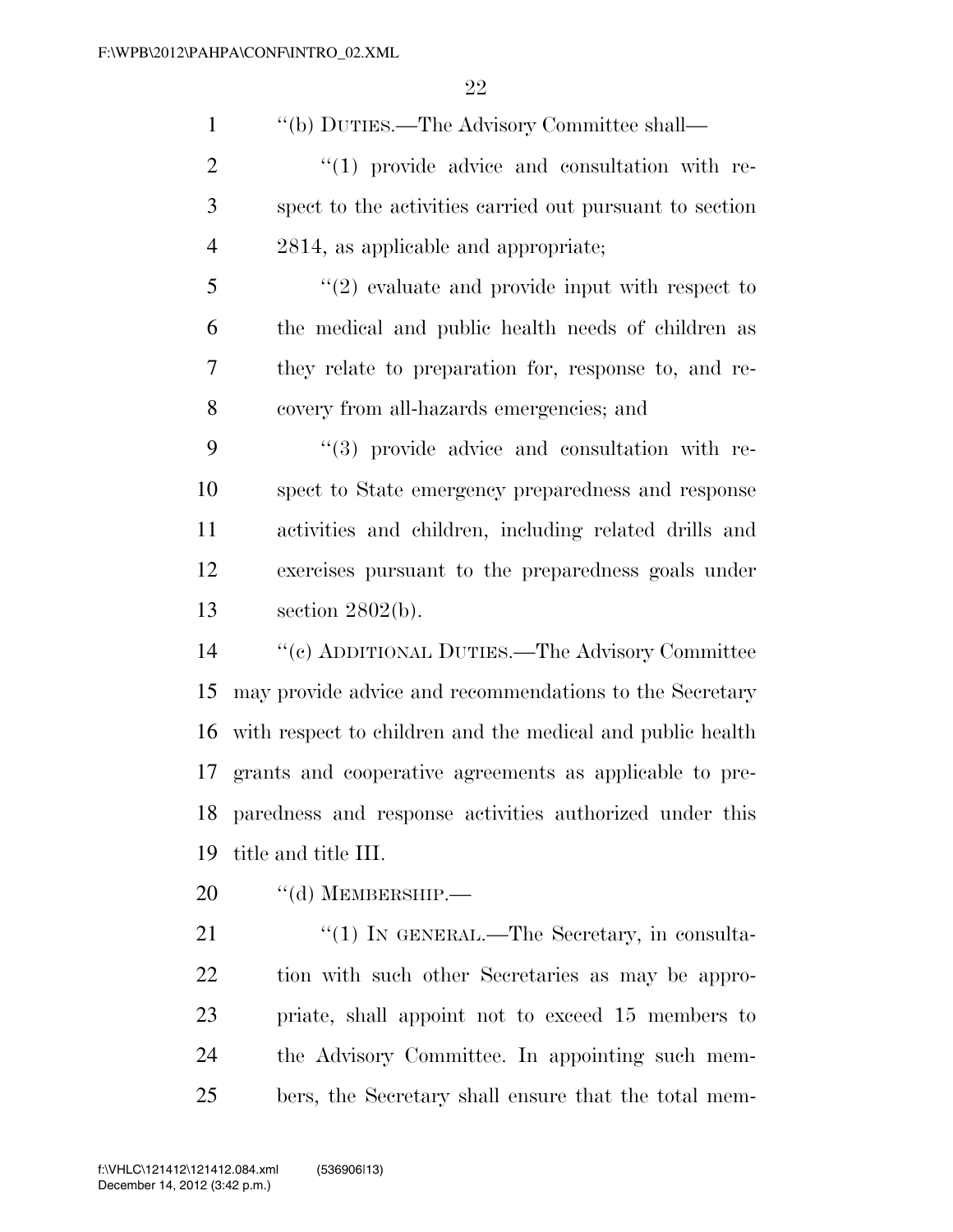"(b) DUTIES.—The Advisory Committee shall—

"(1) provide advice and consultation with respect to the activities carried out pursuant to section 2814, as applicable and appropriate;

"(2) evaluate and provide input with respect to the medical and public health needs of children as they relate to preparation for, response to, and recovery from all-hazards emergencies; and

"(3) provide advice and consultation with respect to State emergency preparedness and response activities and children, including related drills and exercises pursuant to the preparedness goals under section 2802(b).

"(c) ADDITIONAL DUTIES.—The Advisory Committee may provide advice and recommendations to the Secretary with respect to children and the medical and public health grants and cooperative agreements as applicable to preparedness and response activities authorized under this title and title III.

"(d) MEMBERSHIP.—

"(1) IN GENERAL.—The Secretary, in consultation with such other Secretaries as may be appropriate, shall appoint not to exceed 15 members to the Advisory Committee. In appointing such members, the Secretary shall ensure that the total mem-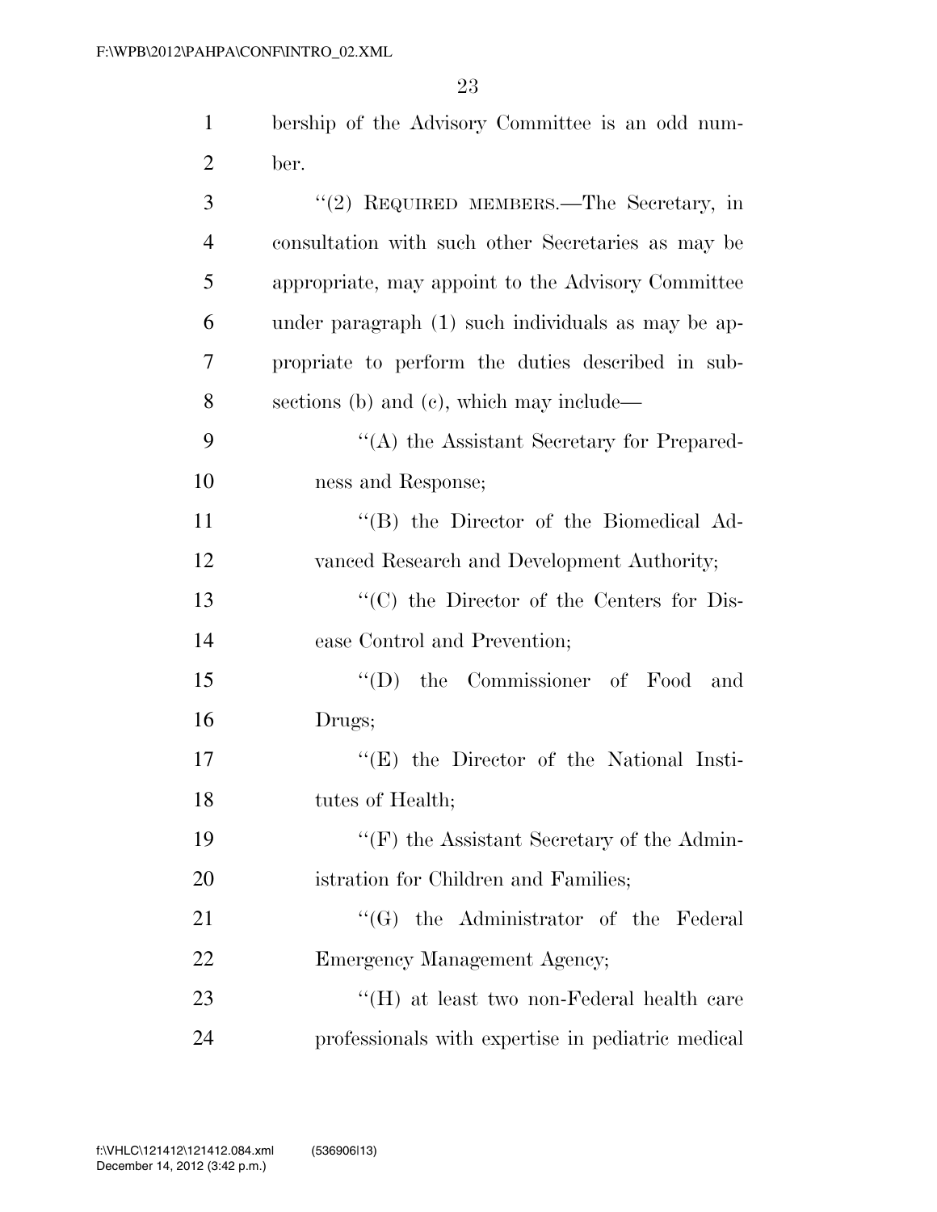bership of the Advisory Committee is an odd number.

''(2) REQUIRED MEMBERS.—The Secretary, in consultation with such other Secretaries as may be appropriate, may appoint to the Advisory Committee under paragraph (1) such individuals as may be appropriate to perform the duties described in subsections (b) and (c), which may include—

''(A) the Assistant Secretary for Preparedness and Response;

''(B) the Director of the Biomedical Advanced Research and Development Authority;

''(C) the Director of the Centers for Disease Control and Prevention;

''(D) the Commissioner of Food and Drugs;

''(E) the Director of the National Institutes of Health;

''(F) the Assistant Secretary of the Administration for Children and Families;

''(G) the Administrator of the Federal Emergency Management Agency;

''(H) at least two non-Federal health care professionals with expertise in pediatric medical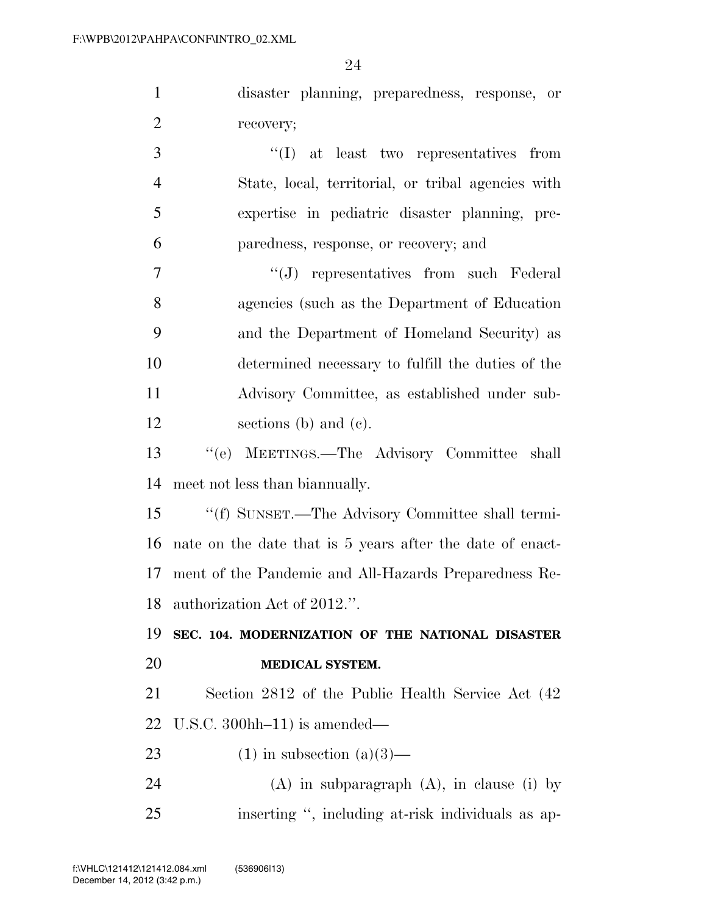disaster planning, preparedness, response, or recovery;

"(I) at least two representatives from State, local, territorial, or tribal agencies with expertise in pediatric disaster planning, preparedness, response, or recovery; and

"(J) representatives from such Federal agencies (such as the Department of Education and the Department of Homeland Security) as determined necessary to fulfill the duties of the Advisory Committee, as established under subsections (b) and (c).

"(e) MEETINGS.—The Advisory Committee shall meet not less than biannually.

"(f) SUNSET.—The Advisory Committee shall terminate on the date that is 5 years after the date of enactment of the Pandemic and All-Hazards Preparedness Reauthorization Act of 2012.".

**SEC. 104. MODERNIZATION OF THE NATIONAL DISASTER MEDICAL SYSTEM.**

Section 2812 of the Public Health Service Act (42 U.S.C. 300hh–11) is amended—

(1) in subsection (a)(3)—

(A) in subparagraph (A), in clause (i) by inserting ", including at-risk individuals as ap-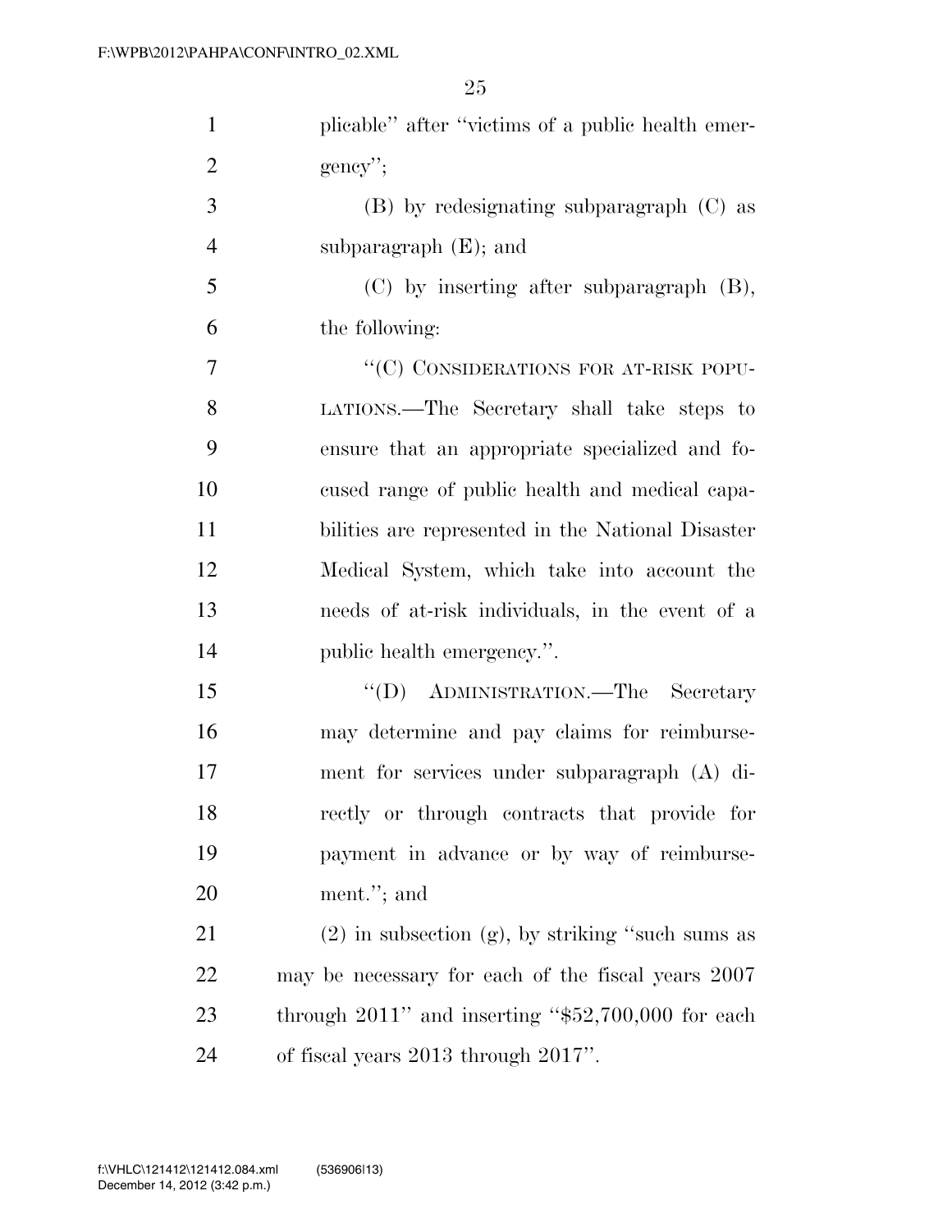plicable'' after ''victims of a public health emergency'';

(B) by redesignating subparagraph (C) as subparagraph (E); and

(C) by inserting after subparagraph (B), the following:

''(C) CONSIDERATIONS FOR AT-RISK POPULATIONS.—The Secretary shall take steps to ensure that an appropriate specialized and focused range of public health and medical capabilities are represented in the National Disaster Medical System, which take into account the needs of at-risk individuals, in the event of a public health emergency.''.

''(D) ADMINISTRATION.—The Secretary may determine and pay claims for reimbursement for services under subparagraph (A) directly or through contracts that provide for payment in advance or by way of reimbursement.''; and

(2) in subsection (g), by striking ''such sums as may be necessary for each of the fiscal years 2007 through 2011'' and inserting ''$52,700,000 for each of fiscal years 2013 through 2017''.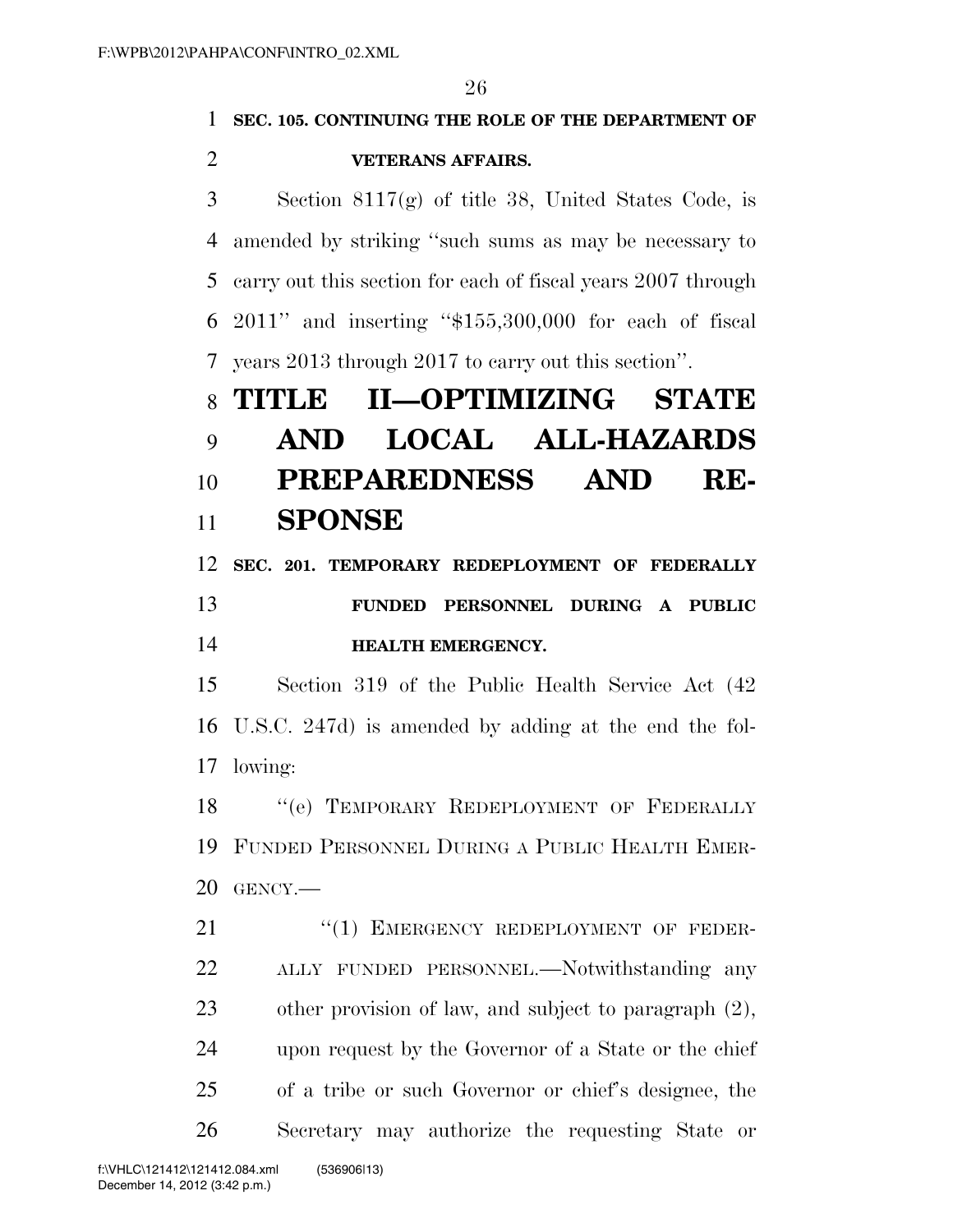**SEC. 105. CONTINUING THE ROLE OF THE DEPARTMENT OF VETERANS AFFAIRS.**

Section 8117(g) of title 38, United States Code, is amended by striking ''such sums as may be necessary to carry out this section for each of fiscal years 2007 through 2011'' and inserting ''$155,300,000 for each of fiscal years 2013 through 2017 to carry out this section''.

# TITLE II—OPTIMIZING STATE AND LOCAL ALL-HAZARDS PREPAREDNESS AND RESPONSE

**SEC. 201. TEMPORARY REDEPLOYMENT OF FEDERALLY FUNDED PERSONNEL DURING A PUBLIC HEALTH EMERGENCY.**

Section 319 of the Public Health Service Act (42 U.S.C. 247d) is amended by adding at the end the following:

''(e) TEMPORARY REDEPLOYMENT OF FEDERALLY FUNDED PERSONNEL DURING A PUBLIC HEALTH EMERGENCY.—

''(1) EMERGENCY REDEPLOYMENT OF FEDERALLY FUNDED PERSONNEL.—Notwithstanding any other provision of law, and subject to paragraph (2), upon request by the Governor of a State or the chief of a tribe or such Governor or chief's designee, the Secretary may authorize the requesting State or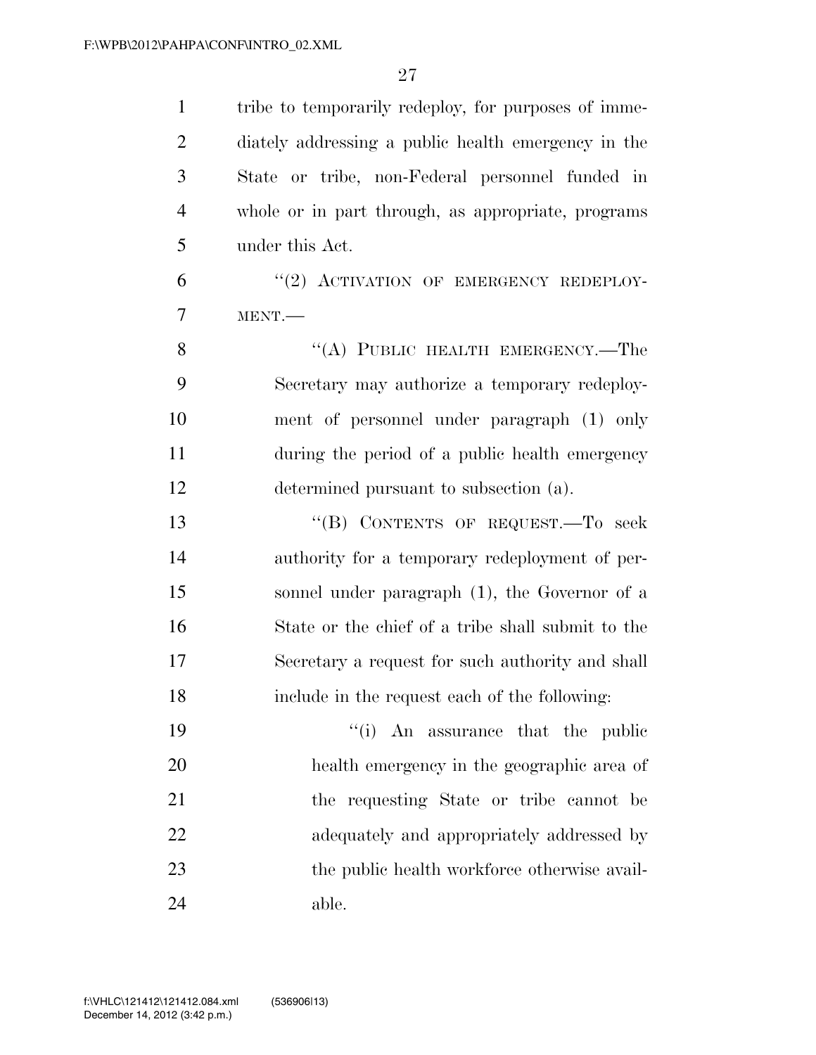tribe to temporarily redeploy, for purposes of immediately addressing a public health emergency in the State or tribe, non-Federal personnel funded in whole or in part through, as appropriate, programs under this Act.

"(2) ACTIVATION OF EMERGENCY REDEPLOYMENT.—

"(A) PUBLIC HEALTH EMERGENCY.—The Secretary may authorize a temporary redeployment of personnel under paragraph (1) only during the period of a public health emergency determined pursuant to subsection (a).

"(B) CONTENTS OF REQUEST.—To seek authority for a temporary redeployment of personnel under paragraph (1), the Governor of a State or the chief of a tribe shall submit to the Secretary a request for such authority and shall include in the request each of the following:

"(i) An assurance that the public health emergency in the geographic area of the requesting State or tribe cannot be adequately and appropriately addressed by the public health workforce otherwise available.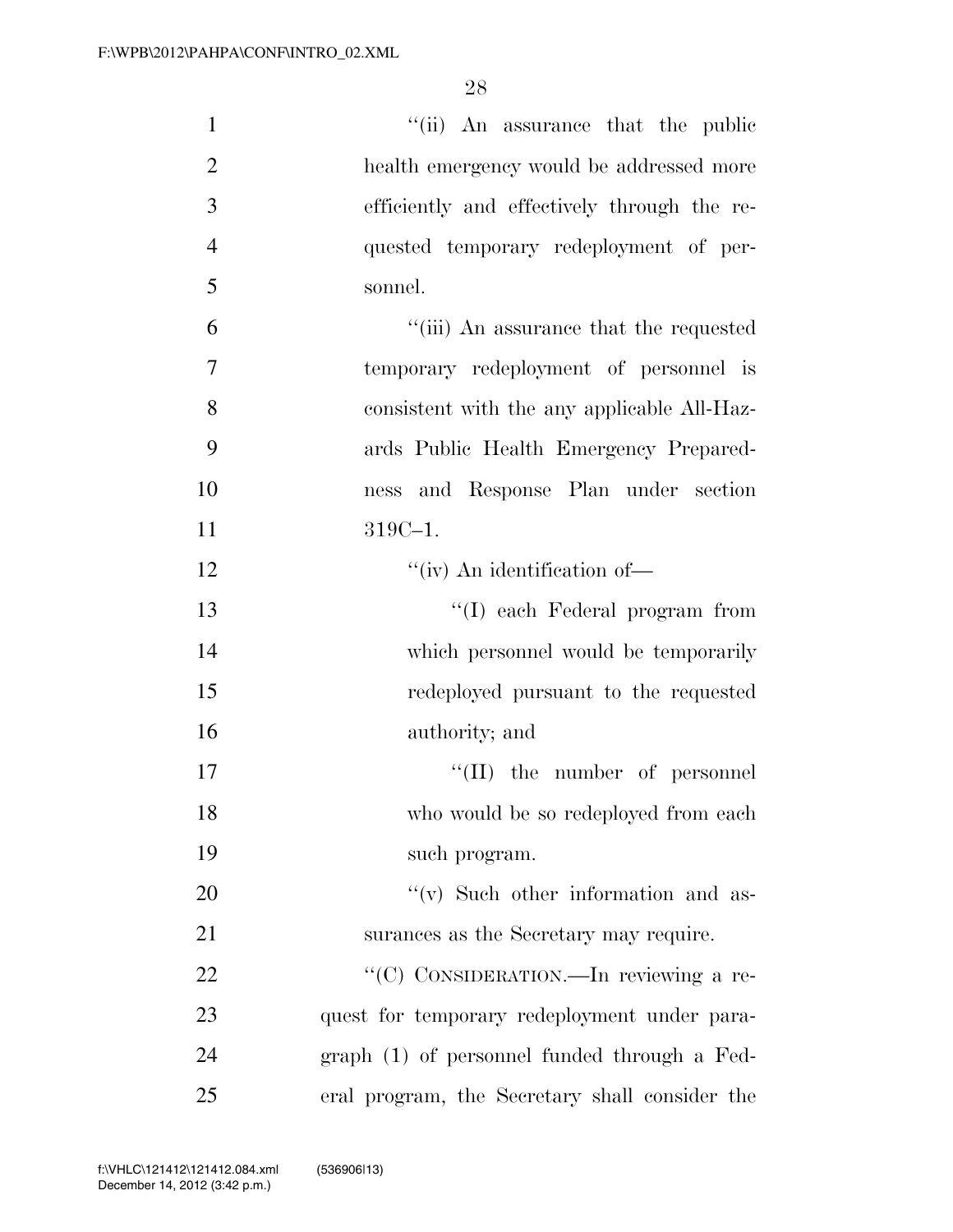''(ii) An assurance that the public health emergency would be addressed more efficiently and effectively through the requested temporary redeployment of personnel.

''(iii) An assurance that the requested temporary redeployment of personnel is consistent with the any applicable All-Hazards Public Health Emergency Preparedness and Response Plan under section 319C–1.

''(iv) An identification of—

''(I) each Federal program from which personnel would be temporarily redeployed pursuant to the requested authority; and

''(II) the number of personnel who would be so redeployed from each such program.

''(v) Such other information and assurances as the Secretary may require.

''(C) CONSIDERATION.—In reviewing a request for temporary redeployment under paragraph (1) of personnel funded through a Federal program, the Secretary shall consider the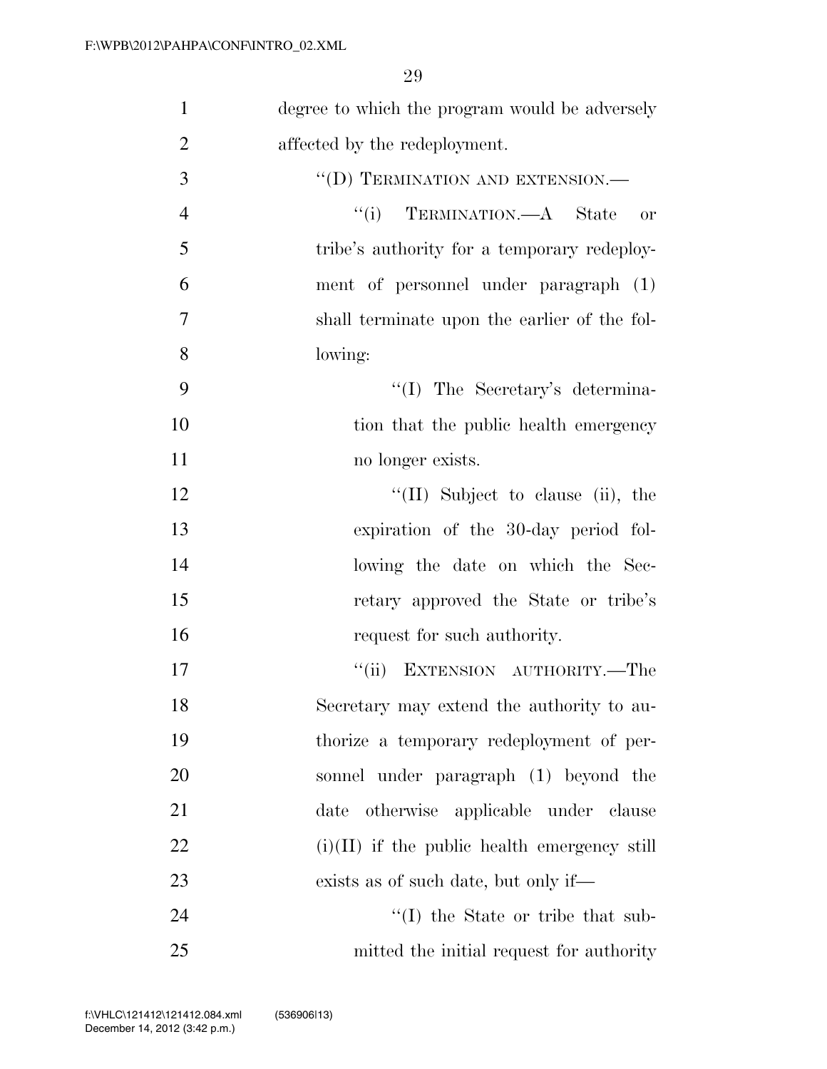degree to which the program would be adversely affected by the redeployment.

"(D) TERMINATION AND EXTENSION.—

"(i) TERMINATION.—A State or tribe's authority for a temporary redeployment of personnel under paragraph (1) shall terminate upon the earlier of the following:

"(I) The Secretary's determination that the public health emergency no longer exists.

"(II) Subject to clause (ii), the expiration of the 30-day period following the date on which the Secretary approved the State or tribe's request for such authority.

"(ii) EXTENSION AUTHORITY.—The Secretary may extend the authority to authorize a temporary redeployment of personnel under paragraph (1) beyond the date otherwise applicable under clause (i)(II) if the public health emergency still exists as of such date, but only if—

"(I) the State or tribe that submitted the initial request for authority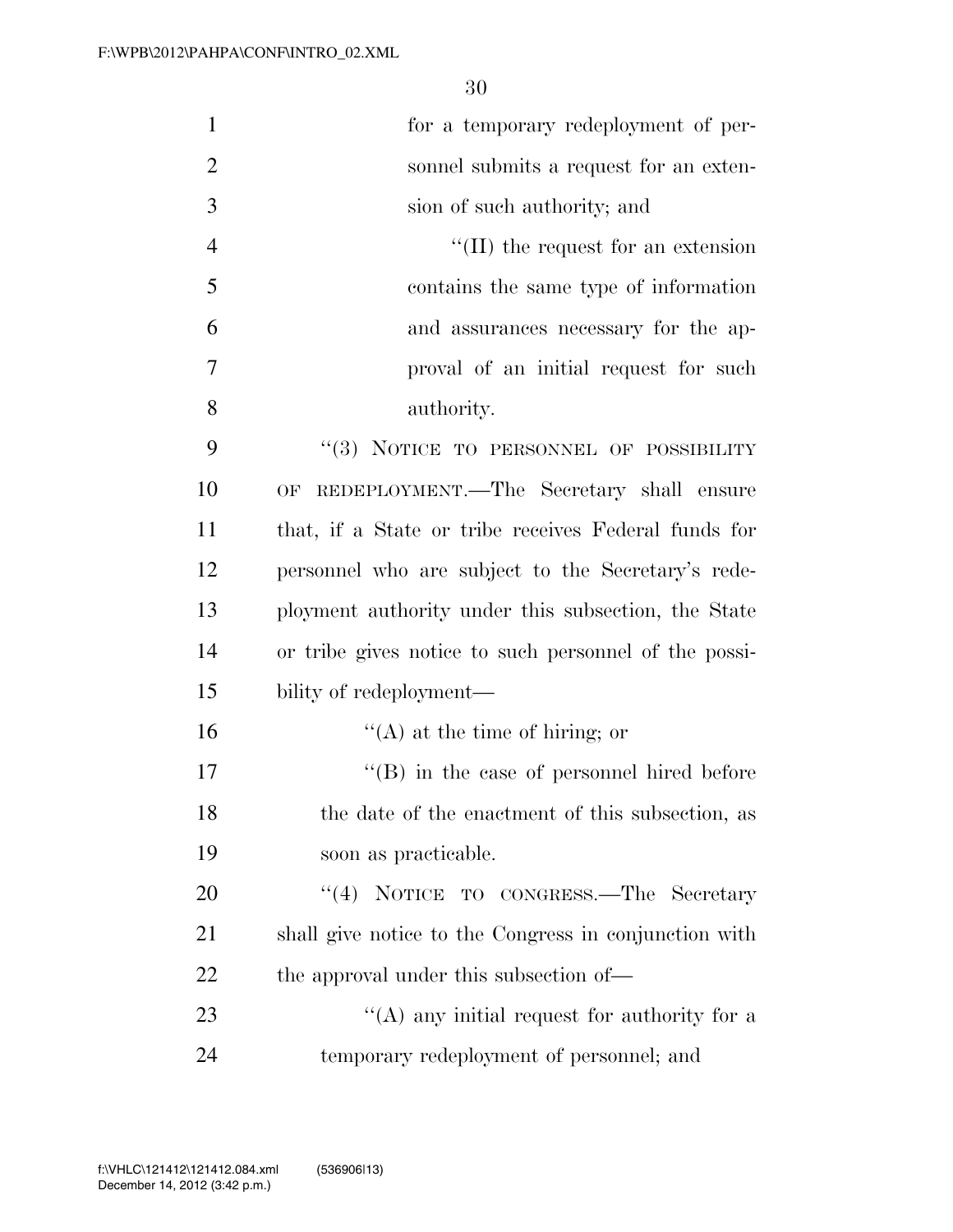for a temporary redeployment of personnel submits a request for an extension of such authority; and

''(II) the request for an extension contains the same type of information and assurances necessary for the approval of an initial request for such authority.

''(3) NOTICE TO PERSONNEL OF POSSIBILITY OF REDEPLOYMENT.—The Secretary shall ensure that, if a State or tribe receives Federal funds for personnel who are subject to the Secretary's redeployment authority under this subsection, the State or tribe gives notice to such personnel of the possibility of redeployment—

''(A) at the time of hiring; or

''(B) in the case of personnel hired before the date of the enactment of this subsection, as soon as practicable.

''(4) NOTICE TO CONGRESS.—The Secretary shall give notice to the Congress in conjunction with the approval under this subsection of—

''(A) any initial request for authority for a temporary redeployment of personnel; and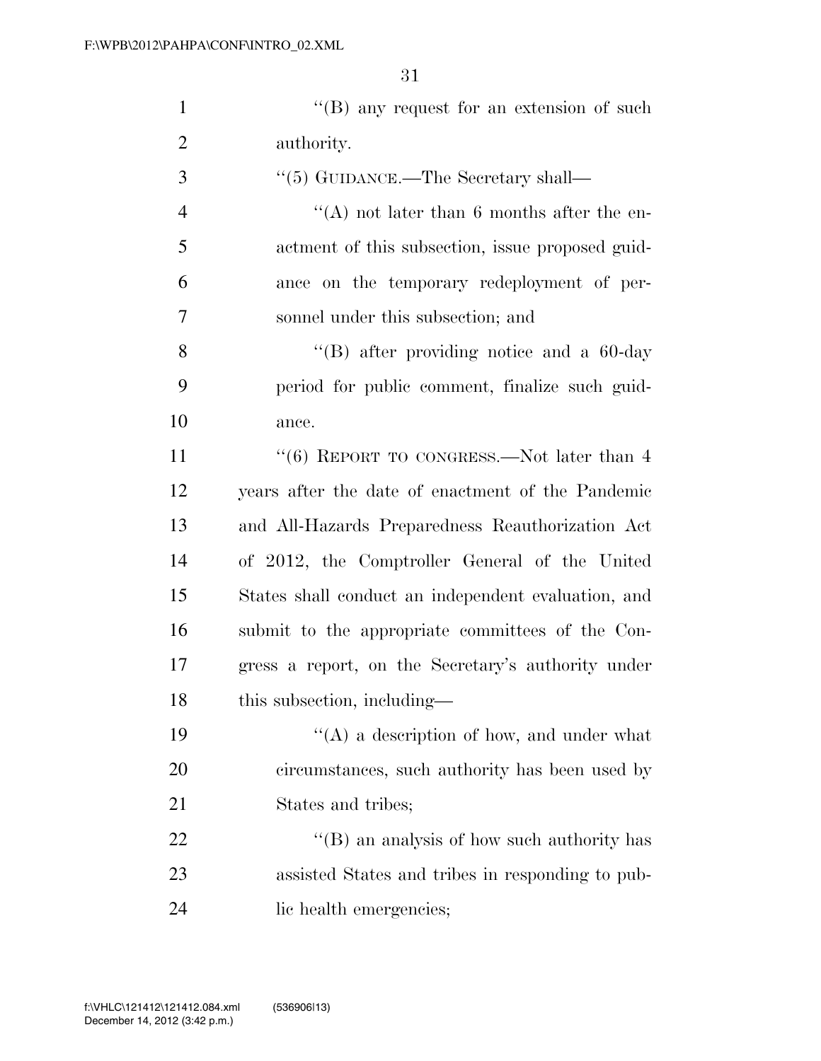''(B) any request for an extension of such authority.

''(5) GUIDANCE.—The Secretary shall—

''(A) not later than 6 months after the enactment of this subsection, issue proposed guidance on the temporary redeployment of personnel under this subsection; and

''(B) after providing notice and a 60-day period for public comment, finalize such guidance.

''(6) REPORT TO CONGRESS.—Not later than 4 years after the date of enactment of the Pandemic and All-Hazards Preparedness Reauthorization Act of 2012, the Comptroller General of the United States shall conduct an independent evaluation, and submit to the appropriate committees of the Congress a report, on the Secretary's authority under this subsection, including—

''(A) a description of how, and under what circumstances, such authority has been used by States and tribes;

''(B) an analysis of how such authority has assisted States and tribes in responding to public health emergencies;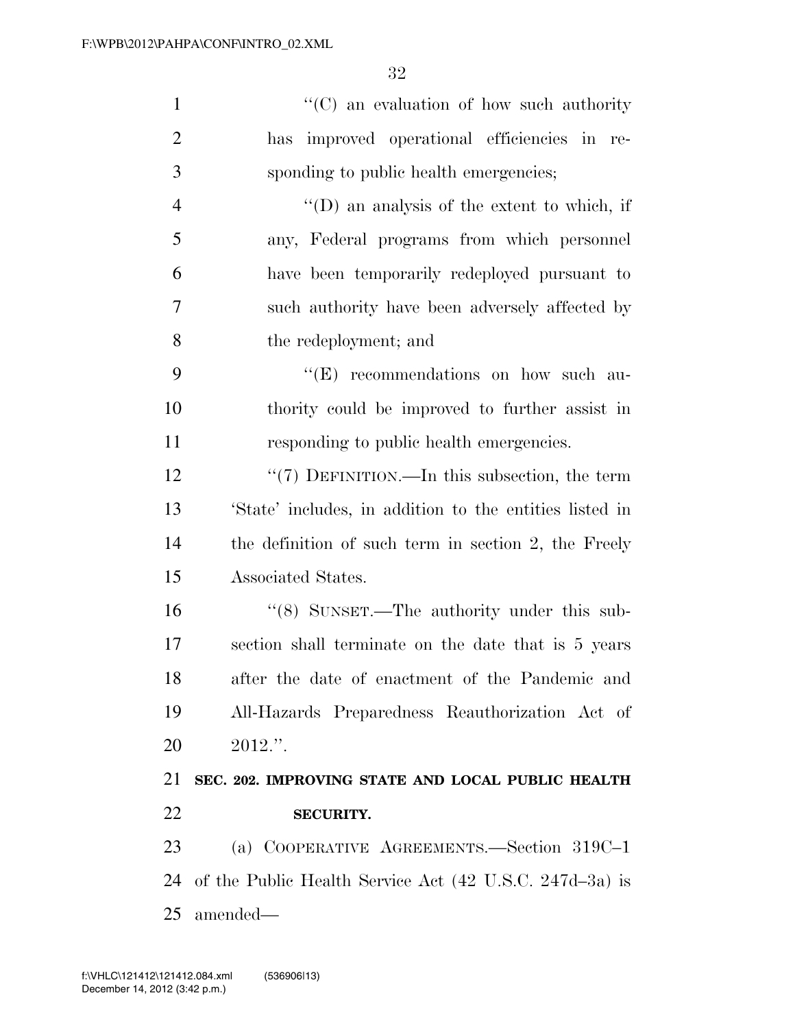''(C) an evaluation of how such authority has improved operational efficiencies in responding to public health emergencies;

''(D) an analysis of the extent to which, if any, Federal programs from which personnel have been temporarily redeployed pursuant to such authority have been adversely affected by the redeployment; and

''(E) recommendations on how such authority could be improved to further assist in responding to public health emergencies.

''(7) DEFINITION.—In this subsection, the term 'State' includes, in addition to the entities listed in the definition of such term in section 2, the Freely Associated States.

''(8) SUNSET.—The authority under this subsection shall terminate on the date that is 5 years after the date of enactment of the Pandemic and All-Hazards Preparedness Reauthorization Act of 2012.''.

**SEC. 202. IMPROVING STATE AND LOCAL PUBLIC HEALTH SECURITY.**

(a) COOPERATIVE AGREEMENTS.—Section 319C–1 of the Public Health Service Act (42 U.S.C. 247d–3a) is amended—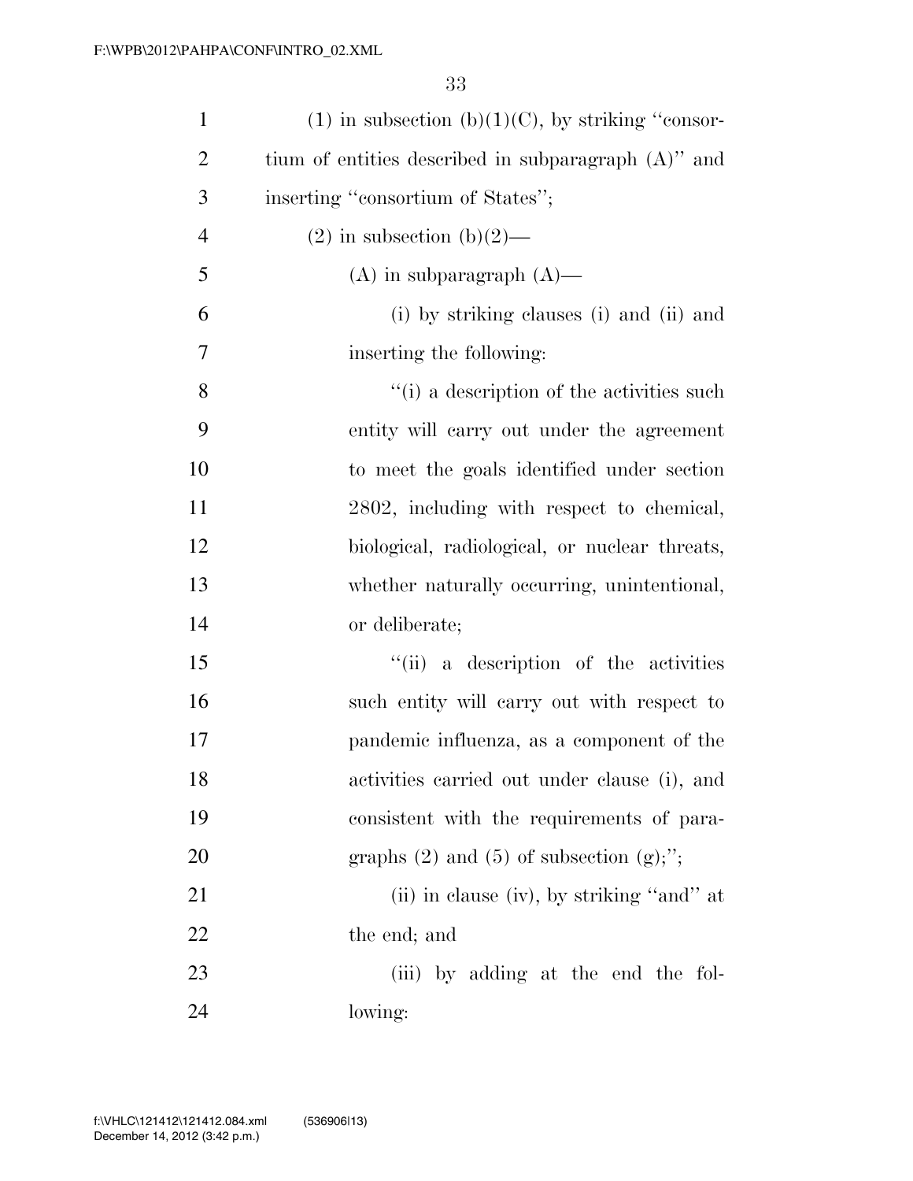(1) in subsection (b)(1)(C), by striking ''consortium of entities described in subparagraph (A)'' and inserting ''consortium of States'';

(2) in subsection (b)(2)—

(A) in subparagraph (A)—

(i) by striking clauses (i) and (ii) and inserting the following:

''(i) a description of the activities such entity will carry out under the agreement to meet the goals identified under section 2802, including with respect to chemical, biological, radiological, or nuclear threats, whether naturally occurring, unintentional, or deliberate;

''(ii) a description of the activities such entity will carry out with respect to pandemic influenza, as a component of the activities carried out under clause (i), and consistent with the requirements of paragraphs (2) and (5) of subsection (g);'';

(ii) in clause (iv), by striking ''and'' at the end; and

(iii) by adding at the end the following: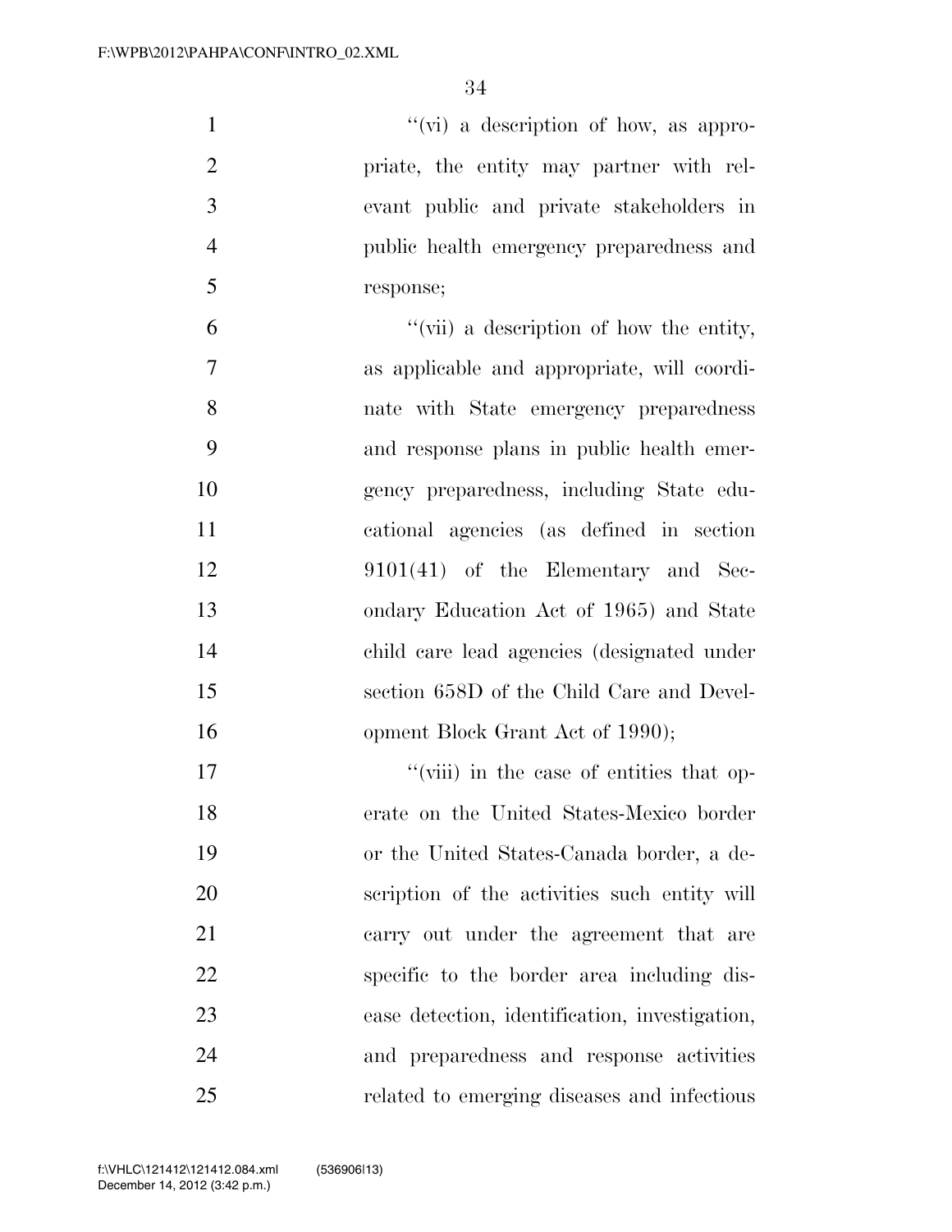''(vi) a description of how, as appropriate, the entity may partner with relevant public and private stakeholders in public health emergency preparedness and response;

''(vii) a description of how the entity, as applicable and appropriate, will coordinate with State emergency preparedness and response plans in public health emergency preparedness, including State educational agencies (as defined in section 9101(41) of the Elementary and Secondary Education Act of 1965) and State child care lead agencies (designated under section 658D of the Child Care and Development Block Grant Act of 1990);

''(viii) in the case of entities that operate on the United States-Mexico border or the United States-Canada border, a description of the activities such entity will carry out under the agreement that are specific to the border area including disease detection, identification, investigation, and preparedness and response activities related to emerging diseases and infectious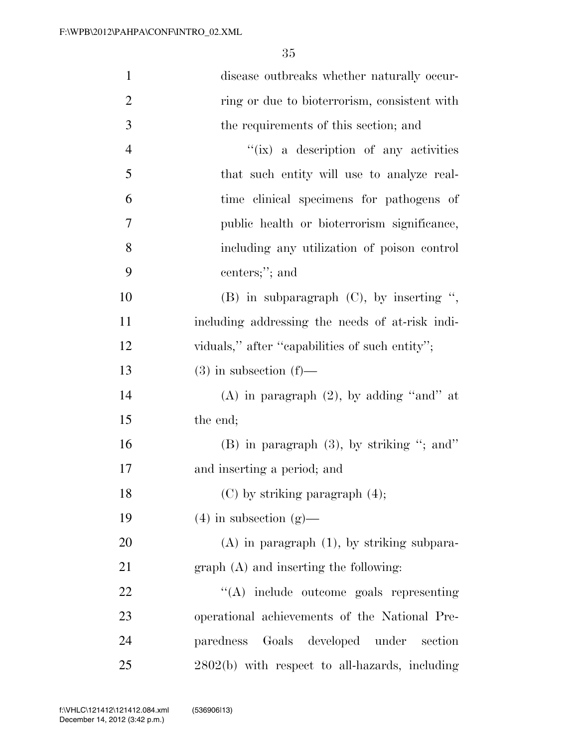disease outbreaks whether naturally occurring or due to bioterrorism, consistent with the requirements of this section; and

"(ix) a description of any activities that such entity will use to analyze real-time clinical specimens for pathogens of public health or bioterrorism significance, including any utilization of poison control centers;"; and

(B) in subparagraph (C), by inserting ", including addressing the needs of at-risk individuals," after "capabilities of such entity";

(3) in subsection (f)—

(A) in paragraph (2), by adding "and" at the end;

(B) in paragraph (3), by striking "; and" and inserting a period; and

(C) by striking paragraph (4);

(4) in subsection (g)—

(A) in paragraph (1), by striking subparagraph (A) and inserting the following:

"(A) include outcome goals representing operational achievements of the National Preparedness Goals developed under section 2802(b) with respect to all-hazards, including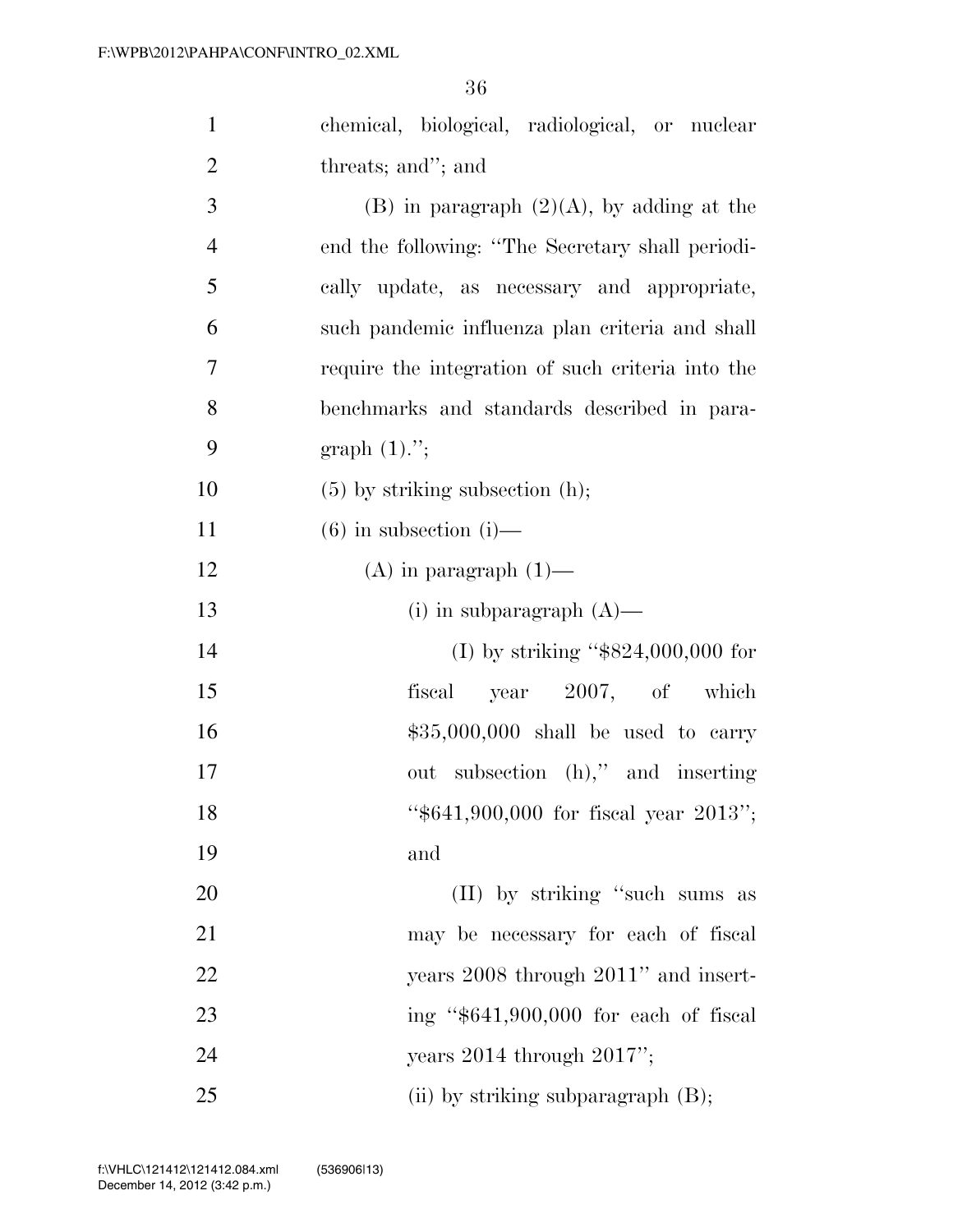chemical, biological, radiological, or nuclear threats; and''; and

(B) in paragraph (2)(A), by adding at the end the following: ''The Secretary shall periodically update, as necessary and appropriate, such pandemic influenza plan criteria and shall require the integration of such criteria into the benchmarks and standards described in paragraph (1).'';

(5) by striking subsection (h);

(6) in subsection (i)—

(A) in paragraph (1)—

(i) in subparagraph (A)—

(I) by striking ''$824,000,000 for fiscal year 2007, of which $35,000,000 shall be used to carry out subsection (h),'' and inserting ''$641,900,000 for fiscal year 2013''; and

(II) by striking ''such sums as may be necessary for each of fiscal years 2008 through 2011'' and inserting ''$641,900,000 for each of fiscal years 2014 through 2017'';

(ii) by striking subparagraph (B);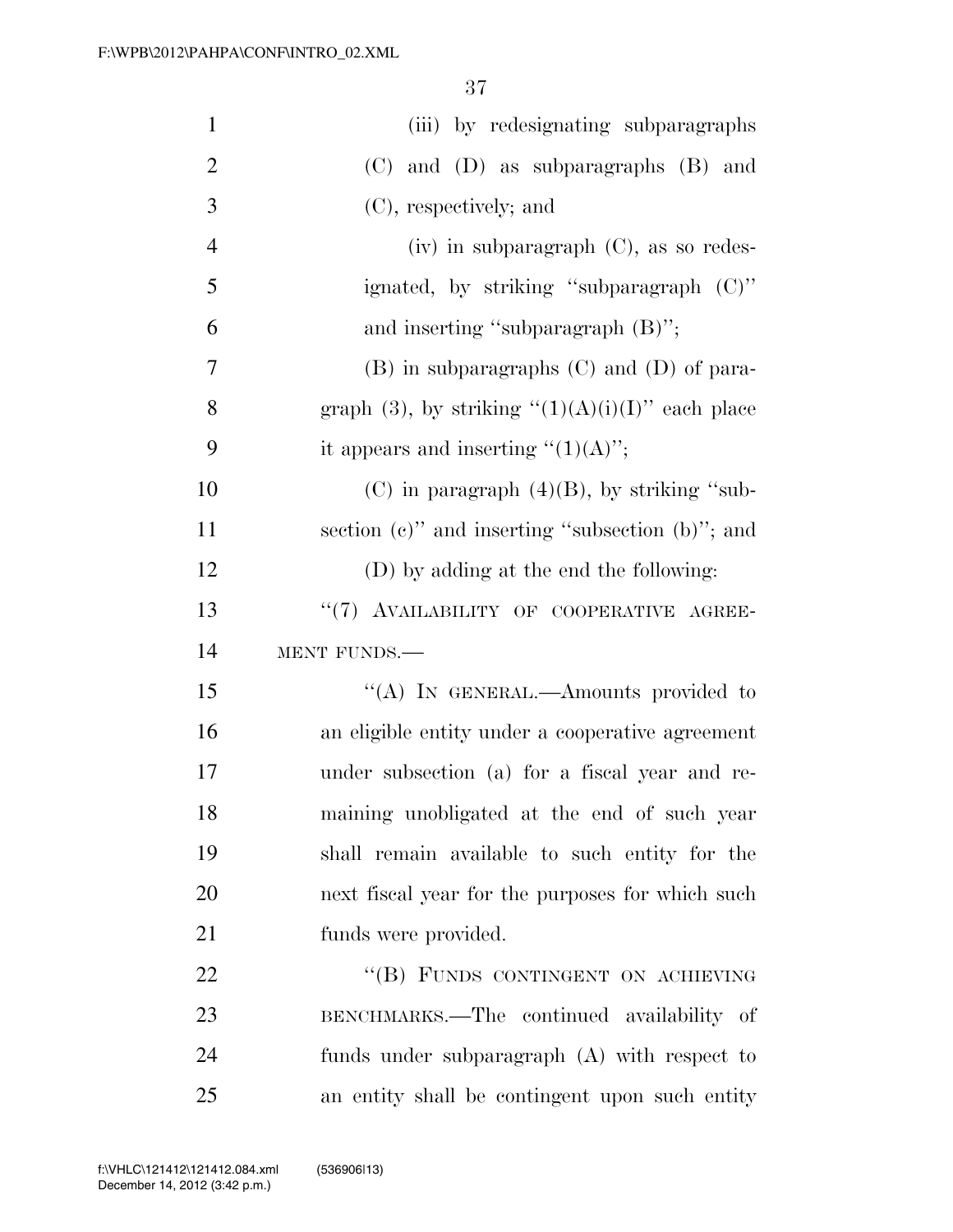(iii) by redesignating subparagraphs (C) and (D) as subparagraphs (B) and (C), respectively; and

(iv) in subparagraph (C), as so redesignated, by striking "subparagraph (C)" and inserting "subparagraph (B)";

(B) in subparagraphs (C) and (D) of paragraph (3), by striking "(1)(A)(i)(I)" each place it appears and inserting "(1)(A)";

(C) in paragraph (4)(B), by striking "subsection (c)" and inserting "subsection (b)"; and

(D) by adding at the end the following:

"(7) AVAILABILITY OF COOPERATIVE AGREEMENT FUNDS.—

"(A) IN GENERAL.—Amounts provided to an eligible entity under a cooperative agreement under subsection (a) for a fiscal year and remaining unobligated at the end of such year shall remain available to such entity for the next fiscal year for the purposes for which such funds were provided.

"(B) FUNDS CONTINGENT ON ACHIEVING BENCHMARKS.—The continued availability of funds under subparagraph (A) with respect to an entity shall be contingent upon such entity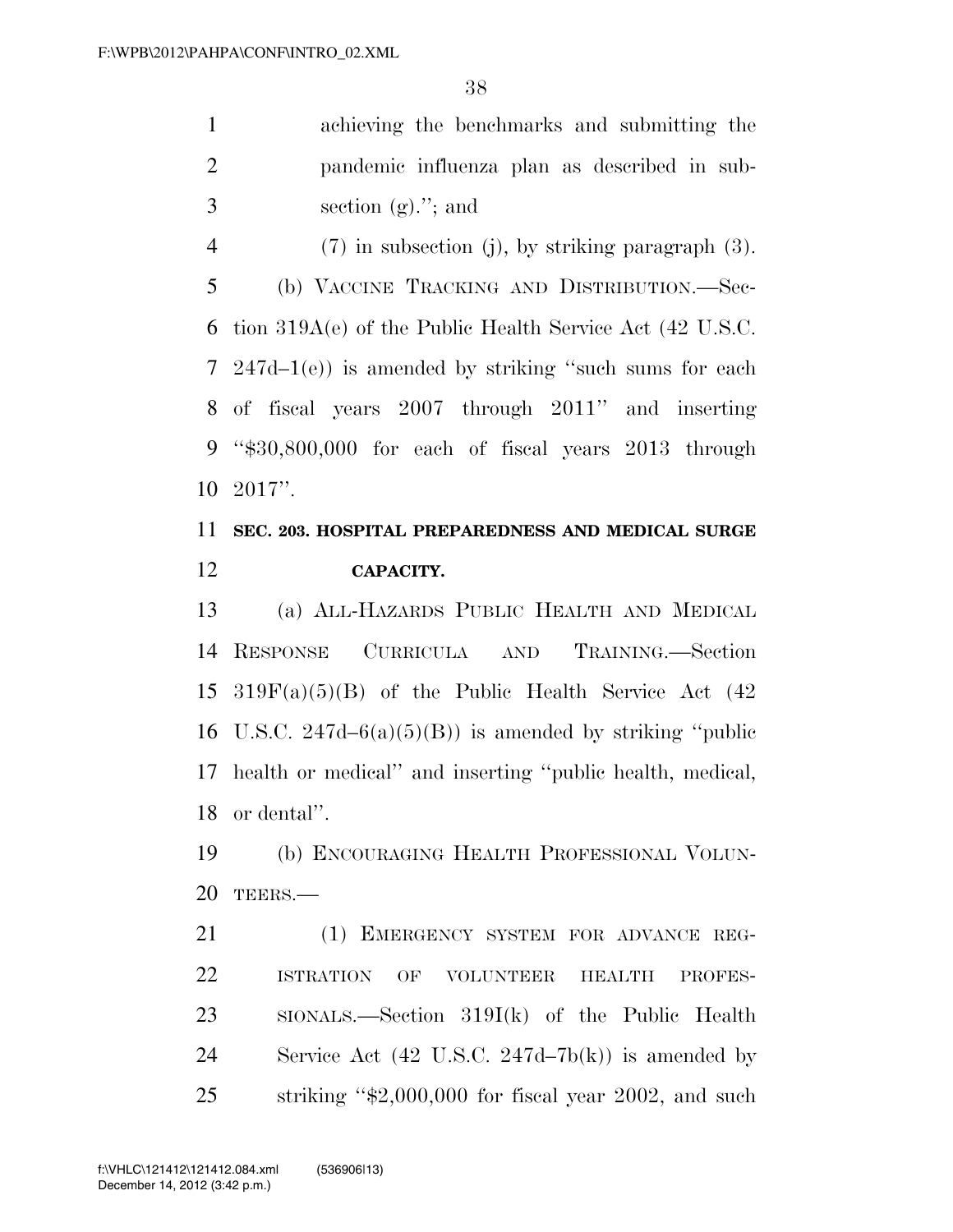achieving the benchmarks and submitting the pandemic influenza plan as described in subsection (g).''; and

(7) in subsection (j), by striking paragraph (3).

(b) VACCINE TRACKING AND DISTRIBUTION.—Section 319A(e) of the Public Health Service Act (42 U.S.C. 247d–1(e)) is amended by striking ''such sums for each of fiscal years 2007 through 2011'' and inserting ''$30,800,000 for each of fiscal years 2013 through 2017''.

**SEC. 203. HOSPITAL PREPAREDNESS AND MEDICAL SURGE CAPACITY.**

(a) ALL-HAZARDS PUBLIC HEALTH AND MEDICAL RESPONSE CURRICULA AND TRAINING.—Section 319F(a)(5)(B) of the Public Health Service Act (42 U.S.C. 247d–6(a)(5)(B)) is amended by striking ''public health or medical'' and inserting ''public health, medical, or dental''.

(b) ENCOURAGING HEALTH PROFESSIONAL VOLUNTEERS.—

(1) EMERGENCY SYSTEM FOR ADVANCE REGISTRATION OF VOLUNTEER HEALTH PROFESSIONALS.—Section 319I(k) of the Public Health Service Act (42 U.S.C. 247d–7b(k)) is amended by striking ''$2,000,000 for fiscal year 2002, and such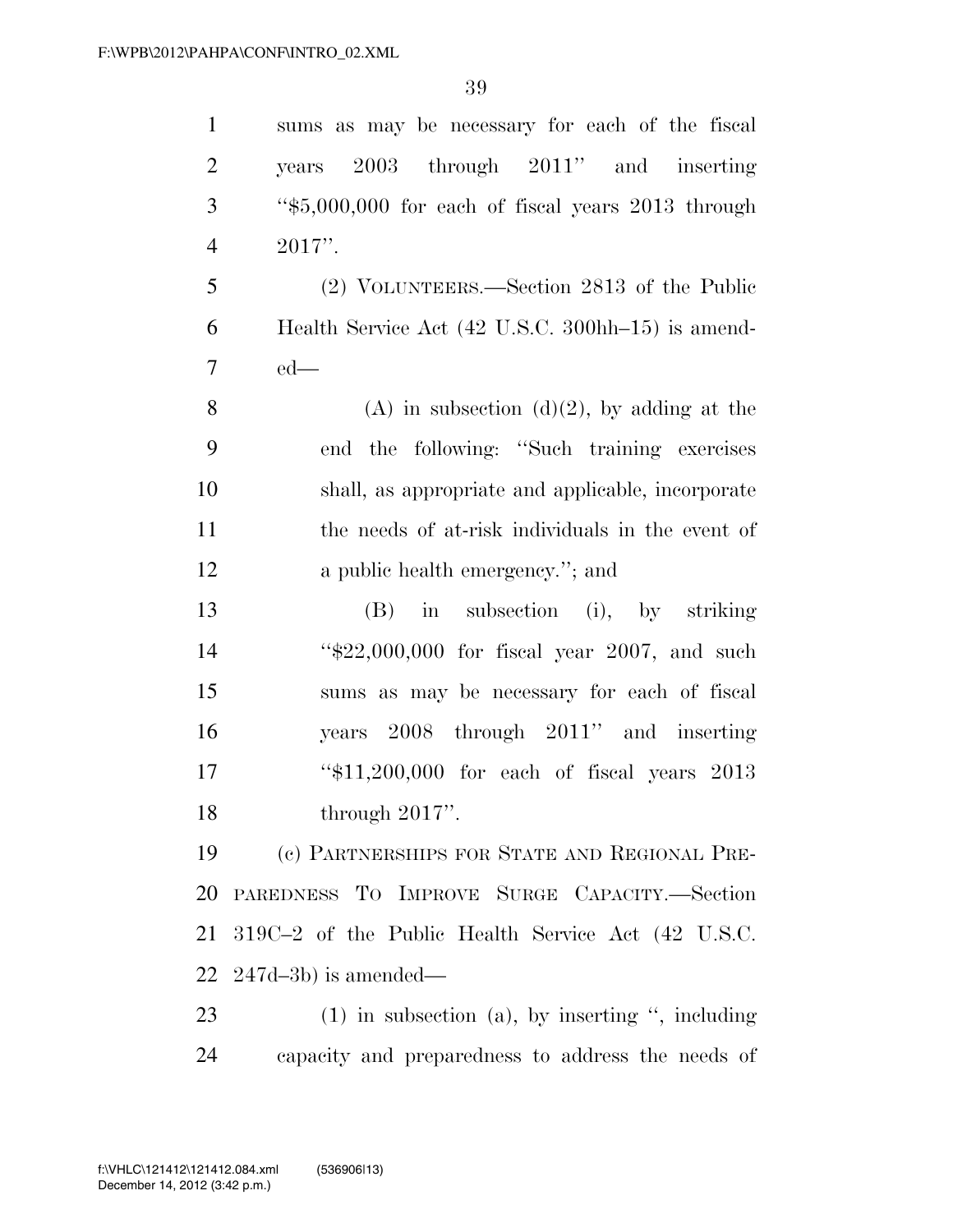sums as may be necessary for each of the fiscal years 2003 through 2011'' and inserting ''$5,000,000 for each of fiscal years 2013 through 2017''.

(2) VOLUNTEERS.—Section 2813 of the Public Health Service Act (42 U.S.C. 300hh–15) is amended—

(A) in subsection (d)(2), by adding at the end the following: ''Such training exercises shall, as appropriate and applicable, incorporate the needs of at-risk individuals in the event of a public health emergency.''; and

(B) in subsection (i), by striking ''$22,000,000 for fiscal year 2007, and such sums as may be necessary for each of fiscal years 2008 through 2011'' and inserting ''$11,200,000 for each of fiscal years 2013 through 2017''.

(c) PARTNERSHIPS FOR STATE AND REGIONAL PREPAREDNESS TO IMPROVE SURGE CAPACITY.—Section 319C–2 of the Public Health Service Act (42 U.S.C. 247d–3b) is amended—

(1) in subsection (a), by inserting '', including capacity and preparedness to address the needs of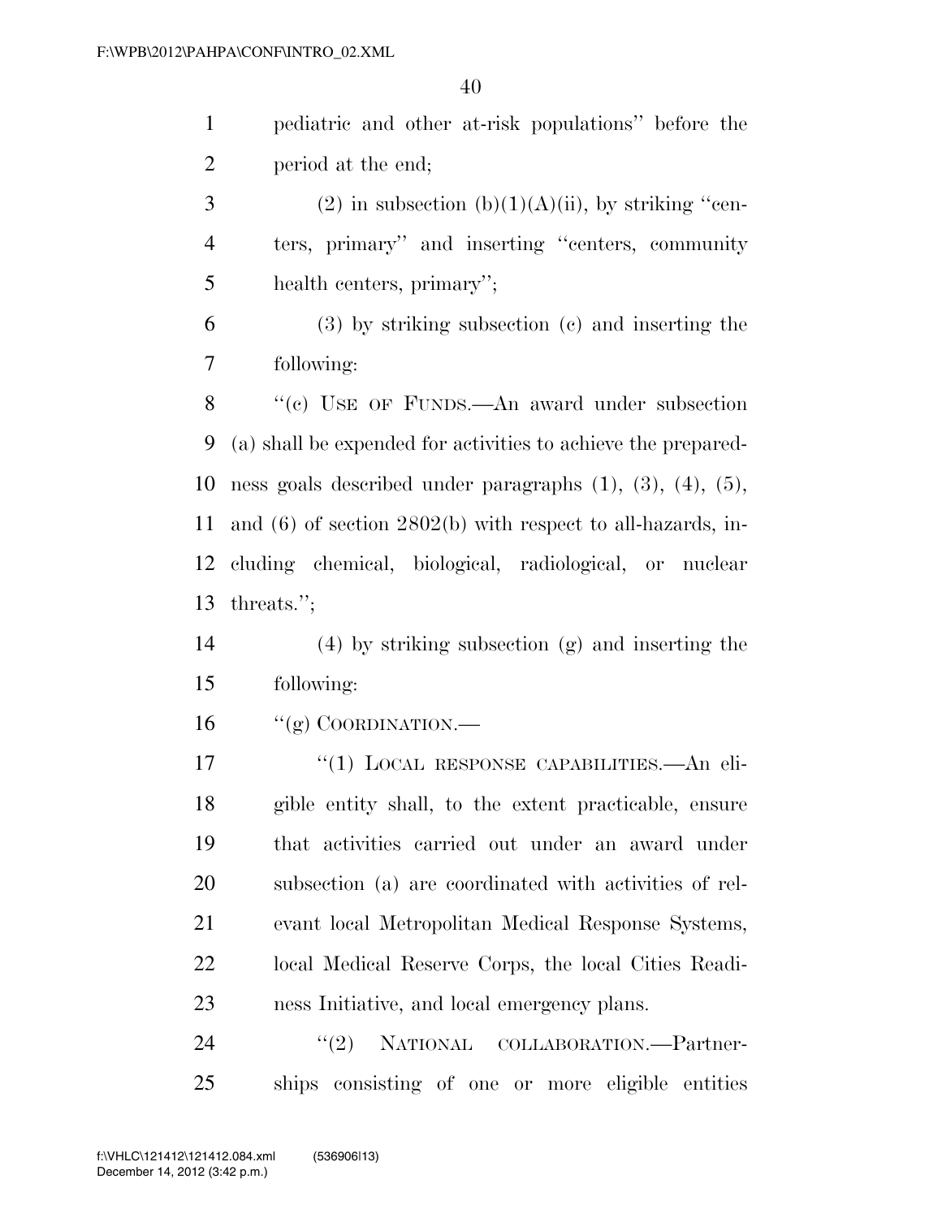pediatric and other at-risk populations'' before the period at the end;

(2) in subsection (b)(1)(A)(ii), by striking ''centers, primary'' and inserting ''centers, community health centers, primary'';

(3) by striking subsection (c) and inserting the following:

''(c) USE OF FUNDS.—An award under subsection (a) shall be expended for activities to achieve the preparedness goals described under paragraphs (1), (3), (4), (5), and (6) of section 2802(b) with respect to all-hazards, including chemical, biological, radiological, or nuclear threats.'';

(4) by striking subsection (g) and inserting the following:

''(g) COORDINATION.—

''(1) LOCAL RESPONSE CAPABILITIES.—An eligible entity shall, to the extent practicable, ensure that activities carried out under an award under subsection (a) are coordinated with activities of relevant local Metropolitan Medical Response Systems, local Medical Reserve Corps, the local Cities Readiness Initiative, and local emergency plans.

''(2) NATIONAL COLLABORATION.—Partnerships consisting of one or more eligible entities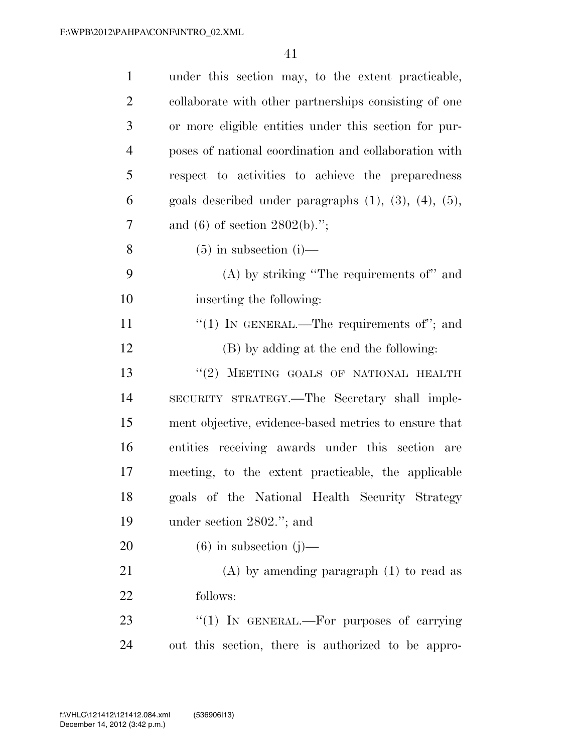under this section may, to the extent practicable, collaborate with other partnerships consisting of one or more eligible entities under this section for purposes of national coordination and collaboration with respect to activities to achieve the preparedness goals described under paragraphs (1), (3), (4), (5), and (6) of section 2802(b).'';

(5) in subsection (i)—

(A) by striking ''The requirements of'' and inserting the following:

''(1) IN GENERAL.—The requirements of''; and

(B) by adding at the end the following:

''(2) MEETING GOALS OF NATIONAL HEALTH SECURITY STRATEGY.—The Secretary shall implement objective, evidence-based metrics to ensure that entities receiving awards under this section are meeting, to the extent practicable, the applicable goals of the National Health Security Strategy under section 2802.''; and

(6) in subsection (j)—

(A) by amending paragraph (1) to read as follows:

''(1) IN GENERAL.—For purposes of carrying out this section, there is authorized to be appro-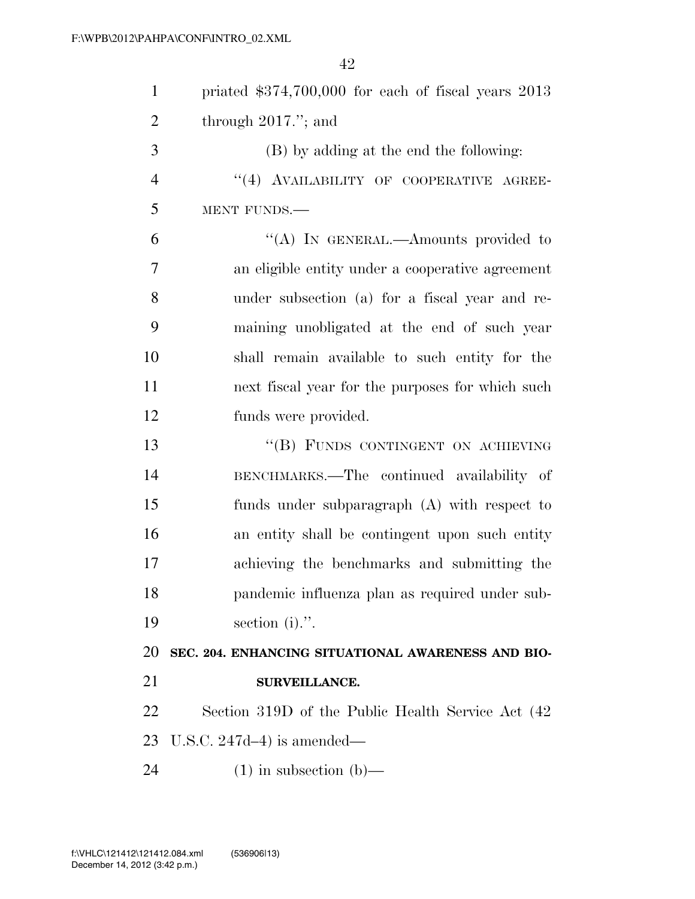priated $374,700,000 for each of fiscal years 2013 through 2017.''; and

(B) by adding at the end the following:

''(4) AVAILABILITY OF COOPERATIVE AGREEMENT FUNDS.—

''(A) IN GENERAL.—Amounts provided to an eligible entity under a cooperative agreement under subsection (a) for a fiscal year and remaining unobligated at the end of such year shall remain available to such entity for the next fiscal year for the purposes for which such funds were provided.

''(B) FUNDS CONTINGENT ON ACHIEVING BENCHMARKS.—The continued availability of funds under subparagraph (A) with respect to an entity shall be contingent upon such entity achieving the benchmarks and submitting the pandemic influenza plan as required under subsection (i).''.

**SEC. 204. ENHANCING SITUATIONAL AWARENESS AND BIOSURVEILLANCE.**

Section 319D of the Public Health Service Act (42 U.S.C. 247d–4) is amended—

(1) in subsection (b)—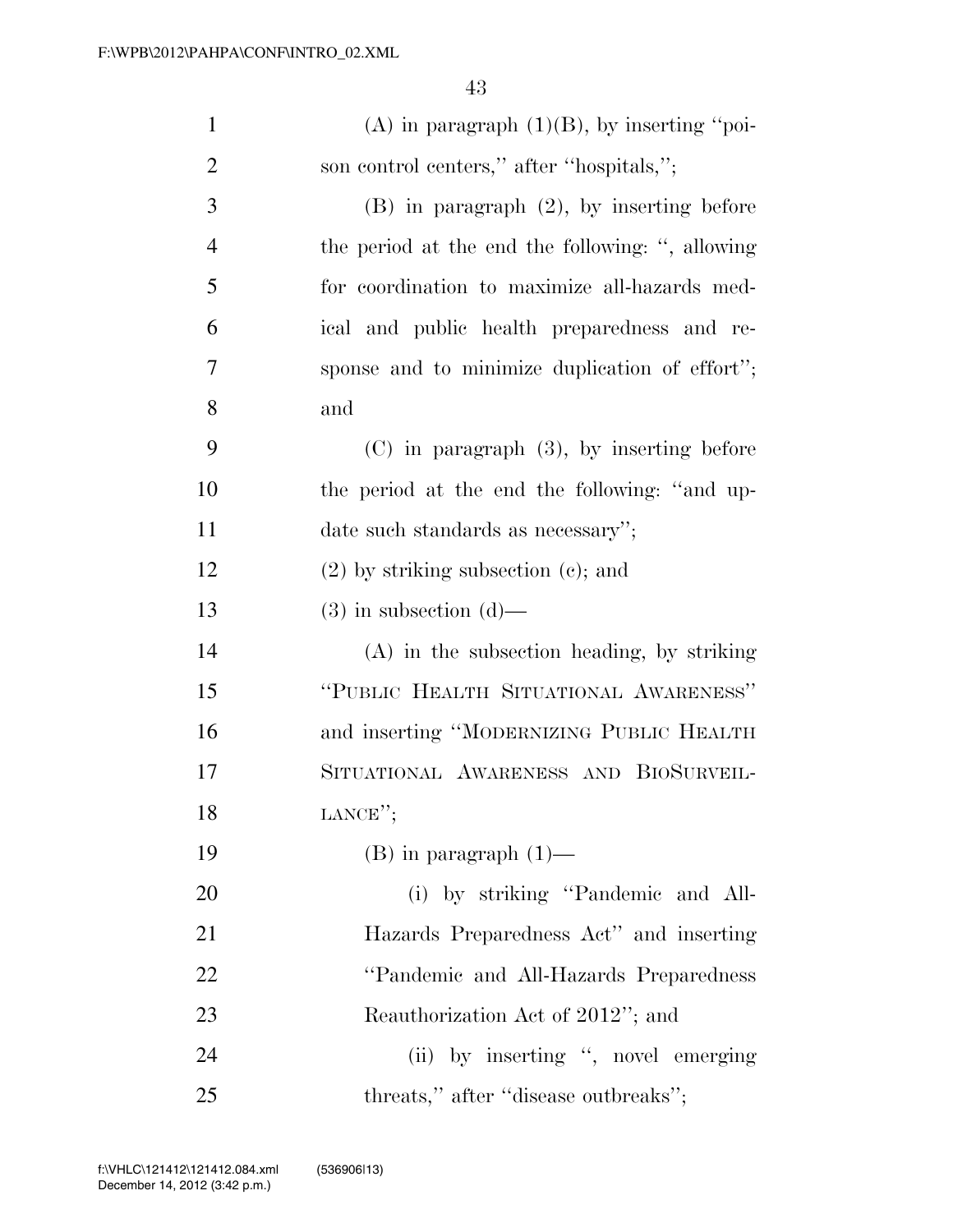(A) in paragraph (1)(B), by inserting ''poison control centers,'' after ''hospitals,'';

(B) in paragraph (2), by inserting before the period at the end the following: '', allowing for coordination to maximize all-hazards medical and public health preparedness and response and to minimize duplication of effort''; and

(C) in paragraph (3), by inserting before the period at the end the following: ''and update such standards as necessary'';

(2) by striking subsection (c); and

(3) in subsection (d)—

(A) in the subsection heading, by striking ''PUBLIC HEALTH SITUATIONAL AWARENESS'' and inserting ''MODERNIZING PUBLIC HEALTH SITUATIONAL AWARENESS AND BIOSURVEILLANCE'';

(B) in paragraph (1)—

(i) by striking ''Pandemic and All-Hazards Preparedness Act'' and inserting ''Pandemic and All-Hazards Preparedness Reauthorization Act of 2012''; and

(ii) by inserting '', novel emerging threats,'' after ''disease outbreaks'';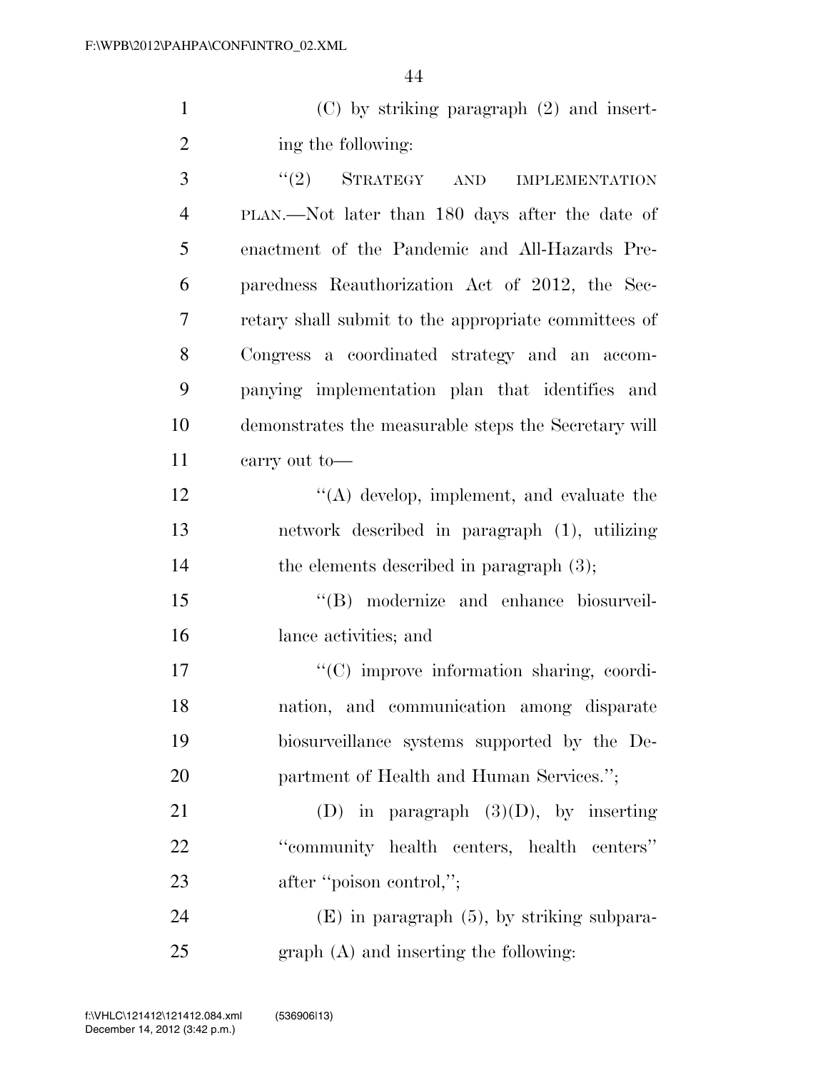(C) by striking paragraph (2) and inserting the following:

"(2) STRATEGY AND IMPLEMENTATION PLAN.—Not later than 180 days after the date of enactment of the Pandemic and All-Hazards Preparedness Reauthorization Act of 2012, the Secretary shall submit to the appropriate committees of Congress a coordinated strategy and an accompanying implementation plan that identifies and demonstrates the measurable steps the Secretary will carry out to—

"(A) develop, implement, and evaluate the network described in paragraph (1), utilizing the elements described in paragraph (3);

"(B) modernize and enhance biosurveillance activities; and

"(C) improve information sharing, coordination, and communication among disparate biosurveillance systems supported by the Department of Health and Human Services.";

(D) in paragraph (3)(D), by inserting "community health centers, health centers" after "poison control,";

(E) in paragraph (5), by striking subparagraph (A) and inserting the following: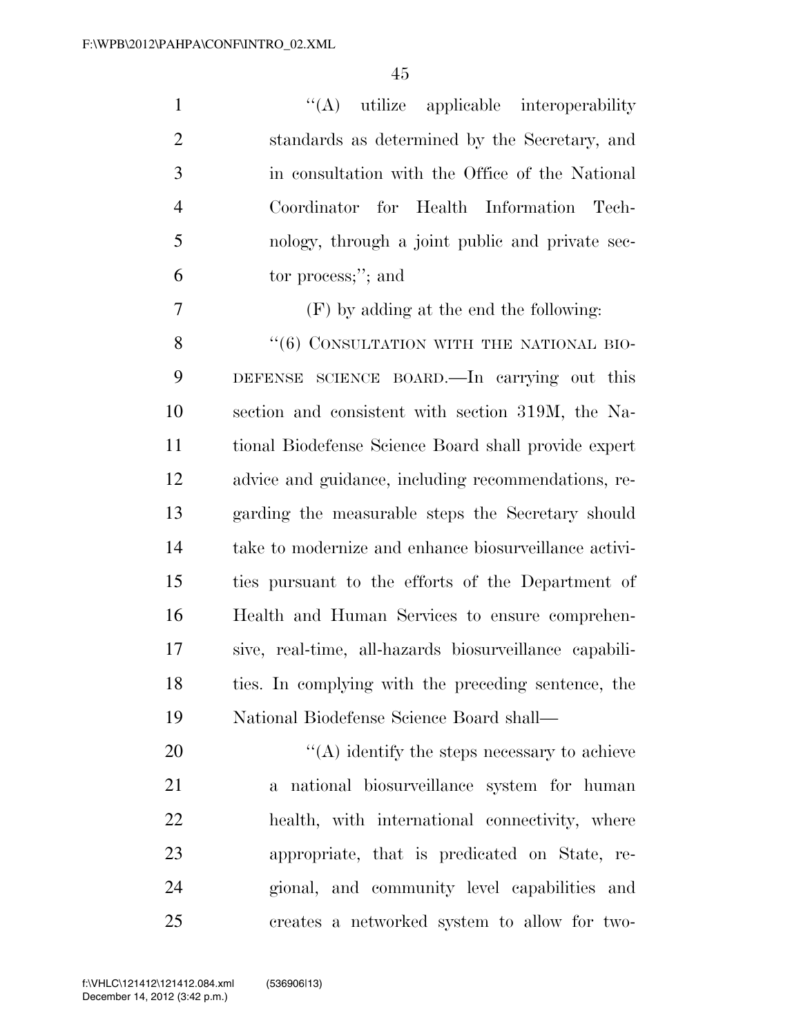''(A) utilize applicable interoperability standards as determined by the Secretary, and in consultation with the Office of the National Coordinator for Health Information Technology, through a joint public and private sector process;''; and

(F) by adding at the end the following:

''(6) CONSULTATION WITH THE NATIONAL BIODEFENSE SCIENCE BOARD.—In carrying out this section and consistent with section 319M, the National Biodefense Science Board shall provide expert advice and guidance, including recommendations, regarding the measurable steps the Secretary should take to modernize and enhance biosurveillance activities pursuant to the efforts of the Department of Health and Human Services to ensure comprehensive, real-time, all-hazards biosurveillance capabilities. In complying with the preceding sentence, the National Biodefense Science Board shall—

''(A) identify the steps necessary to achieve a national biosurveillance system for human health, with international connectivity, where appropriate, that is predicated on State, regional, and community level capabilities and creates a networked system to allow for two-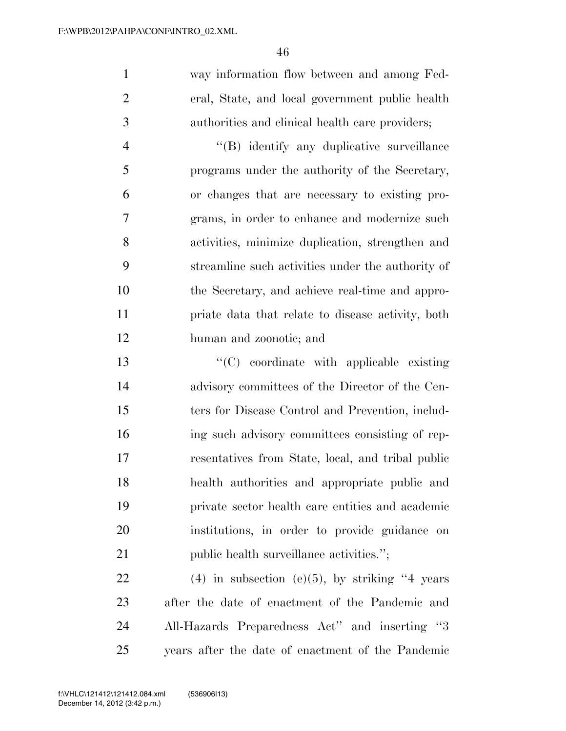way information flow between and among Federal, State, and local government public health authorities and clinical health care providers;

''(B) identify any duplicative surveillance programs under the authority of the Secretary, or changes that are necessary to existing programs, in order to enhance and modernize such activities, minimize duplication, strengthen and streamline such activities under the authority of the Secretary, and achieve real-time and appropriate data that relate to disease activity, both human and zoonotic; and

''(C) coordinate with applicable existing advisory committees of the Director of the Centers for Disease Control and Prevention, including such advisory committees consisting of representatives from State, local, and tribal public health authorities and appropriate public and private sector health care entities and academic institutions, in order to provide guidance on public health surveillance activities.'';

(4) in subsection (e)(5), by striking ''4 years after the date of enactment of the Pandemic and All-Hazards Preparedness Act'' and inserting ''3 years after the date of enactment of the Pandemic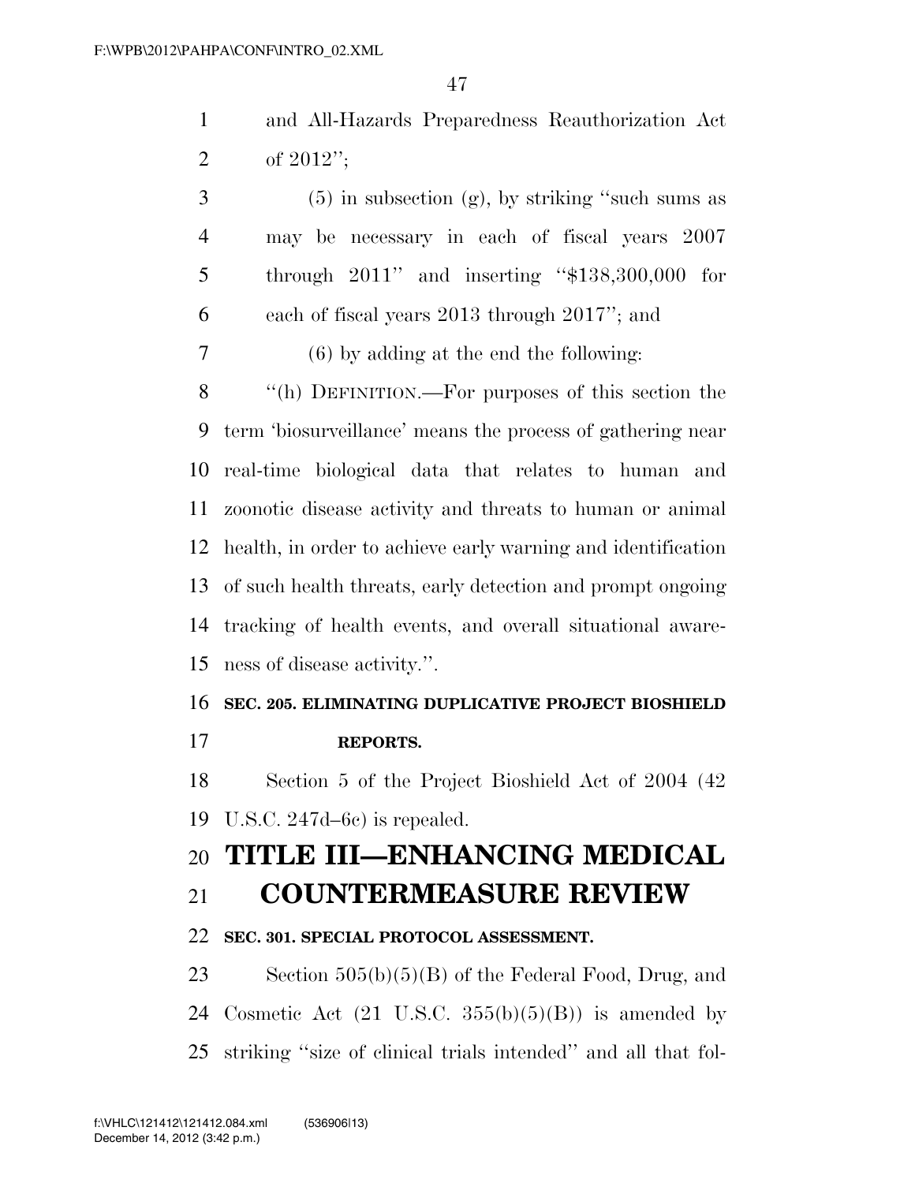and All-Hazards Preparedness Reauthorization Act of 2012'';

(5) in subsection (g), by striking ''such sums as may be necessary in each of fiscal years 2007 through 2011'' and inserting ''$138,300,000 for each of fiscal years 2013 through 2017''; and

(6) by adding at the end the following:

''(h) DEFINITION.—For purposes of this section the term 'biosurveillance' means the process of gathering near real-time biological data that relates to human and zoonotic disease activity and threats to human or animal health, in order to achieve early warning and identification of such health threats, early detection and prompt ongoing tracking of health events, and overall situational awareness of disease activity.''.

### SEC. 205. ELIMINATING DUPLICATIVE PROJECT BIOSHIELD REPORTS.

Section 5 of the Project Bioshield Act of 2004 (42 U.S.C. 247d–6c) is repealed.

## TITLE III—ENHANCING MEDICAL COUNTERMEASURE REVIEW

### SEC. 301. SPECIAL PROTOCOL ASSESSMENT.

Section 505(b)(5)(B) of the Federal Food, Drug, and Cosmetic Act (21 U.S.C. 355(b)(5)(B)) is amended by striking ''size of clinical trials intended'' and all that fol-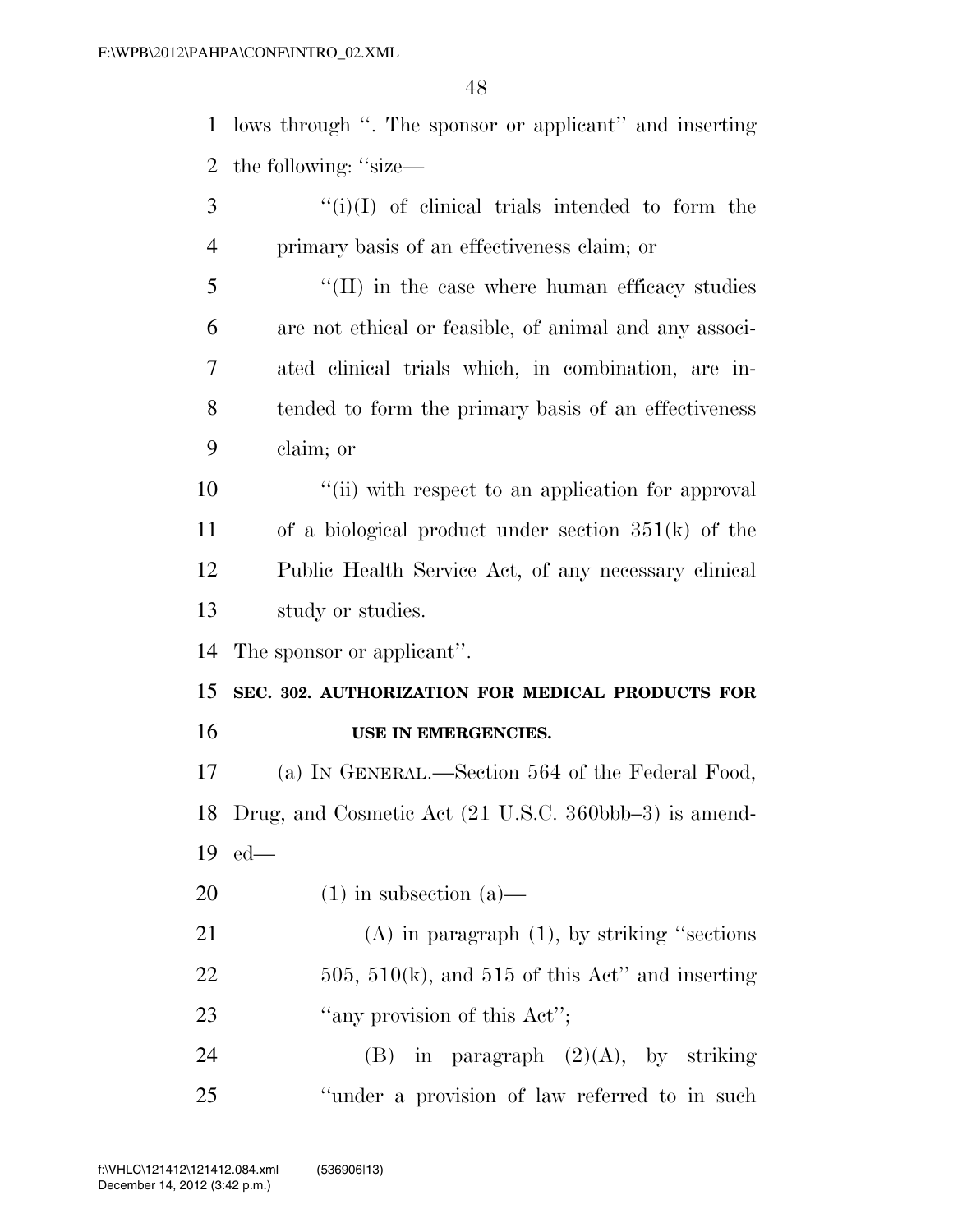lows through ''. The sponsor or applicant'' and inserting the following: ''size—

''(i)(I) of clinical trials intended to form the primary basis of an effectiveness claim; or

''(II) in the case where human efficacy studies are not ethical or feasible, of animal and any associated clinical trials which, in combination, are intended to form the primary basis of an effectiveness claim; or

''(ii) with respect to an application for approval of a biological product under section 351(k) of the Public Health Service Act, of any necessary clinical study or studies.

The sponsor or applicant''.

**SEC. 302. AUTHORIZATION FOR MEDICAL PRODUCTS FOR USE IN EMERGENCIES.**

(a) IN GENERAL.—Section 564 of the Federal Food, Drug, and Cosmetic Act (21 U.S.C. 360bbb–3) is amended—

(1) in subsection (a)—

(A) in paragraph (1), by striking ''sections 505, 510(k), and 515 of this Act'' and inserting ''any provision of this Act'';

(B) in paragraph (2)(A), by striking ''under a provision of law referred to in such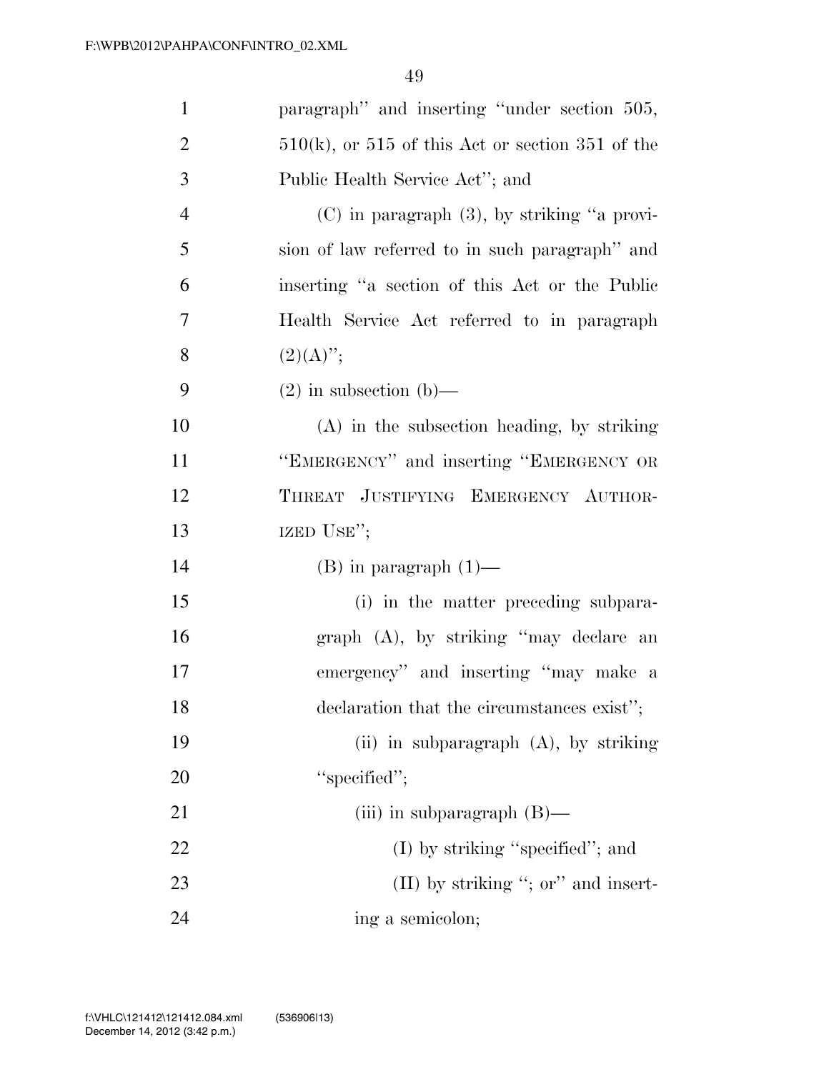paragraph'' and inserting ''under section 505, 510(k), or 515 of this Act or section 351 of the Public Health Service Act''; and

(C) in paragraph (3), by striking ''a provision of law referred to in such paragraph'' and inserting ''a section of this Act or the Public Health Service Act referred to in paragraph (2)(A)'';

(2) in subsection (b)—

(A) in the subsection heading, by striking ''EMERGENCY'' and inserting ''EMERGENCY OR THREAT JUSTIFYING EMERGENCY AUTHORIZED USE'';

(B) in paragraph (1)—

(i) in the matter preceding subparagraph (A), by striking ''may declare an emergency'' and inserting ''may make a declaration that the circumstances exist'';

(ii) in subparagraph (A), by striking ''specified'';

(iii) in subparagraph (B)—

(I) by striking ''specified''; and

(II) by striking ''; or'' and inserting a semicolon;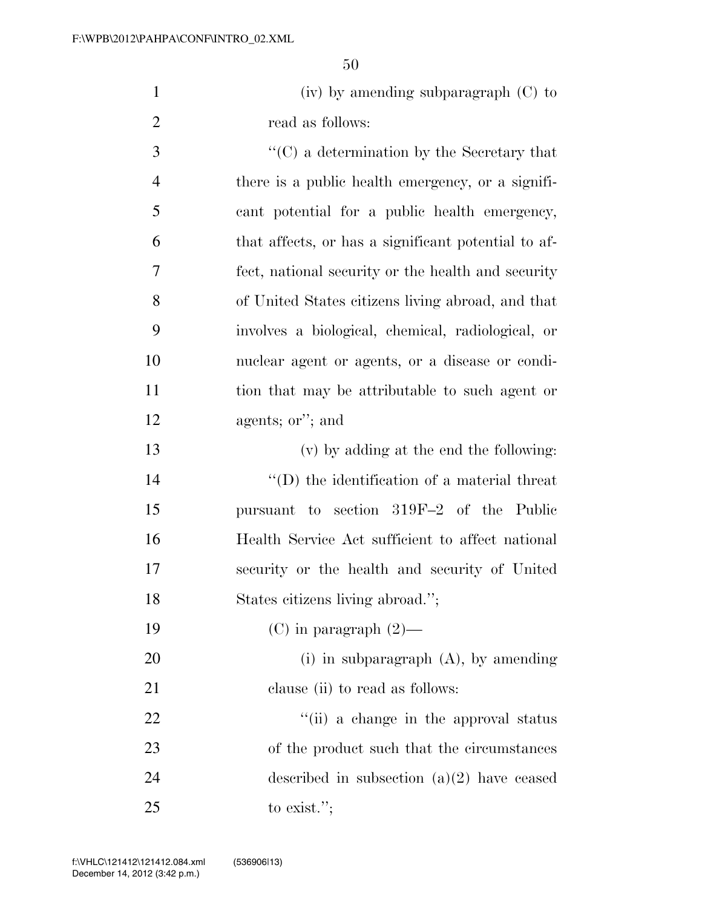(iv) by amending subparagraph (C) to read as follows:

''(C) a determination by the Secretary that there is a public health emergency, or a significant potential for a public health emergency, that affects, or has a significant potential to affect, national security or the health and security of United States citizens living abroad, and that involves a biological, chemical, radiological, or nuclear agent or agents, or a disease or condition that may be attributable to such agent or agents; or''; and

(v) by adding at the end the following:

''(D) the identification of a material threat pursuant to section 319F–2 of the Public Health Service Act sufficient to affect national security or the health and security of United States citizens living abroad.'';

(C) in paragraph (2)—

(i) in subparagraph (A), by amending clause (ii) to read as follows:

''(ii) a change in the approval status of the product such that the circumstances described in subsection (a)(2) have ceased to exist.'';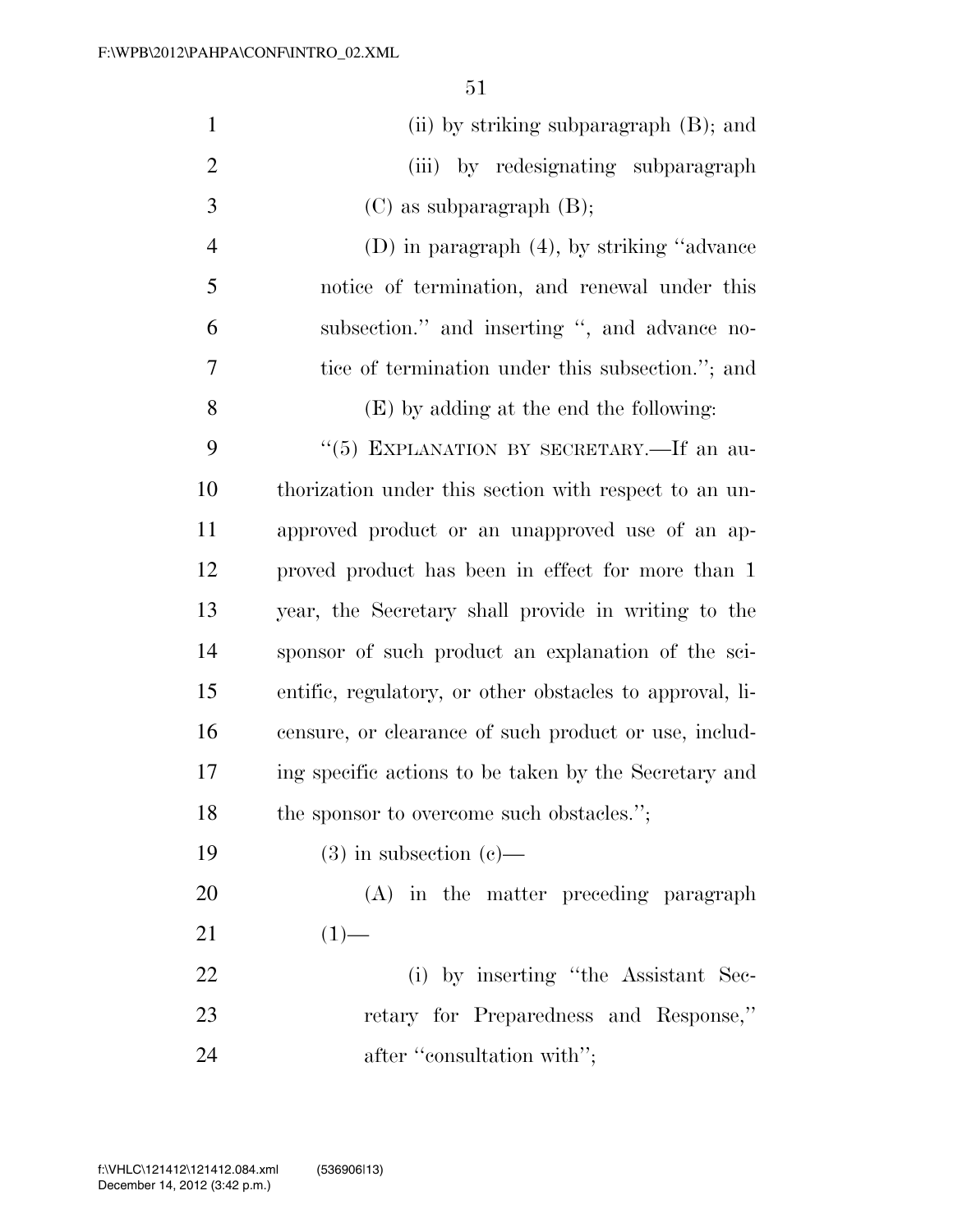(ii) by striking subparagraph (B); and

(iii) by redesignating subparagraph (C) as subparagraph (B);

(D) in paragraph (4), by striking ''advance notice of termination, and renewal under this subsection.'' and inserting '', and advance notice of termination under this subsection.''; and

(E) by adding at the end the following:

''(5) EXPLANATION BY SECRETARY.—If an authorization under this section with respect to an unapproved product or an unapproved use of an approved product has been in effect for more than 1 year, the Secretary shall provide in writing to the sponsor of such product an explanation of the scientific, regulatory, or other obstacles to approval, licensure, or clearance of such product or use, including specific actions to be taken by the Secretary and the sponsor to overcome such obstacles.'';

(3) in subsection (c)—

(A) in the matter preceding paragraph (1)—

(i) by inserting ''the Assistant Secretary for Preparedness and Response,'' after ''consultation with'';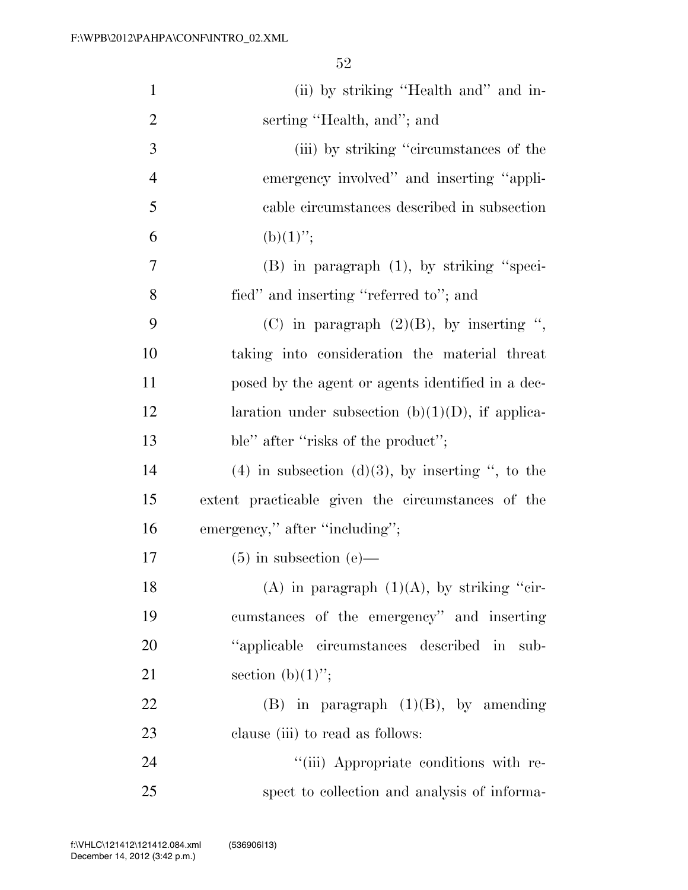(ii) by striking "Health and" and inserting "Health, and"; and

(iii) by striking "circumstances of the emergency involved" and inserting "applicable circumstances described in subsection (b)(1)";

(B) in paragraph (1), by striking "specified" and inserting "referred to"; and

(C) in paragraph (2)(B), by inserting ", taking into consideration the material threat posed by the agent or agents identified in a declaration under subsection (b)(1)(D), if applicable" after "risks of the product";

(4) in subsection (d)(3), by inserting ", to the extent practicable given the circumstances of the emergency," after "including";

(5) in subsection (e)—

(A) in paragraph (1)(A), by striking "circumstances of the emergency" and inserting "applicable circumstances described in subsection (b)(1)";

(B) in paragraph (1)(B), by amending clause (iii) to read as follows:

"(iii) Appropriate conditions with respect to collection and analysis of informa-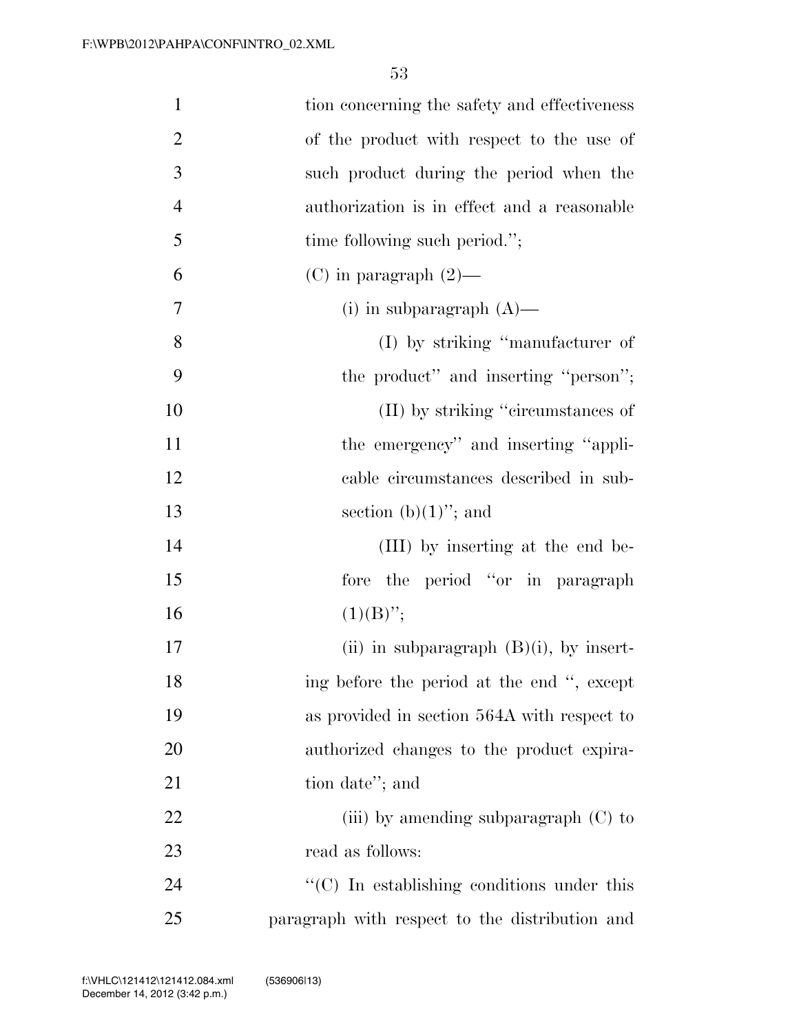tion concerning the safety and effectiveness of the product with respect to the use of such product during the period when the authorization is in effect and a reasonable time following such period.'';

(C) in paragraph (2)—

(i) in subparagraph (A)—

(I) by striking ''manufacturer of the product'' and inserting ''person'';

(II) by striking ''circumstances of the emergency'' and inserting ''applicable circumstances described in subsection (b)(1)''; and

(III) by inserting at the end before the period ''or in paragraph (1)(B)'';

(ii) in subparagraph (B)(i), by inserting before the period at the end '', except as provided in section 564A with respect to authorized changes to the product expiration date''; and

(iii) by amending subparagraph (C) to read as follows:

''(C) In establishing conditions under this paragraph with respect to the distribution and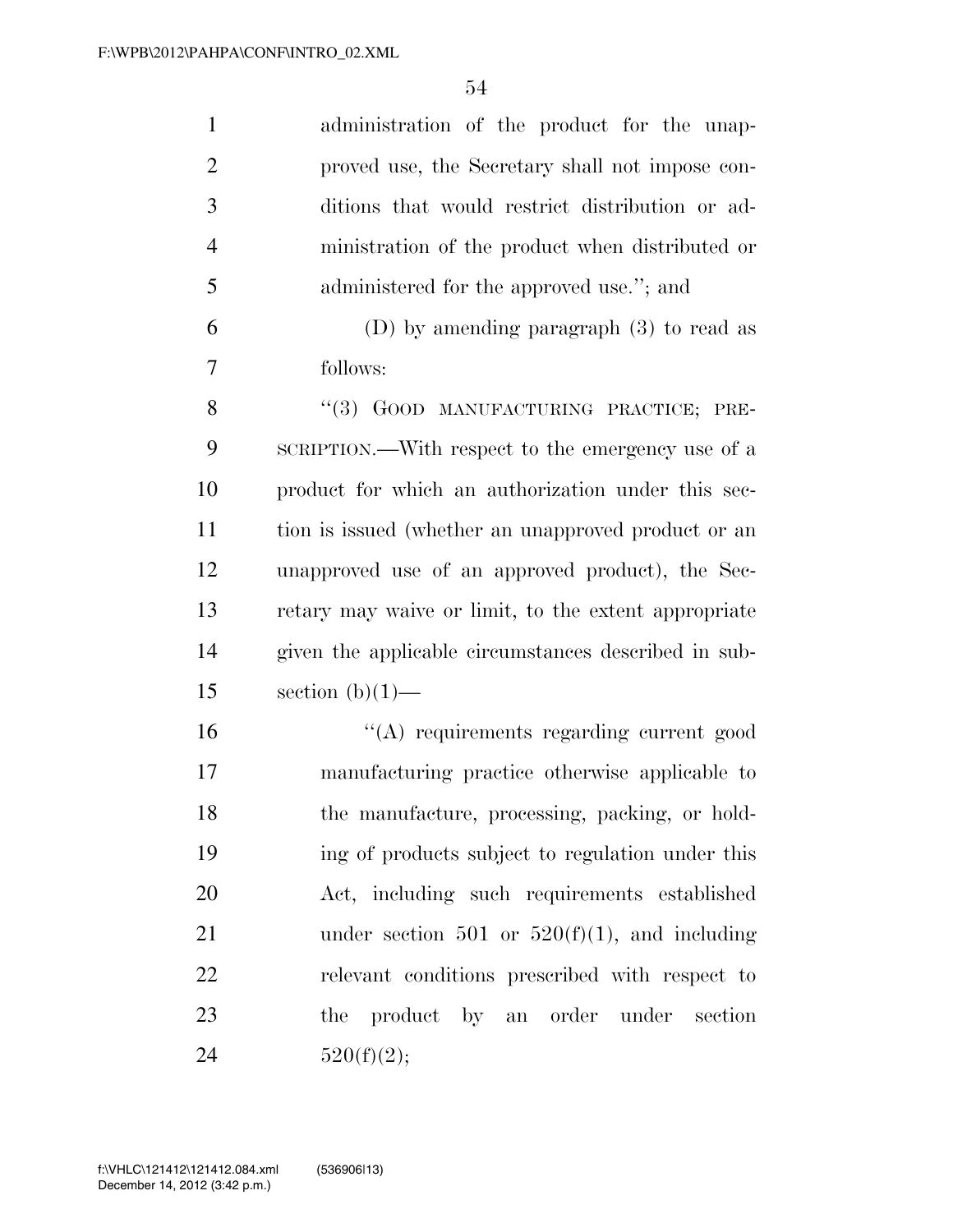administration of the product for the unapproved use, the Secretary shall not impose conditions that would restrict distribution or administration of the product when distributed or administered for the approved use.''; and

(D) by amending paragraph (3) to read as follows:

''(3) GOOD MANUFACTURING PRACTICE; PRESCRIPTION.—With respect to the emergency use of a product for which an authorization under this section is issued (whether an unapproved product or an unapproved use of an approved product), the Secretary may waive or limit, to the extent appropriate given the applicable circumstances described in subsection (b)(1)—

''(A) requirements regarding current good manufacturing practice otherwise applicable to the manufacture, processing, packing, or holding of products subject to regulation under this Act, including such requirements established under section 501 or 520(f)(1), and including relevant conditions prescribed with respect to the product by an order under section 520(f)(2);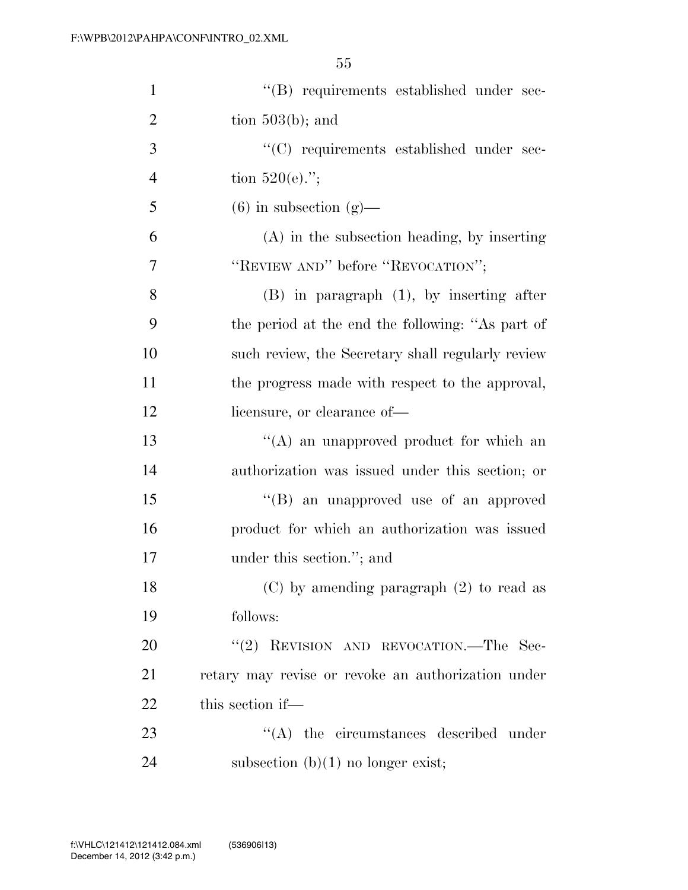''(B) requirements established under section 503(b); and

''(C) requirements established under section 520(e).'';

(6) in subsection (g)—

(A) in the subsection heading, by inserting ''REVIEW AND'' before ''REVOCATION'';

(B) in paragraph (1), by inserting after the period at the end the following: ''As part of such review, the Secretary shall regularly review the progress made with respect to the approval, licensure, or clearance of—

''(A) an unapproved product for which an authorization was issued under this section; or

''(B) an unapproved use of an approved product for which an authorization was issued under this section.''; and

(C) by amending paragraph (2) to read as follows:

''(2) REVISION AND REVOCATION.—The Secretary may revise or revoke an authorization under this section if—

''(A) the circumstances described under subsection (b)(1) no longer exist;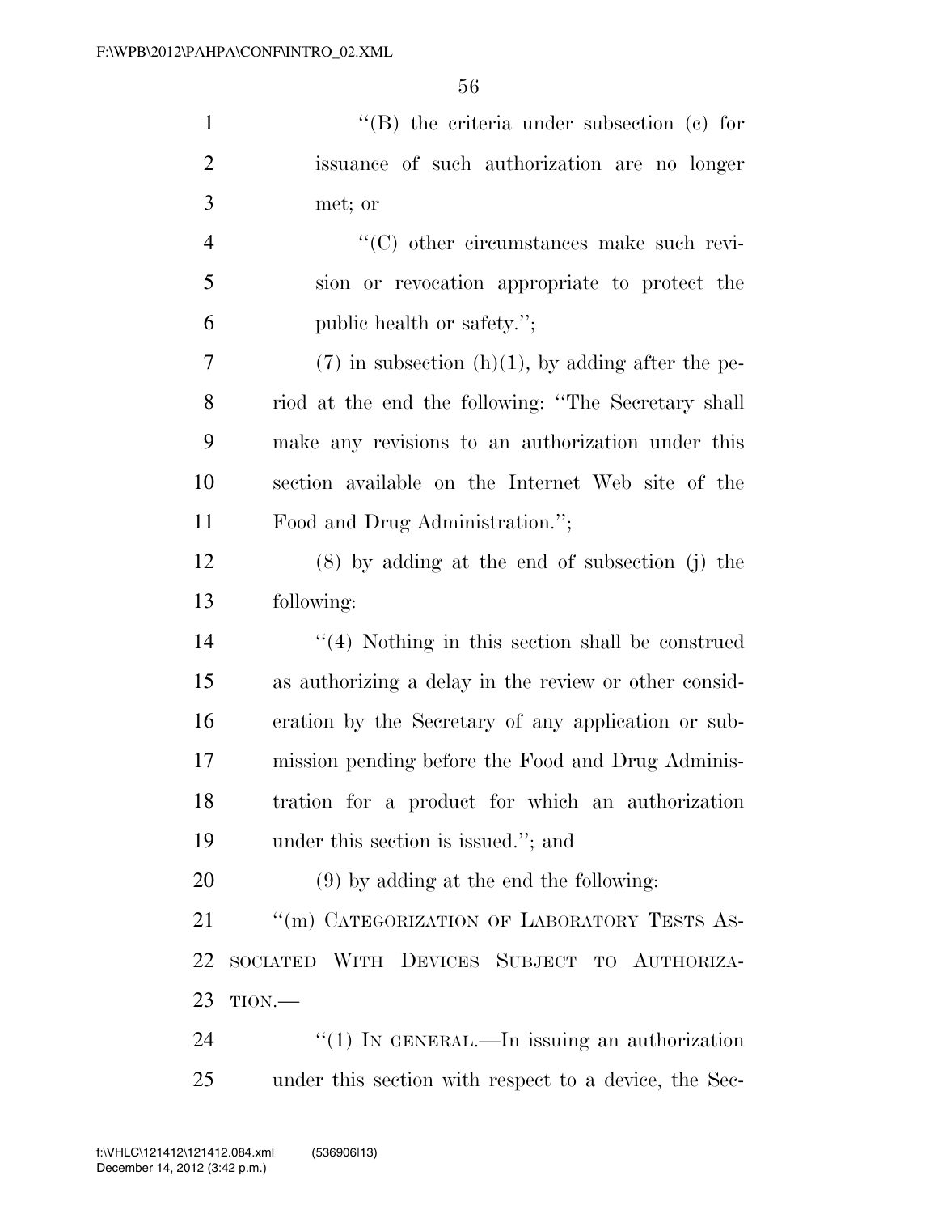''(B) the criteria under subsection (c) for issuance of such authorization are no longer met; or

''(C) other circumstances make such revision or revocation appropriate to protect the public health or safety.'';

(7) in subsection (h)(1), by adding after the period at the end the following: ''The Secretary shall make any revisions to an authorization under this section available on the Internet Web site of the Food and Drug Administration.'';

(8) by adding at the end of subsection (j) the following:

''(4) Nothing in this section shall be construed as authorizing a delay in the review or other consideration by the Secretary of any application or submission pending before the Food and Drug Administration for a product for which an authorization under this section is issued.''; and

(9) by adding at the end the following:

''(m) CATEGORIZATION OF LABORATORY TESTS ASSOCIATED WITH DEVICES SUBJECT TO AUTHORIZATION.—

''(1) IN GENERAL.—In issuing an authorization under this section with respect to a device, the Sec-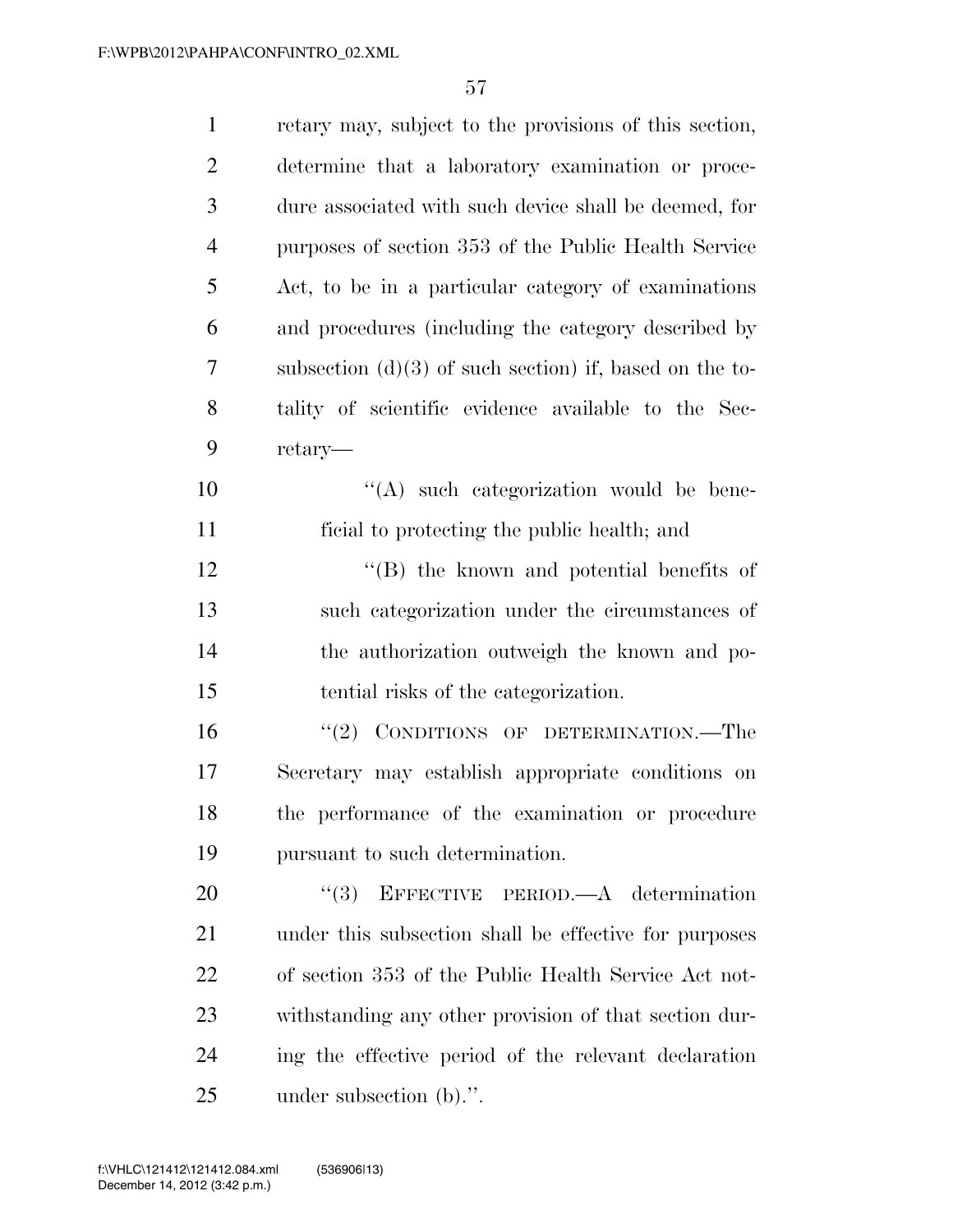retary may, subject to the provisions of this section, determine that a laboratory examination or procedure associated with such device shall be deemed, for purposes of section 353 of the Public Health Service Act, to be in a particular category of examinations and procedures (including the category described by subsection (d)(3) of such section) if, based on the totality of scientific evidence available to the Secretary—

''(A) such categorization would be beneficial to protecting the public health; and

''(B) the known and potential benefits of such categorization under the circumstances of the authorization outweigh the known and potential risks of the categorization.

''(2) CONDITIONS OF DETERMINATION.—The Secretary may establish appropriate conditions on the performance of the examination or procedure pursuant to such determination.

''(3) EFFECTIVE PERIOD.—A determination under this subsection shall be effective for purposes of section 353 of the Public Health Service Act notwithstanding any other provision of that section during the effective period of the relevant declaration under subsection (b).''.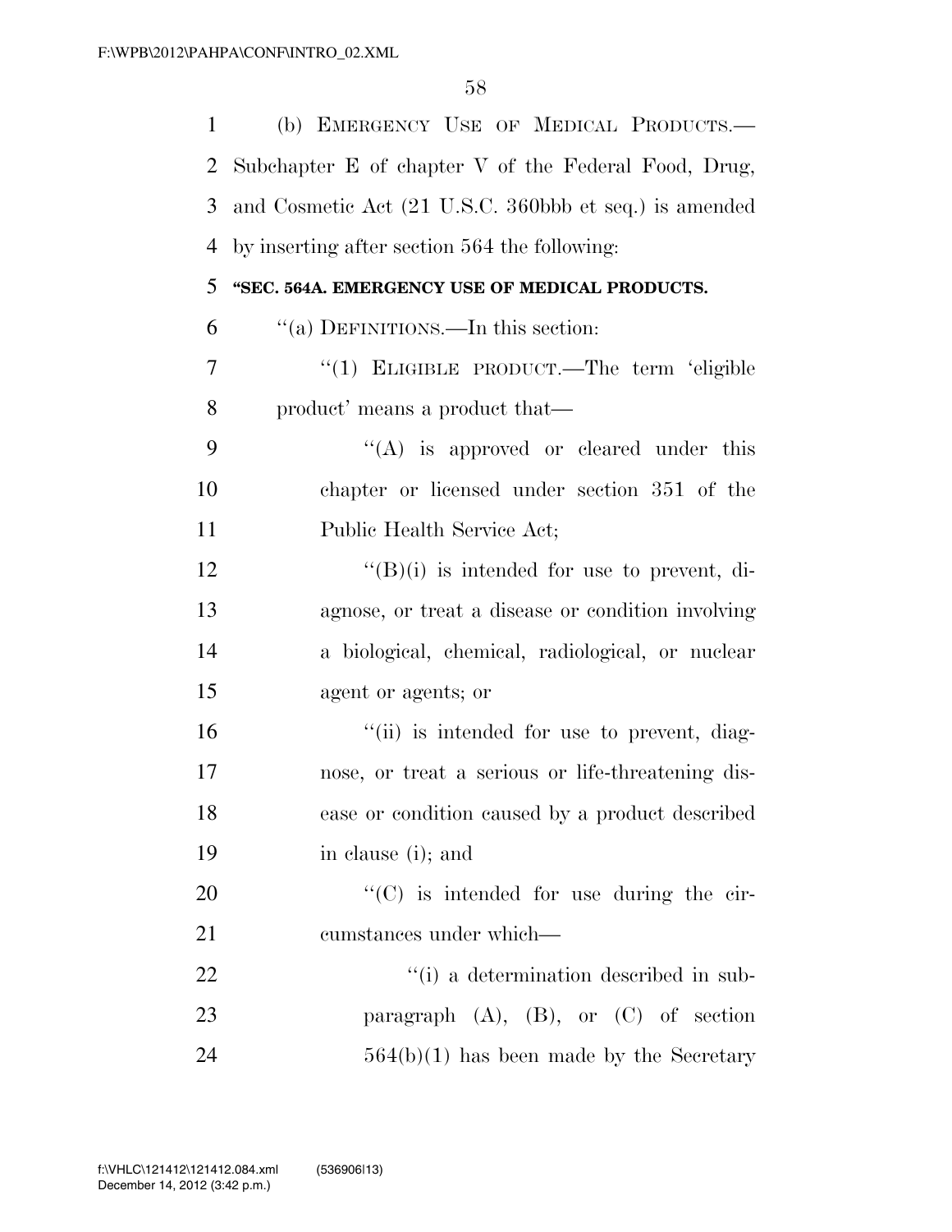(b) EMERGENCY USE OF MEDICAL PRODUCTS.—Subchapter E of chapter V of the Federal Food, Drug, and Cosmetic Act (21 U.S.C. 360bbb et seq.) is amended by inserting after section 564 the following:

**"SEC. 564A. EMERGENCY USE OF MEDICAL PRODUCTS.**

"(a) DEFINITIONS.—In this section:

"(1) ELIGIBLE PRODUCT.—The term 'eligible product' means a product that—

"(A) is approved or cleared under this chapter or licensed under section 351 of the Public Health Service Act;

"(B)(i) is intended for use to prevent, diagnose, or treat a disease or condition involving a biological, chemical, radiological, or nuclear agent or agents; or

"(ii) is intended for use to prevent, diagnose, or treat a serious or life-threatening disease or condition caused by a product described in clause (i); and

"(C) is intended for use during the circumstances under which—

"(i) a determination described in subparagraph (A), (B), or (C) of section 564(b)(1) has been made by the Secretary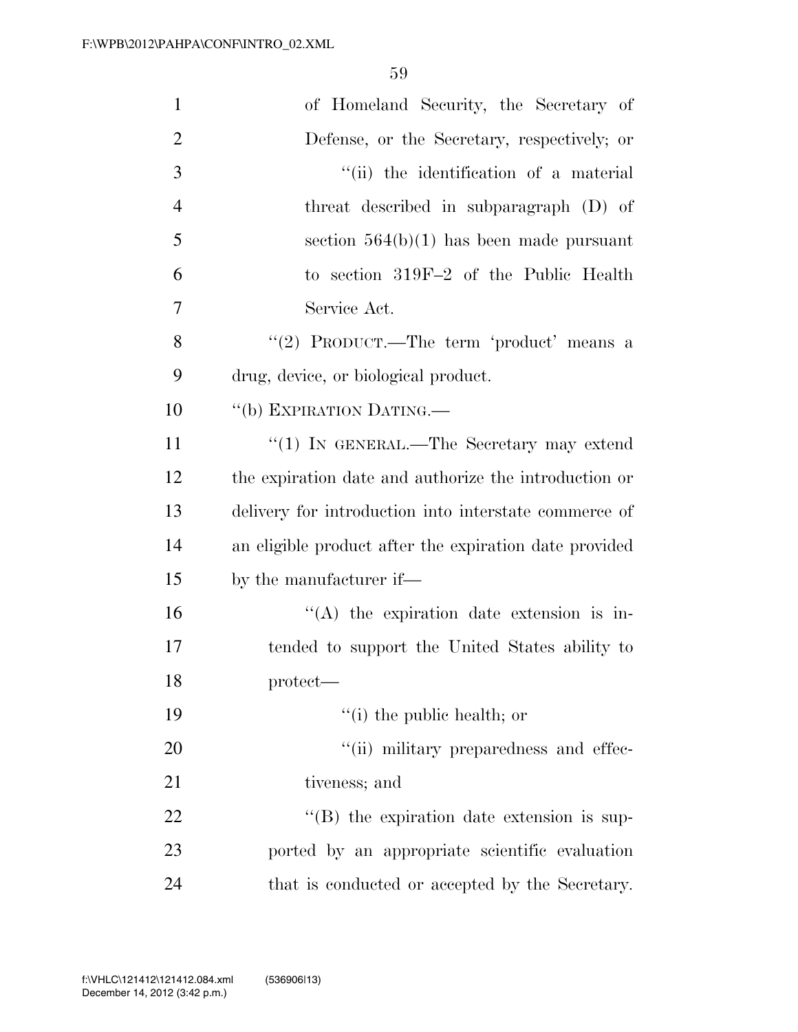of Homeland Security, the Secretary of Defense, or the Secretary, respectively; or

''(ii) the identification of a material threat described in subparagraph (D) of section 564(b)(1) has been made pursuant to section 319F–2 of the Public Health Service Act.

''(2) PRODUCT.—The term 'product' means a drug, device, or biological product.

''(b) EXPIRATION DATING.—

''(1) IN GENERAL.—The Secretary may extend the expiration date and authorize the introduction or delivery for introduction into interstate commerce of an eligible product after the expiration date provided by the manufacturer if—

''(A) the expiration date extension is intended to support the United States ability to protect—

''(i) the public health; or

''(ii) military preparedness and effectiveness; and

''(B) the expiration date extension is supported by an appropriate scientific evaluation that is conducted or accepted by the Secretary.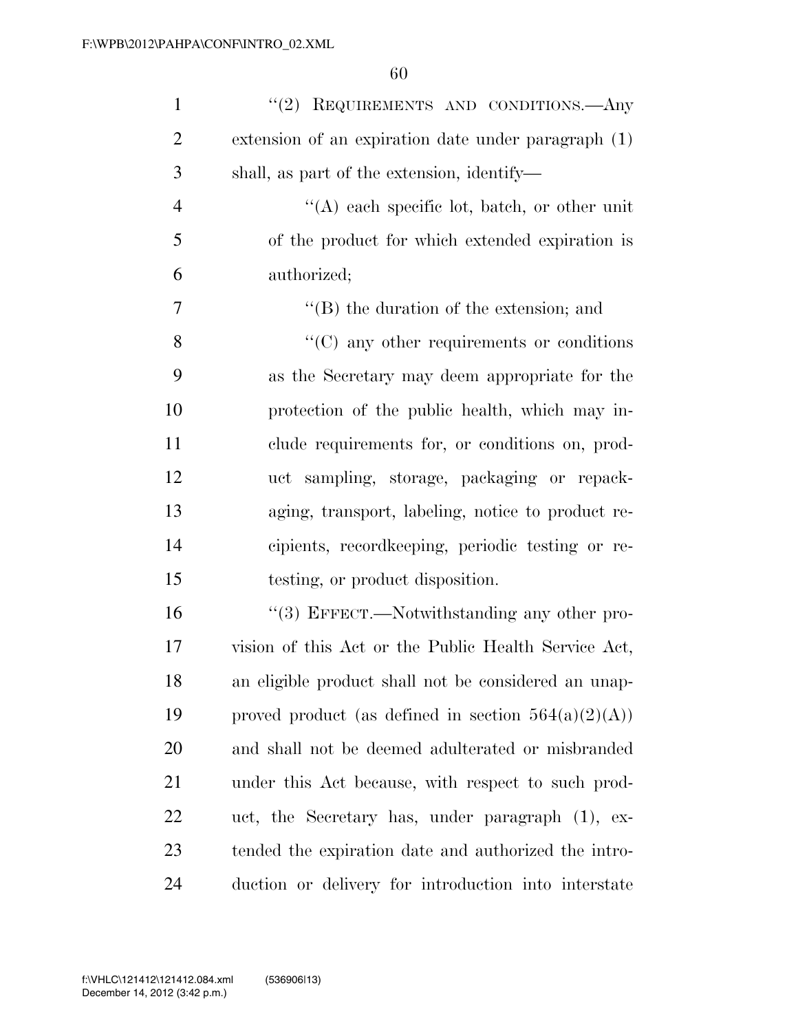"(2) REQUIREMENTS AND CONDITIONS.—Any extension of an expiration date under paragraph (1) shall, as part of the extension, identify—

"(A) each specific lot, batch, or other unit of the product for which extended expiration is authorized;

"(B) the duration of the extension; and

"(C) any other requirements or conditions as the Secretary may deem appropriate for the protection of the public health, which may include requirements for, or conditions on, product sampling, storage, packaging or repackaging, transport, labeling, notice to product recipients, recordkeeping, periodic testing or retesting, or product disposition.

"(3) EFFECT.—Notwithstanding any other provision of this Act or the Public Health Service Act, an eligible product shall not be considered an unapproved product (as defined in section 564(a)(2)(A)) and shall not be deemed adulterated or misbranded under this Act because, with respect to such product, the Secretary has, under paragraph (1), extended the expiration date and authorized the introduction or delivery for introduction into interstate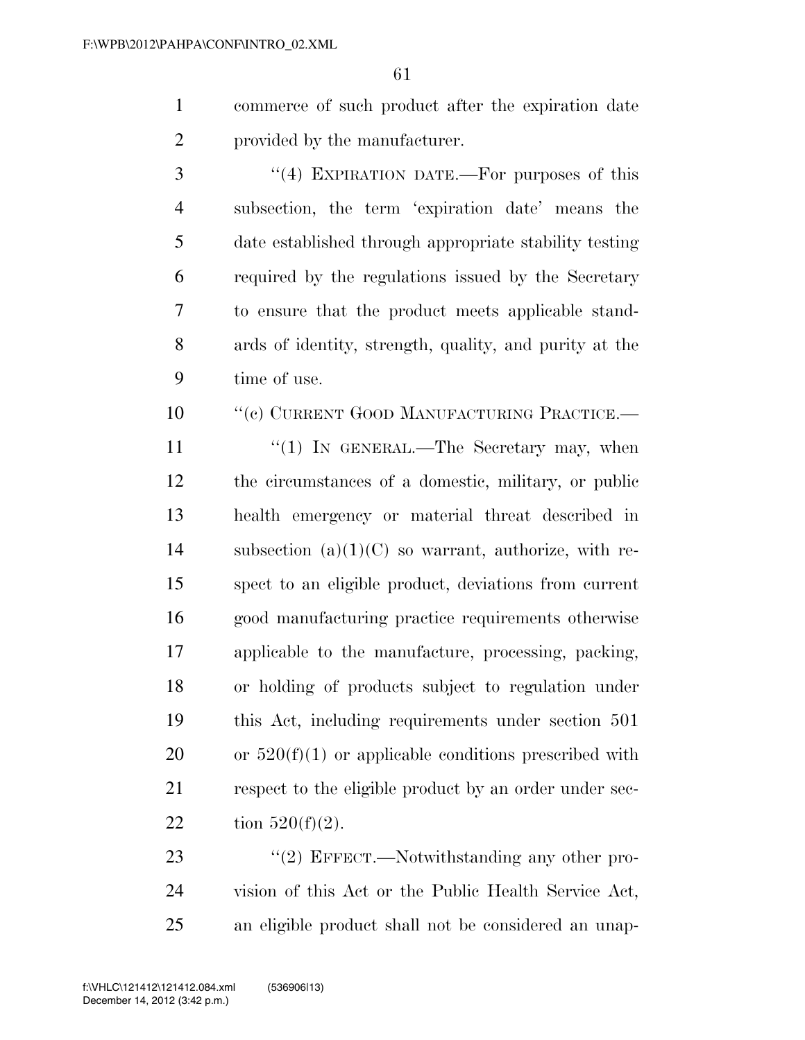commerce of such product after the expiration date provided by the manufacturer.

"(4) EXPIRATION DATE.—For purposes of this subsection, the term 'expiration date' means the date established through appropriate stability testing required by the regulations issued by the Secretary to ensure that the product meets applicable standards of identity, strength, quality, and purity at the time of use.

"(c) CURRENT GOOD MANUFACTURING PRACTICE.—

"(1) IN GENERAL.—The Secretary may, when the circumstances of a domestic, military, or public health emergency or material threat described in subsection (a)(1)(C) so warrant, authorize, with respect to an eligible product, deviations from current good manufacturing practice requirements otherwise applicable to the manufacture, processing, packing, or holding of products subject to regulation under this Act, including requirements under section 501 or 520(f)(1) or applicable conditions prescribed with respect to the eligible product by an order under section 520(f)(2).

"(2) EFFECT.—Notwithstanding any other provision of this Act or the Public Health Service Act, an eligible product shall not be considered an unap-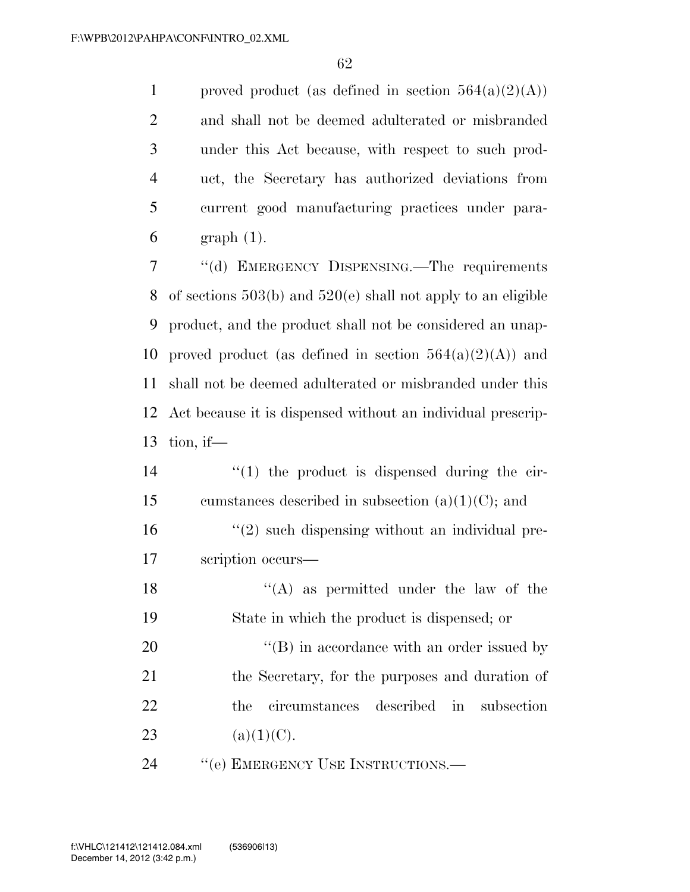proved product (as defined in section 564(a)(2)(A)) and shall not be deemed adulterated or misbranded under this Act because, with respect to such product, the Secretary has authorized deviations from current good manufacturing practices under paragraph (1).

''(d) EMERGENCY DISPENSING.—The requirements of sections 503(b) and 520(e) shall not apply to an eligible product, and the product shall not be considered an unapproved product (as defined in section 564(a)(2)(A)) and shall not be deemed adulterated or misbranded under this Act because it is dispensed without an individual prescription, if—

''(1) the product is dispensed during the circumstances described in subsection (a)(1)(C); and

''(2) such dispensing without an individual prescription occurs—

''(A) as permitted under the law of the State in which the product is dispensed; or

''(B) in accordance with an order issued by the Secretary, for the purposes and duration of the circumstances described in subsection (a)(1)(C).

''(e) EMERGENCY USE INSTRUCTIONS.—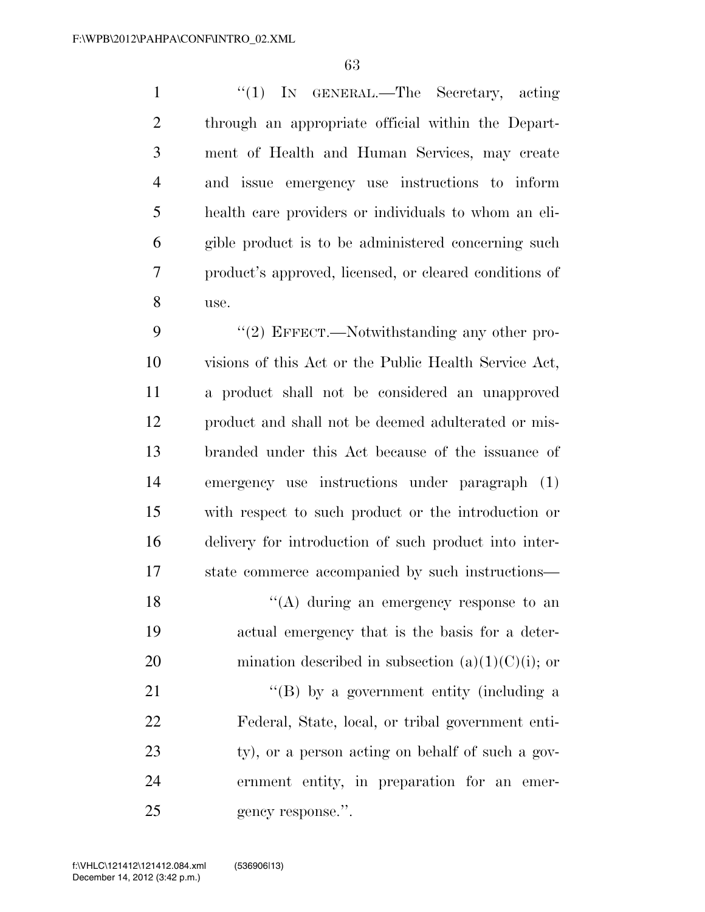"(1) IN GENERAL.—The Secretary, acting through an appropriate official within the Department of Health and Human Services, may create and issue emergency use instructions to inform health care providers or individuals to whom an eligible product is to be administered concerning such product's approved, licensed, or cleared conditions of use.

"(2) EFFECT.—Notwithstanding any other provisions of this Act or the Public Health Service Act, a product shall not be considered an unapproved product and shall not be deemed adulterated or misbranded under this Act because of the issuance of emergency use instructions under paragraph (1) with respect to such product or the introduction or delivery for introduction of such product into interstate commerce accompanied by such instructions—

"(A) during an emergency response to an actual emergency that is the basis for a determination described in subsection (a)(1)(C)(i); or

"(B) by a government entity (including a Federal, State, local, or tribal government entity), or a person acting on behalf of such a government entity, in preparation for an emergency response.".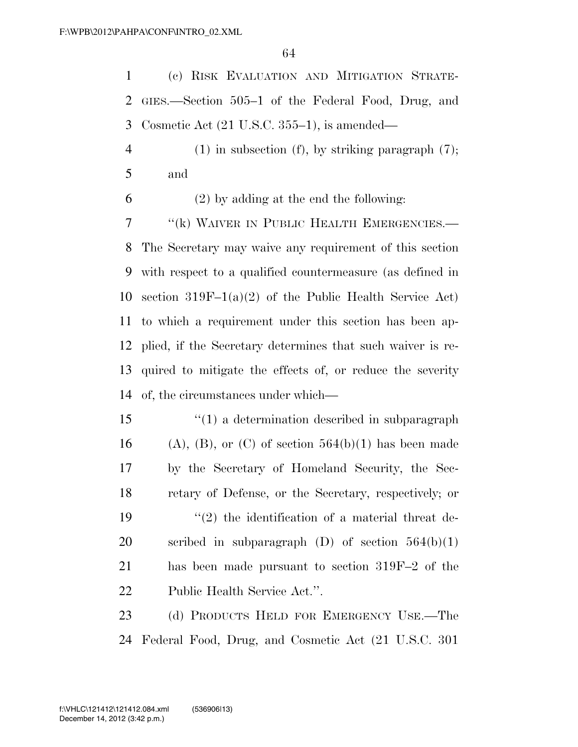(c) RISK EVALUATION AND MITIGATION STRATEGIES.—Section 505–1 of the Federal Food, Drug, and Cosmetic Act (21 U.S.C. 355–1), is amended—

(1) in subsection (f), by striking paragraph (7); and

(2) by adding at the end the following:

"(k) WAIVER IN PUBLIC HEALTH EMERGENCIES.—The Secretary may waive any requirement of this section with respect to a qualified countermeasure (as defined in section 319F–1(a)(2) of the Public Health Service Act) to which a requirement under this section has been applied, if the Secretary determines that such waiver is required to mitigate the effects of, or reduce the severity of, the circumstances under which—

"(1) a determination described in subparagraph (A), (B), or (C) of section 564(b)(1) has been made by the Secretary of Homeland Security, the Secretary of Defense, or the Secretary, respectively; or

"(2) the identification of a material threat described in subparagraph (D) of section 564(b)(1) has been made pursuant to section 319F–2 of the Public Health Service Act.".

(d) PRODUCTS HELD FOR EMERGENCY USE.—The Federal Food, Drug, and Cosmetic Act (21 U.S.C. 301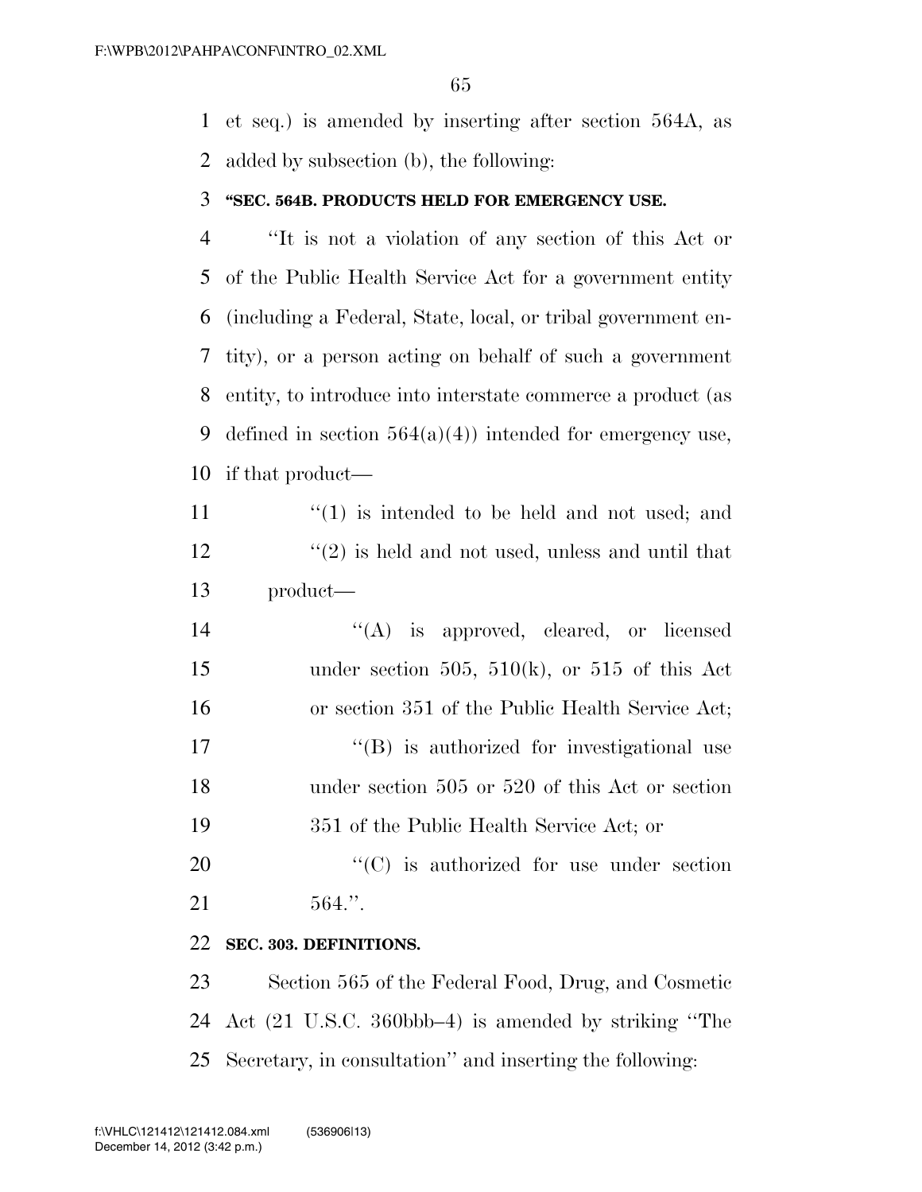et seq.) is amended by inserting after section 564A, as added by subsection (b), the following:

**"SEC. 564B. PRODUCTS HELD FOR EMERGENCY USE.**

"It is not a violation of any section of this Act or of the Public Health Service Act for a government entity (including a Federal, State, local, or tribal government entity), or a person acting on behalf of such a government entity, to introduce into interstate commerce a product (as defined in section 564(a)(4)) intended for emergency use, if that product—

"(1) is intended to be held and not used; and

"(2) is held and not used, unless and until that product—

"(A) is approved, cleared, or licensed under section 505, 510(k), or 515 of this Act or section 351 of the Public Health Service Act;

"(B) is authorized for investigational use under section 505 or 520 of this Act or section 351 of the Public Health Service Act; or

"(C) is authorized for use under section 564.".

**SEC. 303. DEFINITIONS.**

Section 565 of the Federal Food, Drug, and Cosmetic Act (21 U.S.C. 360bbb–4) is amended by striking "The Secretary, in consultation" and inserting the following: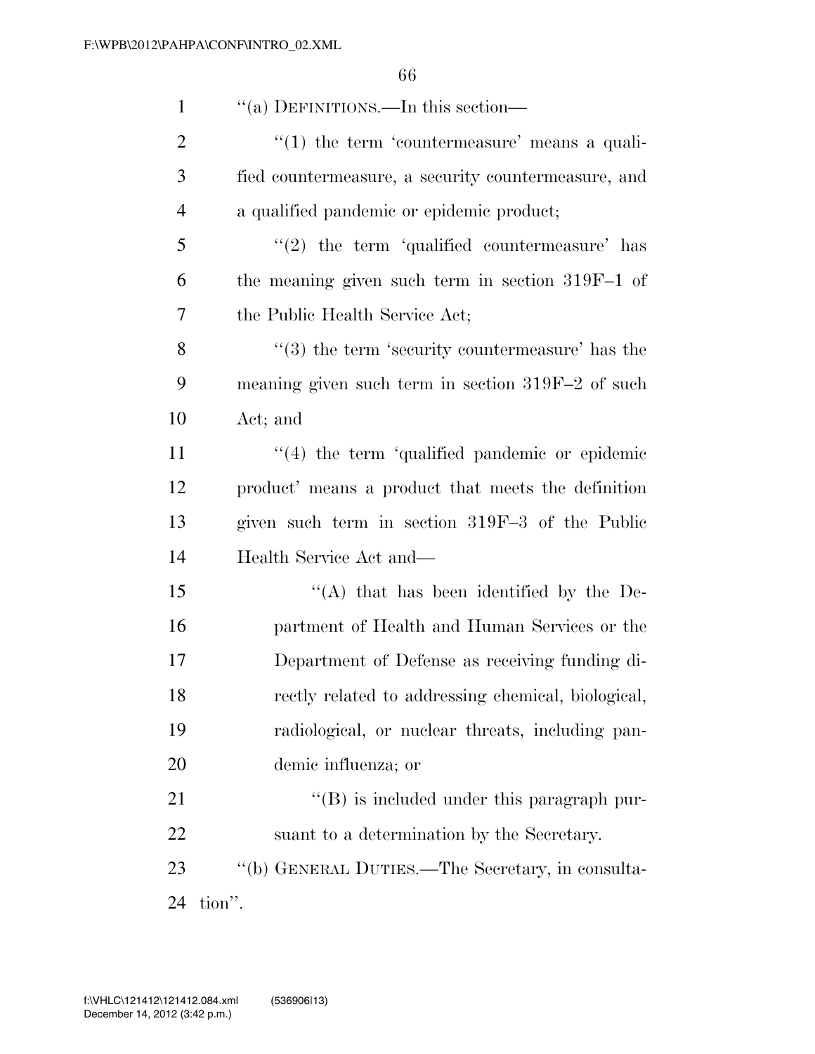''(a) DEFINITIONS.—In this section—

''(1) the term 'countermeasure' means a qualified countermeasure, a security countermeasure, and a qualified pandemic or epidemic product;

''(2) the term 'qualified countermeasure' has the meaning given such term in section 319F–1 of the Public Health Service Act;

''(3) the term 'security countermeasure' has the meaning given such term in section 319F–2 of such Act; and

''(4) the term 'qualified pandemic or epidemic product' means a product that meets the definition given such term in section 319F–3 of the Public Health Service Act and—

''(A) that has been identified by the Department of Health and Human Services or the Department of Defense as receiving funding directly related to addressing chemical, biological, radiological, or nuclear threats, including pandemic influenza; or

''(B) is included under this paragraph pursuant to a determination by the Secretary.

''(b) GENERAL DUTIES.—The Secretary, in consultation''.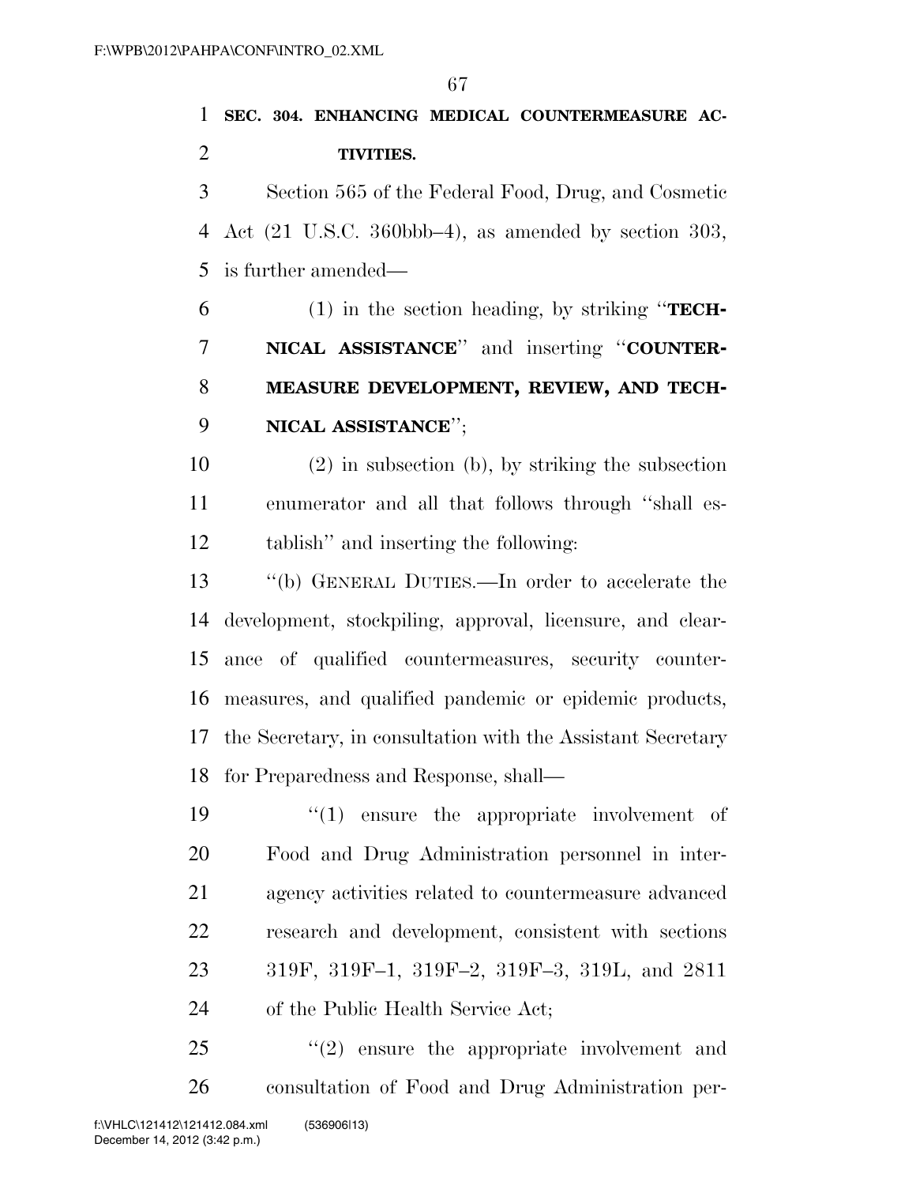**SEC. 304. ENHANCING MEDICAL COUNTERMEASURE ACTIVITIES.**

Section 565 of the Federal Food, Drug, and Cosmetic Act (21 U.S.C. 360bbb–4), as amended by section 303, is further amended—

(1) in the section heading, by striking "**TECHNICAL ASSISTANCE**" and inserting "**COUNTERMEASURE DEVELOPMENT, REVIEW, AND TECHNICAL ASSISTANCE**";

(2) in subsection (b), by striking the subsection enumerator and all that follows through "shall establish" and inserting the following:

"(b) GENERAL DUTIES.—In order to accelerate the development, stockpiling, approval, licensure, and clearance of qualified countermeasures, security countermeasures, and qualified pandemic or epidemic products, the Secretary, in consultation with the Assistant Secretary for Preparedness and Response, shall—

"(1) ensure the appropriate involvement of Food and Drug Administration personnel in interagency activities related to countermeasure advanced research and development, consistent with sections 319F, 319F–1, 319F–2, 319F–3, 319L, and 2811 of the Public Health Service Act;

"(2) ensure the appropriate involvement and consultation of Food and Drug Administration per-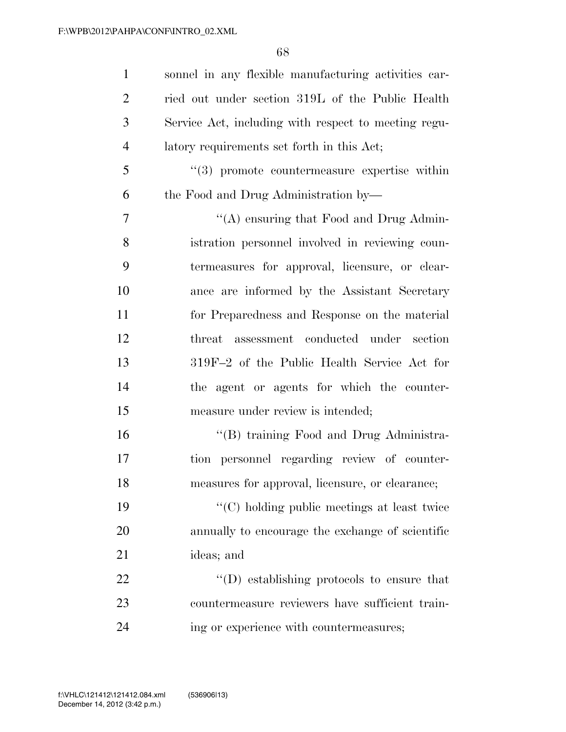sonnel in any flexible manufacturing activities carried out under section 319L of the Public Health Service Act, including with respect to meeting regulatory requirements set forth in this Act;

''(3) promote countermeasure expertise within the Food and Drug Administration by—

''(A) ensuring that Food and Drug Administration personnel involved in reviewing countermeasures for approval, licensure, or clearance are informed by the Assistant Secretary for Preparedness and Response on the material threat assessment conducted under section 319F–2 of the Public Health Service Act for the agent or agents for which the countermeasure under review is intended;

''(B) training Food and Drug Administration personnel regarding review of countermeasures for approval, licensure, or clearance;

''(C) holding public meetings at least twice annually to encourage the exchange of scientific ideas; and

''(D) establishing protocols to ensure that countermeasure reviewers have sufficient training or experience with countermeasures;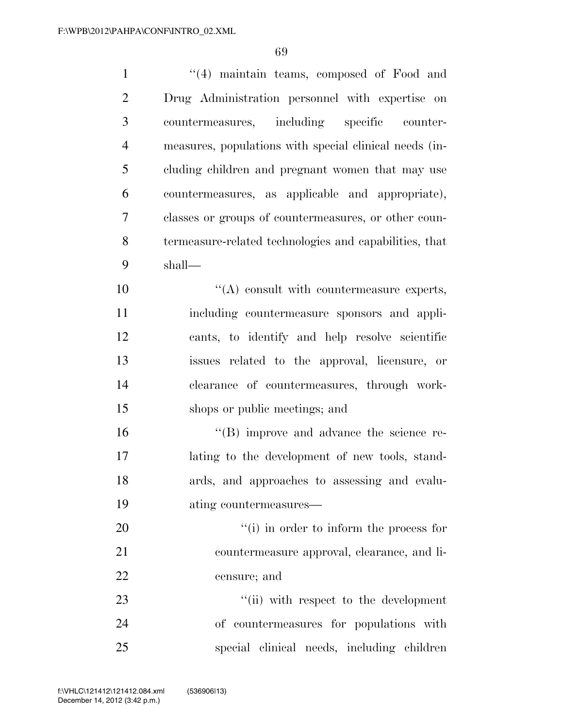''(4) maintain teams, composed of Food and Drug Administration personnel with expertise on countermeasures, including specific countermeasures, populations with special clinical needs (including children and pregnant women that may use countermeasures, as applicable and appropriate), classes or groups of countermeasures, or other countermeasure-related technologies and capabilities, that shall—

''(A) consult with countermeasure experts, including countermeasure sponsors and applicants, to identify and help resolve scientific issues related to the approval, licensure, or clearance of countermeasures, through workshops or public meetings; and

''(B) improve and advance the science relating to the development of new tools, standards, and approaches to assessing and evaluating countermeasures—

''(i) in order to inform the process for countermeasure approval, clearance, and licensure; and

''(ii) with respect to the development of countermeasures for populations with special clinical needs, including children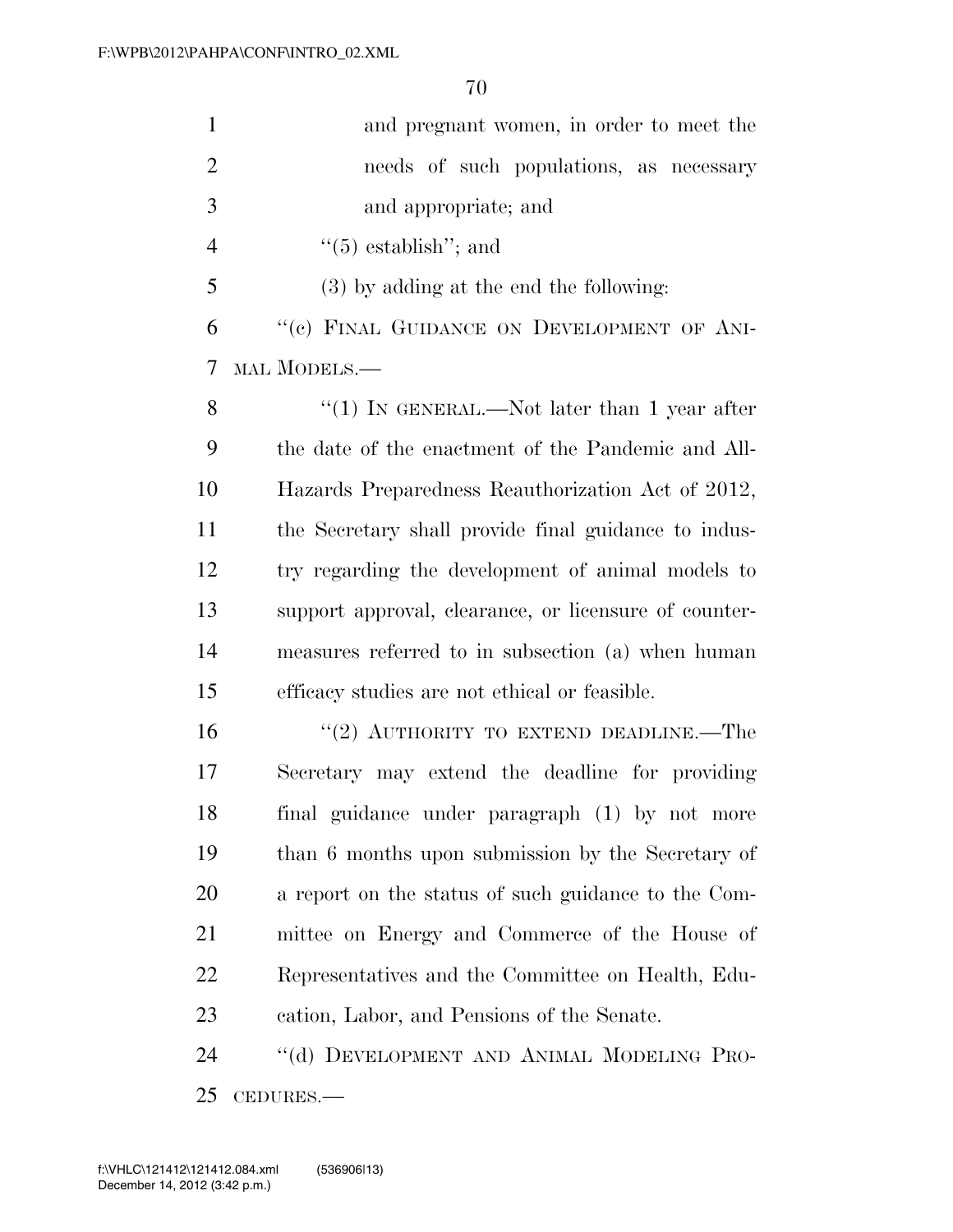and pregnant women, in order to meet the needs of such populations, as necessary and appropriate; and

''(5) establish''; and

(3) by adding at the end the following:

''(c) FINAL GUIDANCE ON DEVELOPMENT OF ANIMAL MODELS.—

''(1) IN GENERAL.—Not later than 1 year after the date of the enactment of the Pandemic and All-Hazards Preparedness Reauthorization Act of 2012, the Secretary shall provide final guidance to industry regarding the development of animal models to support approval, clearance, or licensure of countermeasures referred to in subsection (a) when human efficacy studies are not ethical or feasible.

''(2) AUTHORITY TO EXTEND DEADLINE.—The Secretary may extend the deadline for providing final guidance under paragraph (1) by not more than 6 months upon submission by the Secretary of a report on the status of such guidance to the Committee on Energy and Commerce of the House of Representatives and the Committee on Health, Education, Labor, and Pensions of the Senate.

''(d) DEVELOPMENT AND ANIMAL MODELING PROCEDURES.—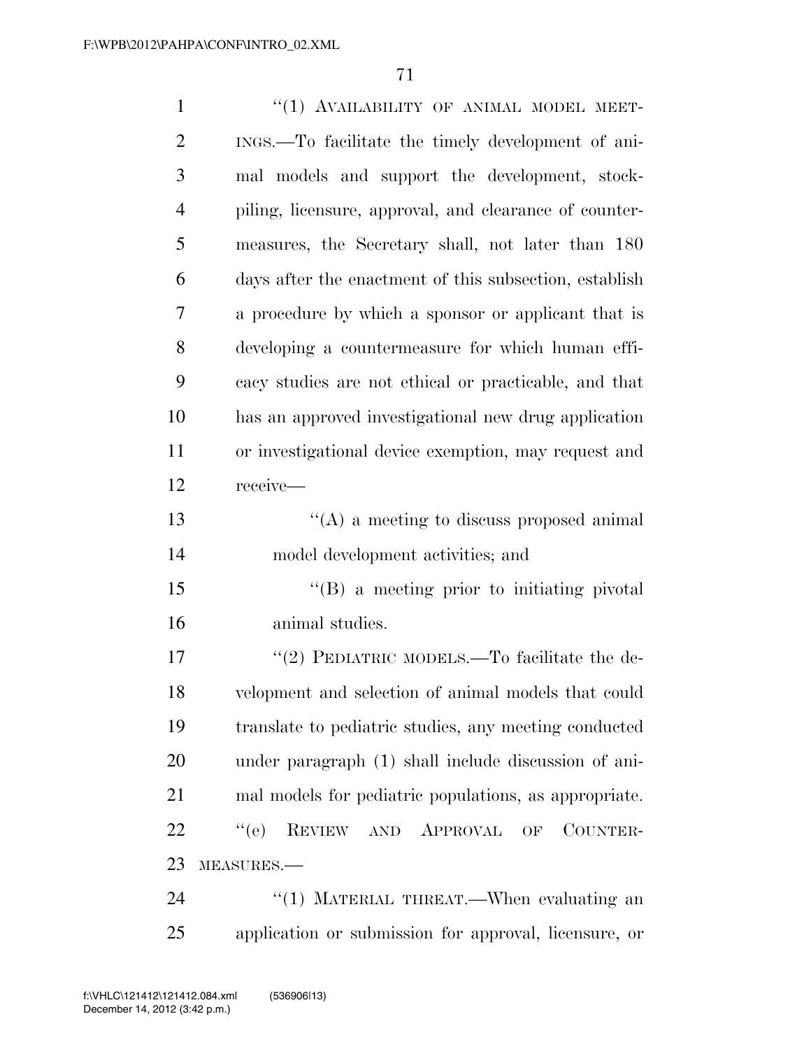"(1) Availability of animal model meetings.—To facilitate the timely development of animal models and support the development, stockpiling, licensure, approval, and clearance of countermeasures, the Secretary shall, not later than 180 days after the enactment of this subsection, establish a procedure by which a sponsor or applicant that is developing a countermeasure for which human efficacy studies are not ethical or practicable, and that has an approved investigational new drug application or investigational device exemption, may request and receive—

"(A) a meeting to discuss proposed animal model development activities; and

"(B) a meeting prior to initiating pivotal animal studies.

"(2) Pediatric models.—To facilitate the development and selection of animal models that could translate to pediatric studies, any meeting conducted under paragraph (1) shall include discussion of animal models for pediatric populations, as appropriate.

"(e) Review and Approval of Countermeasures.—

"(1) Material threat.—When evaluating an application or submission for approval, licensure, or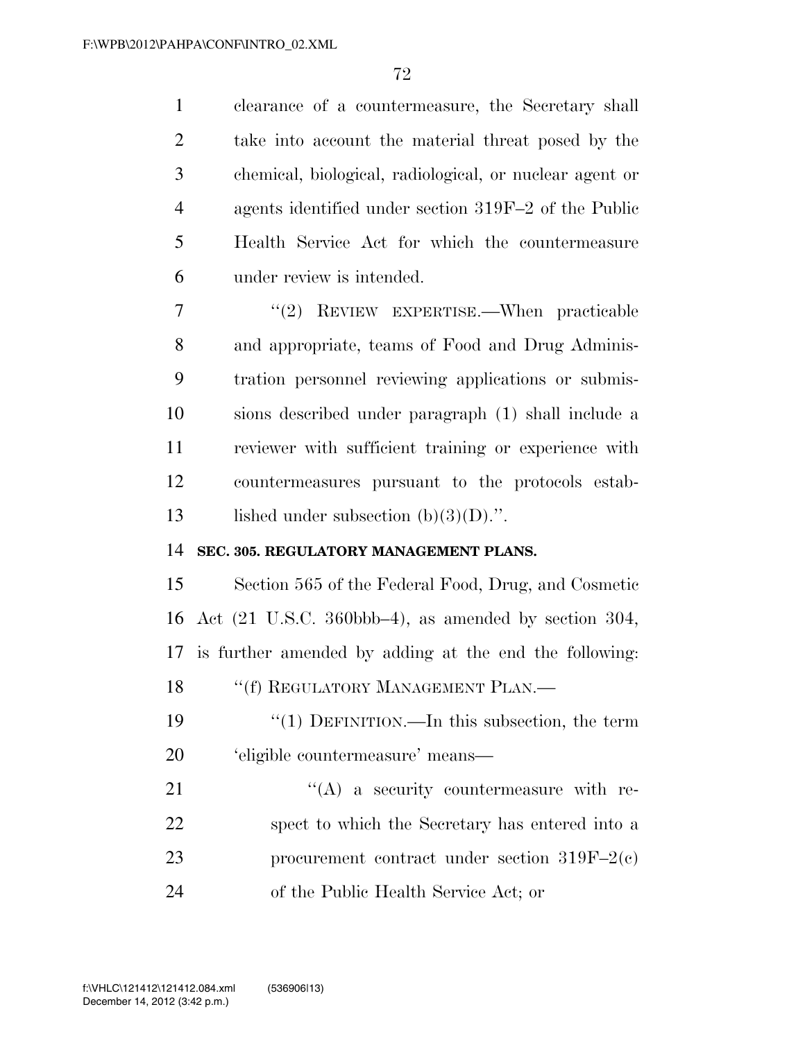clearance of a countermeasure, the Secretary shall take into account the material threat posed by the chemical, biological, radiological, or nuclear agent or agents identified under section 319F–2 of the Public Health Service Act for which the countermeasure under review is intended.

"(2) REVIEW EXPERTISE.—When practicable and appropriate, teams of Food and Drug Administration personnel reviewing applications or submissions described under paragraph (1) shall include a reviewer with sufficient training or experience with countermeasures pursuant to the protocols established under subsection (b)(3)(D).".

**SEC. 305. REGULATORY MANAGEMENT PLANS.**

Section 565 of the Federal Food, Drug, and Cosmetic Act (21 U.S.C. 360bbb–4), as amended by section 304, is further amended by adding at the end the following:

"(f) REGULATORY MANAGEMENT PLAN.—

"(1) DEFINITION.—In this subsection, the term 'eligible countermeasure' means—

"(A) a security countermeasure with respect to which the Secretary has entered into a procurement contract under section 319F–2(c) of the Public Health Service Act; or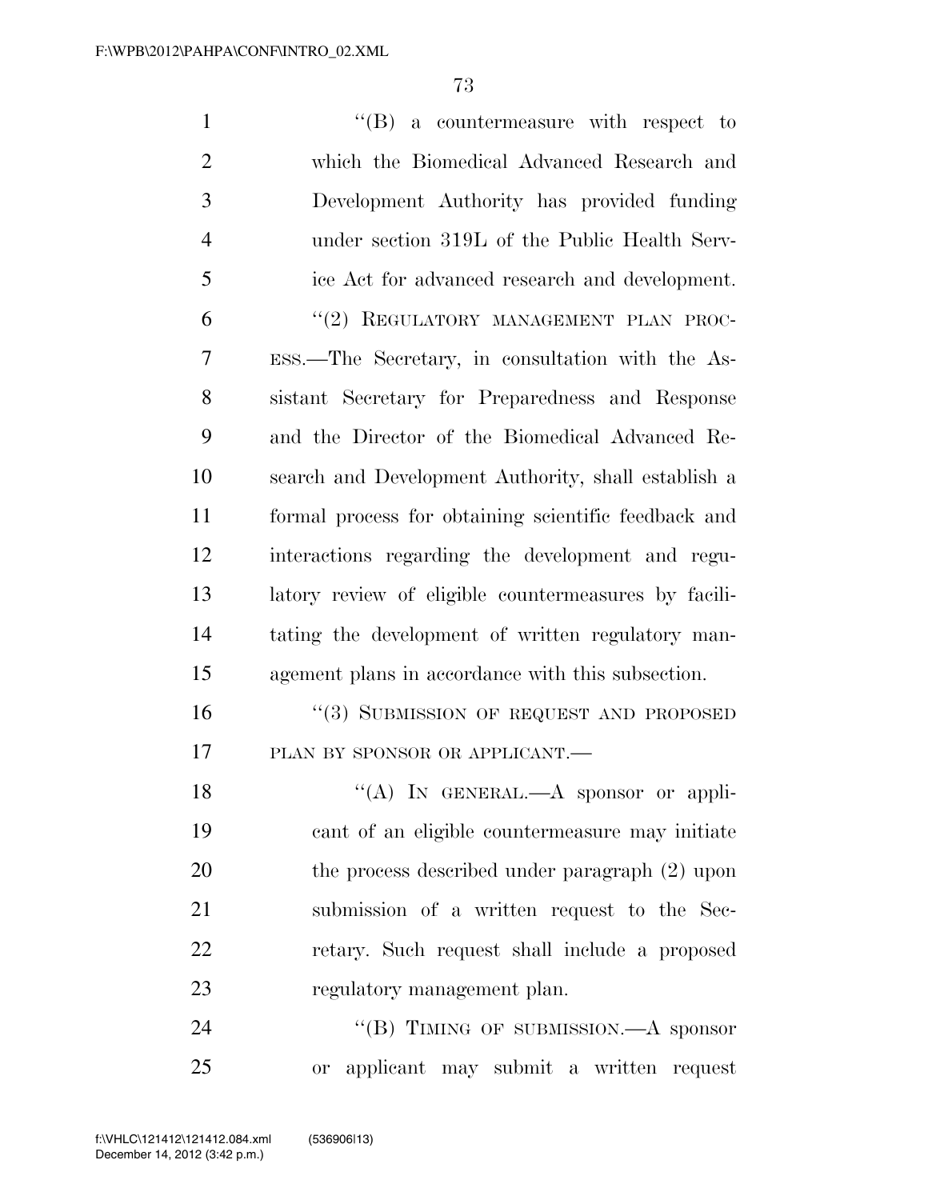"(B) a countermeasure with respect to which the Biomedical Advanced Research and Development Authority has provided funding under section 319L of the Public Health Service Act for advanced research and development.

"(2) REGULATORY MANAGEMENT PLAN PROCESS.—The Secretary, in consultation with the Assistant Secretary for Preparedness and Response and the Director of the Biomedical Advanced Research and Development Authority, shall establish a formal process for obtaining scientific feedback and interactions regarding the development and regulatory review of eligible countermeasures by facilitating the development of written regulatory management plans in accordance with this subsection.

"(3) SUBMISSION OF REQUEST AND PROPOSED PLAN BY SPONSOR OR APPLICANT.—

"(A) IN GENERAL.—A sponsor or applicant of an eligible countermeasure may initiate the process described under paragraph (2) upon submission of a written request to the Secretary. Such request shall include a proposed regulatory management plan.

"(B) TIMING OF SUBMISSION.—A sponsor or applicant may submit a written request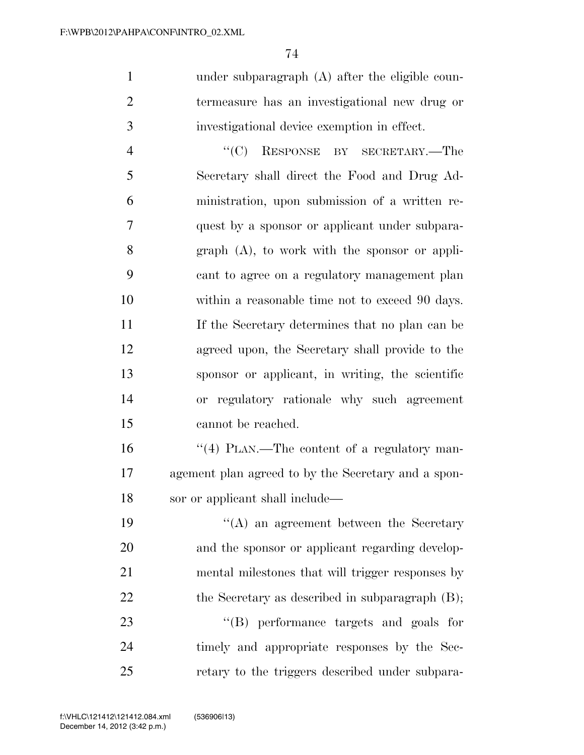under subparagraph (A) after the eligible countermeasure has an investigational new drug or investigational device exemption in effect.

"(C) RESPONSE BY SECRETARY.—The Secretary shall direct the Food and Drug Administration, upon submission of a written request by a sponsor or applicant under subparagraph (A), to work with the sponsor or applicant to agree on a regulatory management plan within a reasonable time not to exceed 90 days. If the Secretary determines that no plan can be agreed upon, the Secretary shall provide to the sponsor or applicant, in writing, the scientific or regulatory rationale why such agreement cannot be reached.

"(4) PLAN.—The content of a regulatory management plan agreed to by the Secretary and a sponsor or applicant shall include—

"(A) an agreement between the Secretary and the sponsor or applicant regarding developmental milestones that will trigger responses by the Secretary as described in subparagraph (B);

"(B) performance targets and goals for timely and appropriate responses by the Secretary to the triggers described under subpara-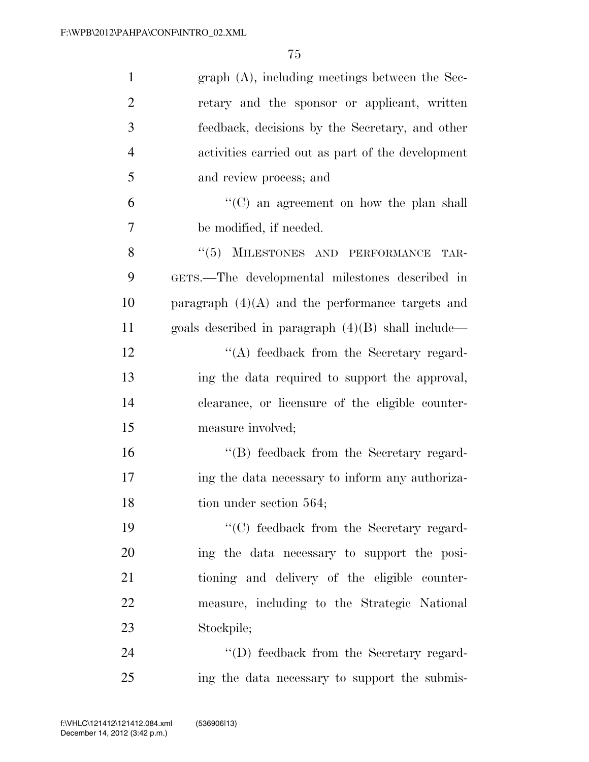graph (A), including meetings between the Secretary and the sponsor or applicant, written feedback, decisions by the Secretary, and other activities carried out as part of the development and review process; and

"(C) an agreement on how the plan shall be modified, if needed.

"(5) MILESTONES AND PERFORMANCE TARGETS.—The developmental milestones described in paragraph (4)(A) and the performance targets and goals described in paragraph (4)(B) shall include—

"(A) feedback from the Secretary regarding the data required to support the approval, clearance, or licensure of the eligible countermeasure involved;

"(B) feedback from the Secretary regarding the data necessary to inform any authorization under section 564;

"(C) feedback from the Secretary regarding the data necessary to support the positioning and delivery of the eligible countermeasure, including to the Strategic National Stockpile;

"(D) feedback from the Secretary regarding the data necessary to support the submis-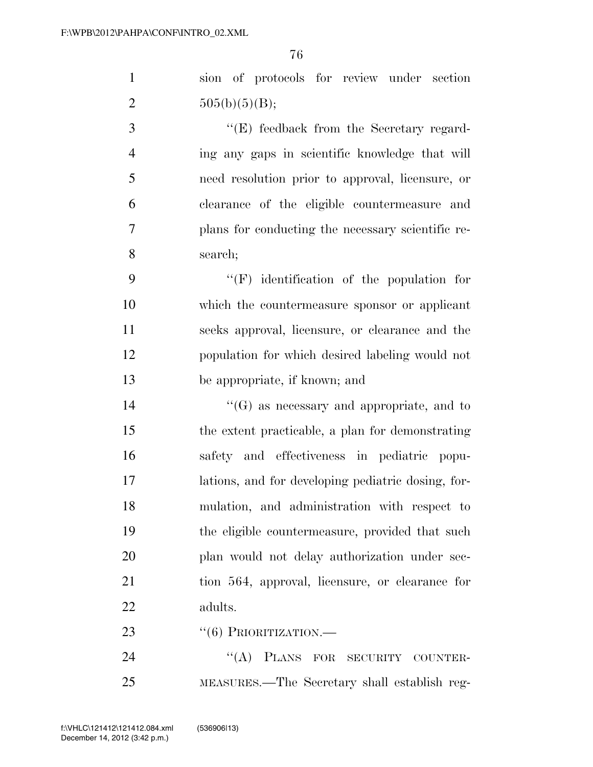sion of protocols for review under section 505(b)(5)(B);

"(E) feedback from the Secretary regarding any gaps in scientific knowledge that will need resolution prior to approval, licensure, or clearance of the eligible countermeasure and plans for conducting the necessary scientific research;

"(F) identification of the population for which the countermeasure sponsor or applicant seeks approval, licensure, or clearance and the population for which desired labeling would not be appropriate, if known; and

"(G) as necessary and appropriate, and to the extent practicable, a plan for demonstrating safety and effectiveness in pediatric populations, and for developing pediatric dosing, formulation, and administration with respect to the eligible countermeasure, provided that such plan would not delay authorization under section 564, approval, licensure, or clearance for adults.

"(6) PRIORITIZATION.—

"(A) PLANS FOR SECURITY COUNTERMEASURES.—The Secretary shall establish reg-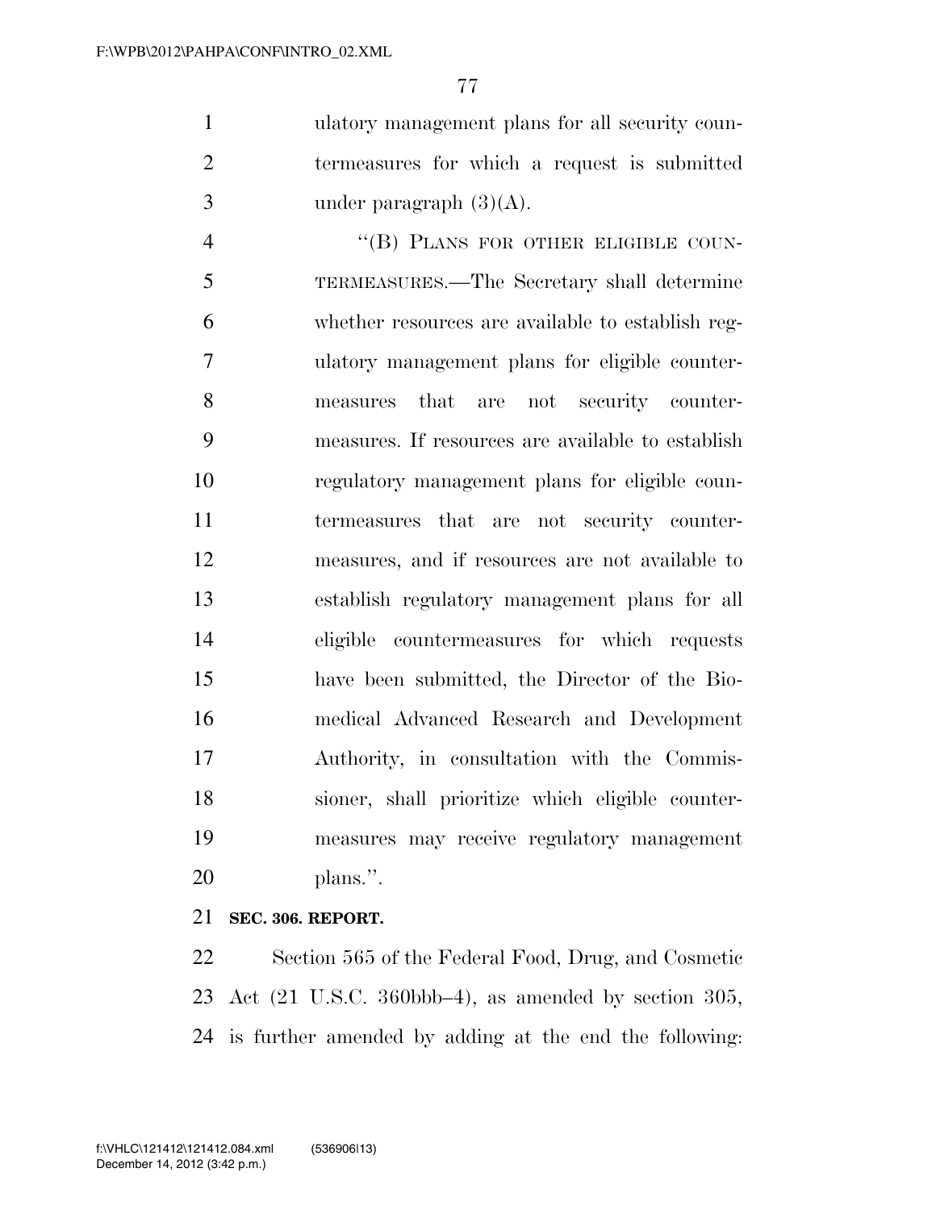ulatory management plans for all security countermeasures for which a request is submitted under paragraph (3)(A).

"(B) PLANS FOR OTHER ELIGIBLE COUNTERMEASURES.—The Secretary shall determine whether resources are available to establish regulatory management plans for eligible countermeasures that are not security countermeasures. If resources are available to establish regulatory management plans for eligible countermeasures that are not security countermeasures, and if resources are not available to establish regulatory management plans for all eligible countermeasures for which requests have been submitted, the Director of the Biomedical Advanced Research and Development Authority, in consultation with the Commissioner, shall prioritize which eligible countermeasures may receive regulatory management plans.".

**SEC. 306. REPORT.**

Section 565 of the Federal Food, Drug, and Cosmetic Act (21 U.S.C. 360bbb–4), as amended by section 305, is further amended by adding at the end the following: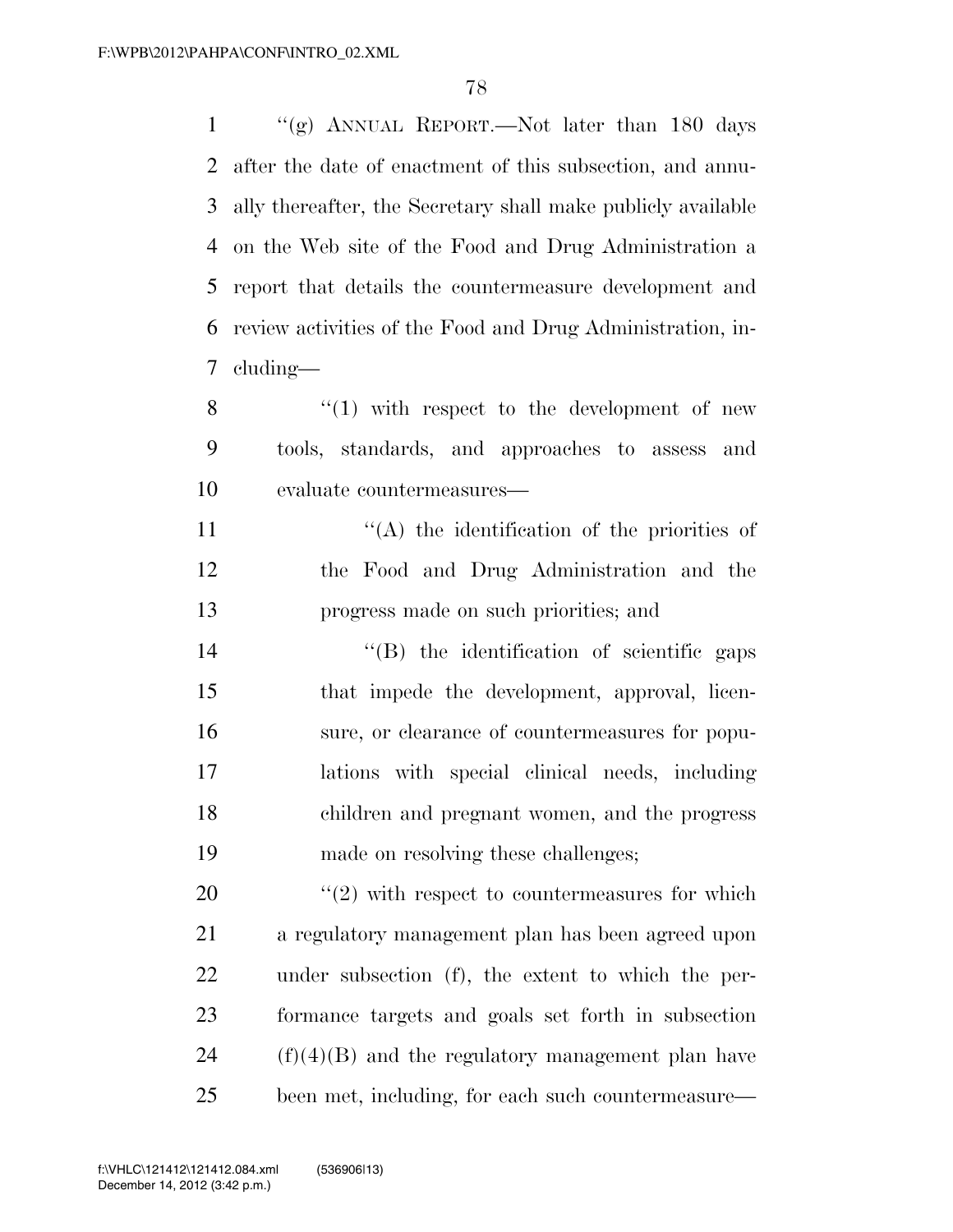''(g) ANNUAL REPORT.—Not later than 180 days after the date of enactment of this subsection, and annually thereafter, the Secretary shall make publicly available on the Web site of the Food and Drug Administration a report that details the countermeasure development and review activities of the Food and Drug Administration, including—

''(1) with respect to the development of new tools, standards, and approaches to assess and evaluate countermeasures—

''(A) the identification of the priorities of the Food and Drug Administration and the progress made on such priorities; and

''(B) the identification of scientific gaps that impede the development, approval, licensure, or clearance of countermeasures for populations with special clinical needs, including children and pregnant women, and the progress made on resolving these challenges;

''(2) with respect to countermeasures for which a regulatory management plan has been agreed upon under subsection (f), the extent to which the performance targets and goals set forth in subsection (f)(4)(B) and the regulatory management plan have been met, including, for each such countermeasure—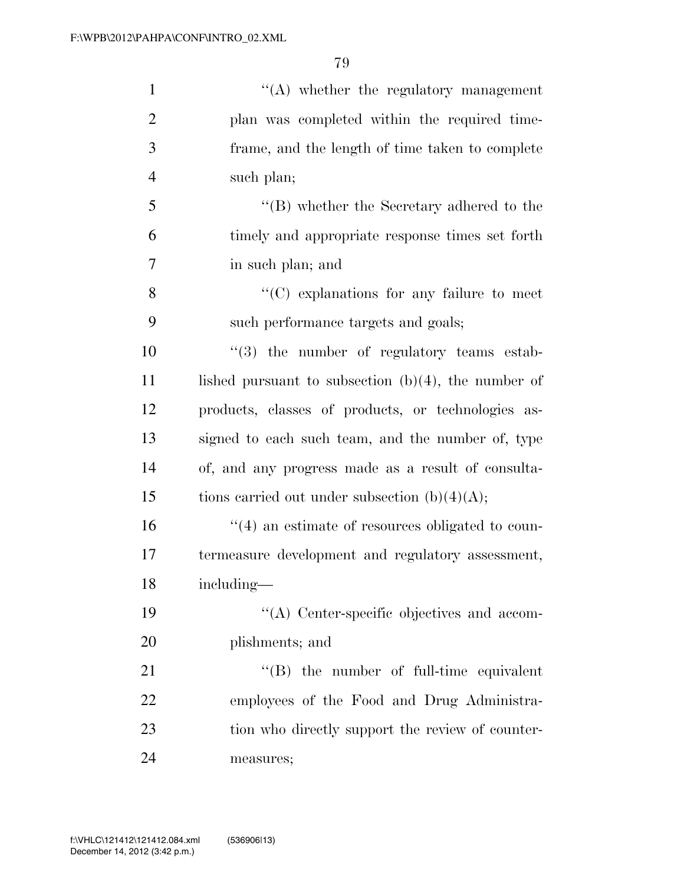''(A) whether the regulatory management plan was completed within the required timeframe, and the length of time taken to complete such plan;

''(B) whether the Secretary adhered to the timely and appropriate response times set forth in such plan; and

''(C) explanations for any failure to meet such performance targets and goals;

''(3) the number of regulatory teams established pursuant to subsection (b)(4), the number of products, classes of products, or technologies assigned to each such team, and the number of, type of, and any progress made as a result of consultations carried out under subsection (b)(4)(A);

''(4) an estimate of resources obligated to countermeasure development and regulatory assessment, including—

''(A) Center-specific objectives and accomplishments; and

''(B) the number of full-time equivalent employees of the Food and Drug Administration who directly support the review of countermeasures;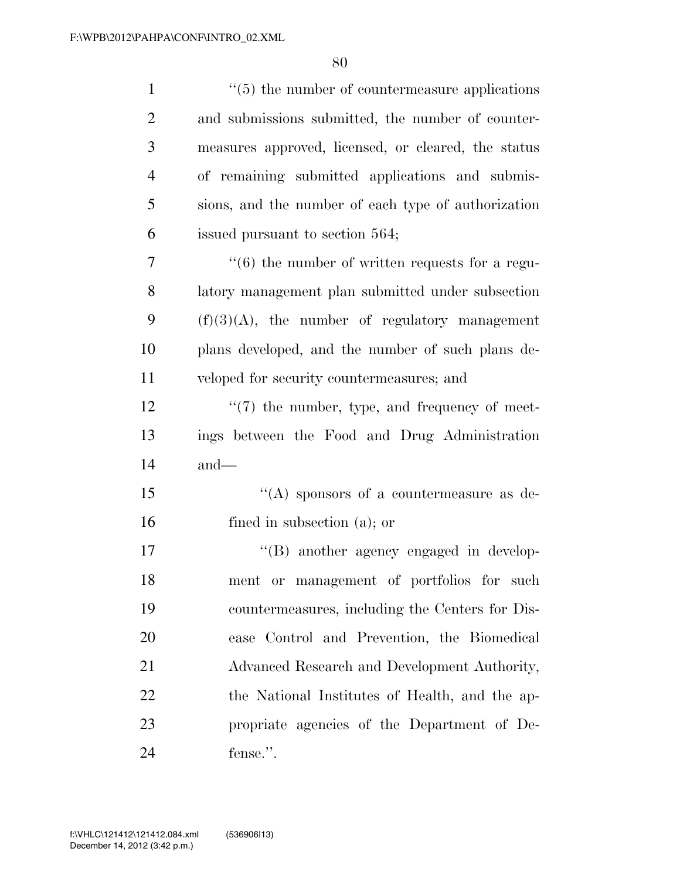''(5) the number of countermeasure applications and submissions submitted, the number of countermeasures approved, licensed, or cleared, the status of remaining submitted applications and submissions, and the number of each type of authorization issued pursuant to section 564;

''(6) the number of written requests for a regulatory management plan submitted under subsection (f)(3)(A), the number of regulatory management plans developed, and the number of such plans developed for security countermeasures; and

''(7) the number, type, and frequency of meetings between the Food and Drug Administration and—

''(A) sponsors of a countermeasure as defined in subsection (a); or

''(B) another agency engaged in development or management of portfolios for such countermeasures, including the Centers for Disease Control and Prevention, the Biomedical Advanced Research and Development Authority, the National Institutes of Health, and the appropriate agencies of the Department of Defense.''.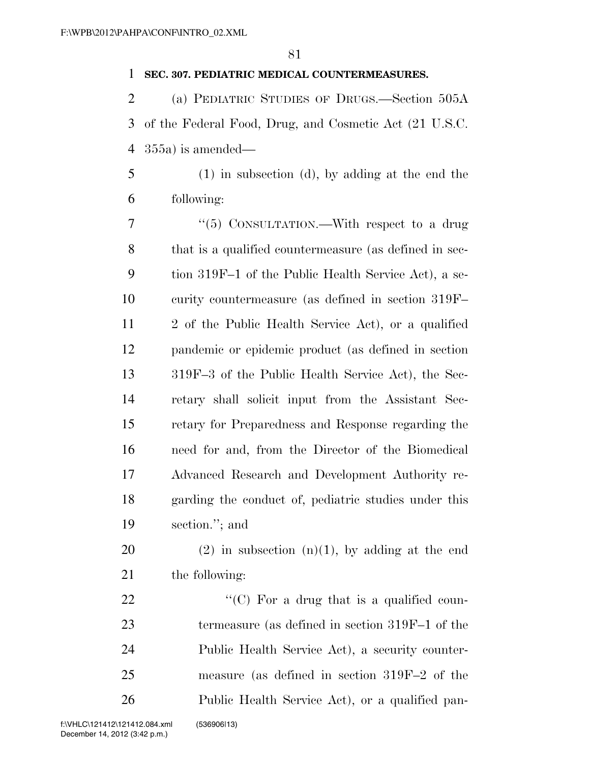**SEC. 307. PEDIATRIC MEDICAL COUNTERMEASURES.**

(a) PEDIATRIC STUDIES OF DRUGS.—Section 505A of the Federal Food, Drug, and Cosmetic Act (21 U.S.C. 355a) is amended—

(1) in subsection (d), by adding at the end the following:

''(5) CONSULTATION.—With respect to a drug that is a qualified countermeasure (as defined in section 319F–1 of the Public Health Service Act), a security countermeasure (as defined in section 319F–2 of the Public Health Service Act), or a qualified pandemic or epidemic product (as defined in section 319F–3 of the Public Health Service Act), the Secretary shall solicit input from the Assistant Secretary for Preparedness and Response regarding the need for and, from the Director of the Biomedical Advanced Research and Development Authority regarding the conduct of, pediatric studies under this section.''; and

(2) in subsection (n)(1), by adding at the end the following:

''(C) For a drug that is a qualified countermeasure (as defined in section 319F–1 of the Public Health Service Act), a security countermeasure (as defined in section 319F–2 of the Public Health Service Act), or a qualified pan-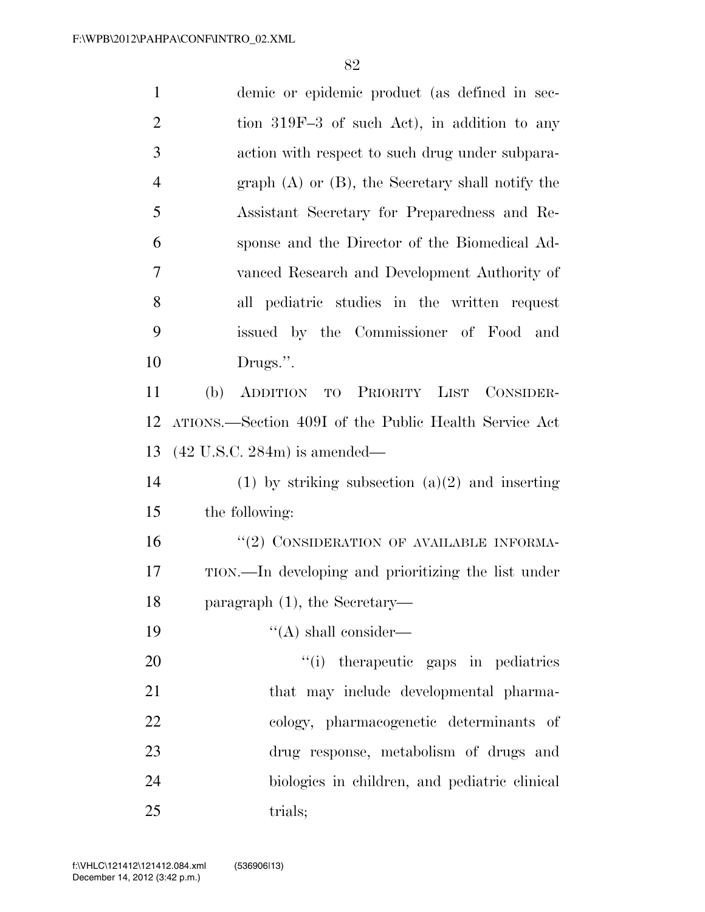demic or epidemic product (as defined in section 319F–3 of such Act), in addition to any action with respect to such drug under subparagraph (A) or (B), the Secretary shall notify the Assistant Secretary for Preparedness and Response and the Director of the Biomedical Advanced Research and Development Authority of all pediatric studies in the written request issued by the Commissioner of Food and Drugs.''.

(b) ADDITION TO PRIORITY LIST CONSIDERATIONS.—Section 409I of the Public Health Service Act (42 U.S.C. 284m) is amended—

(1) by striking subsection (a)(2) and inserting the following:

''(2) CONSIDERATION OF AVAILABLE INFORMATION.—In developing and prioritizing the list under paragraph (1), the Secretary—

''(A) shall consider—

''(i) therapeutic gaps in pediatrics that may include developmental pharmacology, pharmacogenetic determinants of drug response, metabolism of drugs and biologics in children, and pediatric clinical trials;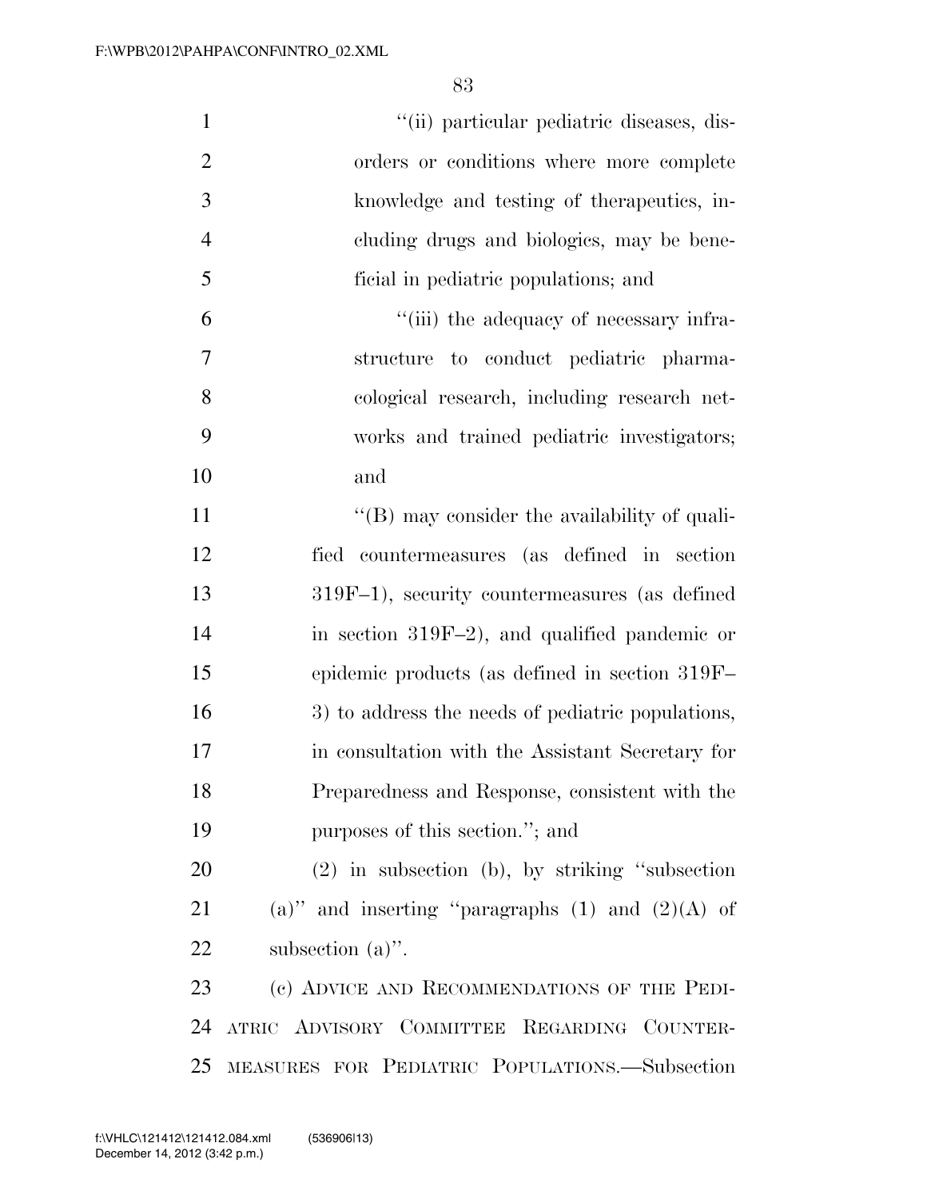"(ii) particular pediatric diseases, disorders or conditions where more complete knowledge and testing of therapeutics, including drugs and biologics, may be beneficial in pediatric populations; and

"(iii) the adequacy of necessary infrastructure to conduct pediatric pharmacological research, including research networks and trained pediatric investigators; and

"(B) may consider the availability of qualified countermeasures (as defined in section 319F–1), security countermeasures (as defined in section 319F–2), and qualified pandemic or epidemic products (as defined in section 319F–3) to address the needs of pediatric populations, in consultation with the Assistant Secretary for Preparedness and Response, consistent with the purposes of this section."; and

(2) in subsection (b), by striking "subsection (a)" and inserting "paragraphs (1) and (2)(A) of subsection (a)".

(c) ADVICE AND RECOMMENDATIONS OF THE PEDIATRIC ADVISORY COMMITTEE REGARDING COUNTERMEASURES FOR PEDIATRIC POPULATIONS.—Subsection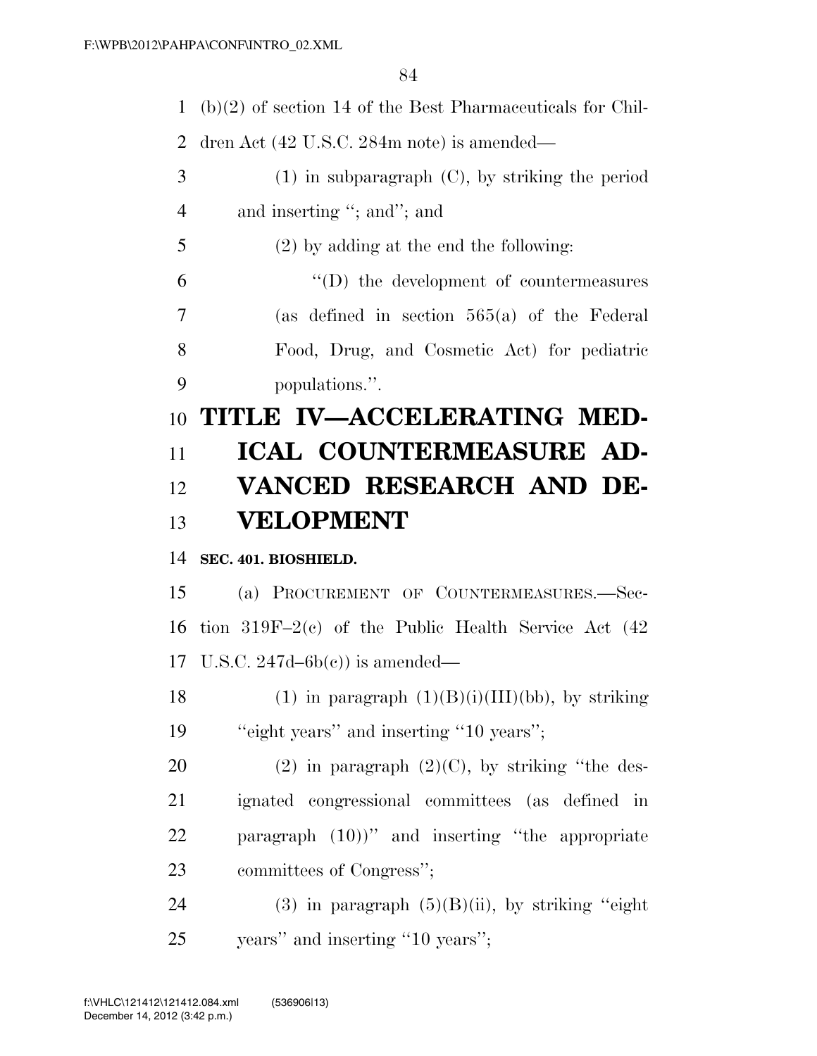(b)(2) of section 14 of the Best Pharmaceuticals for Children Act (42 U.S.C. 284m note) is amended—

(1) in subparagraph (C), by striking the period and inserting "; and"; and

(2) by adding at the end the following:

"(D) the development of countermeasures (as defined in section 565(a) of the Federal Food, Drug, and Cosmetic Act) for pediatric populations.".

# TITLE IV—ACCELERATING MEDICAL COUNTERMEASURE ADVANCED RESEARCH AND DEVELOPMENT

**SEC. 401. BIOSHIELD.**

(a) PROCUREMENT OF COUNTERMEASURES.—Section 319F–2(c) of the Public Health Service Act (42 U.S.C. 247d–6b(c)) is amended—

(1) in paragraph (1)(B)(i)(III)(bb), by striking "eight years" and inserting "10 years";

(2) in paragraph (2)(C), by striking "the designated congressional committees (as defined in paragraph (10))" and inserting "the appropriate committees of Congress";

(3) in paragraph (5)(B)(ii), by striking "eight years" and inserting "10 years";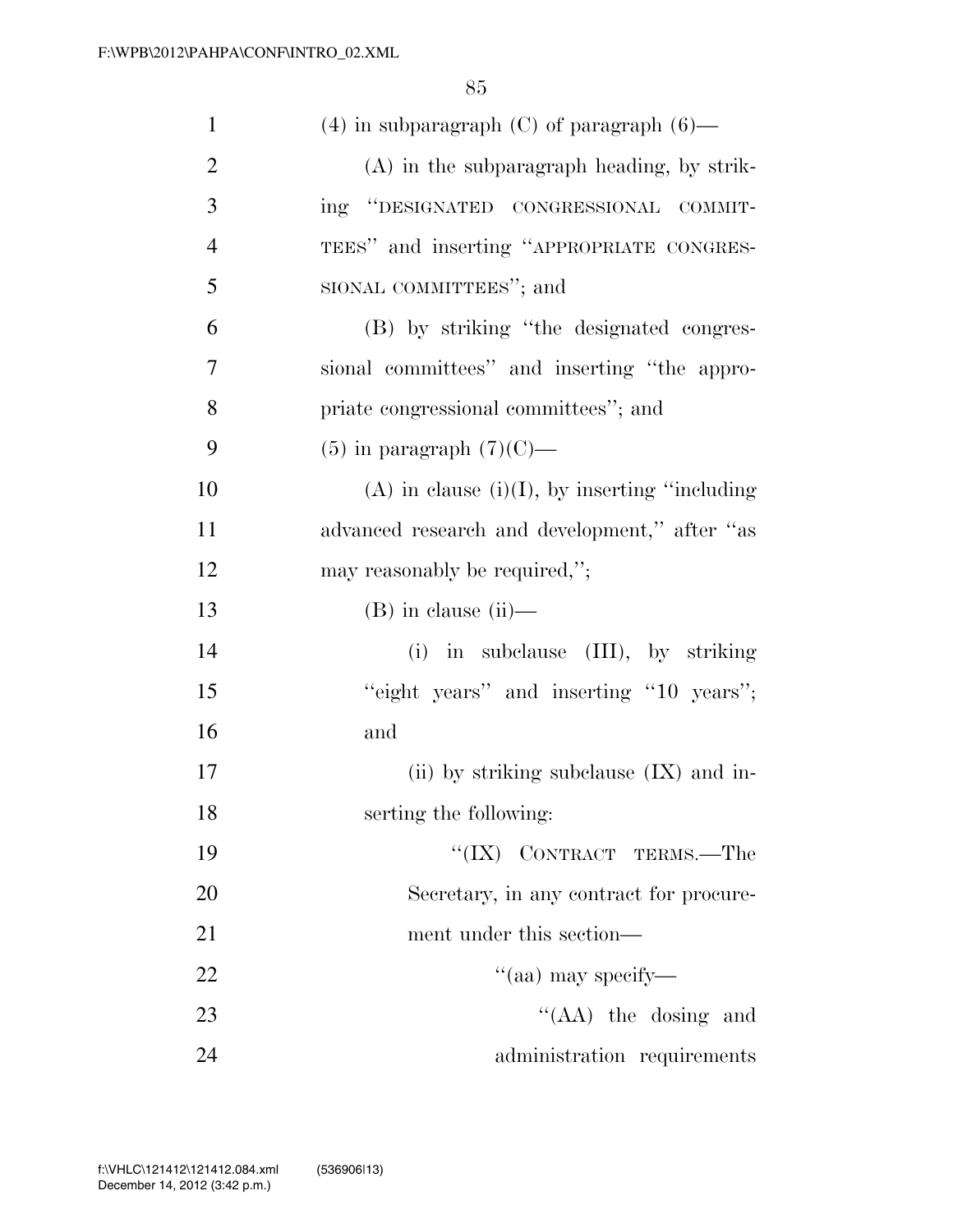(4) in subparagraph (C) of paragraph (6)—

(A) in the subparagraph heading, by striking "DESIGNATED CONGRESSIONAL COMMITTEES" and inserting "APPROPRIATE CONGRESSIONAL COMMITTEES"; and

(B) by striking "the designated congressional committees" and inserting "the appropriate congressional committees"; and

(5) in paragraph (7)(C)—

(A) in clause (i)(I), by inserting "including advanced research and development," after "as may reasonably be required,";

(B) in clause (ii)—

(i) in subclause (III), by striking "eight years" and inserting "10 years"; and

(ii) by striking subclause (IX) and inserting the following:

"(IX) CONTRACT TERMS.—The Secretary, in any contract for procurement under this section—

"(aa) may specify—

"(AA) the dosing and administration requirements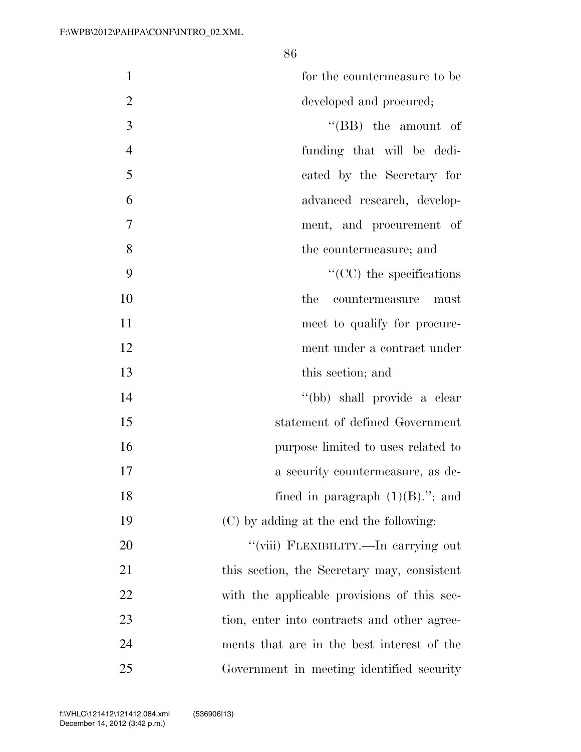for the countermeasure to be developed and procured;

''(BB) the amount of funding that will be dedicated by the Secretary for advanced research, development, and procurement of the countermeasure; and

''(CC) the specifications the countermeasure must meet to qualify for procurement under a contract under this section; and

''(bb) shall provide a clear statement of defined Government purpose limited to uses related to a security countermeasure, as defined in paragraph (1)(B).''; and

(C) by adding at the end the following:

''(viii) FLEXIBILITY.—In carrying out this section, the Secretary may, consistent with the applicable provisions of this section, enter into contracts and other agreements that are in the best interest of the Government in meeting identified security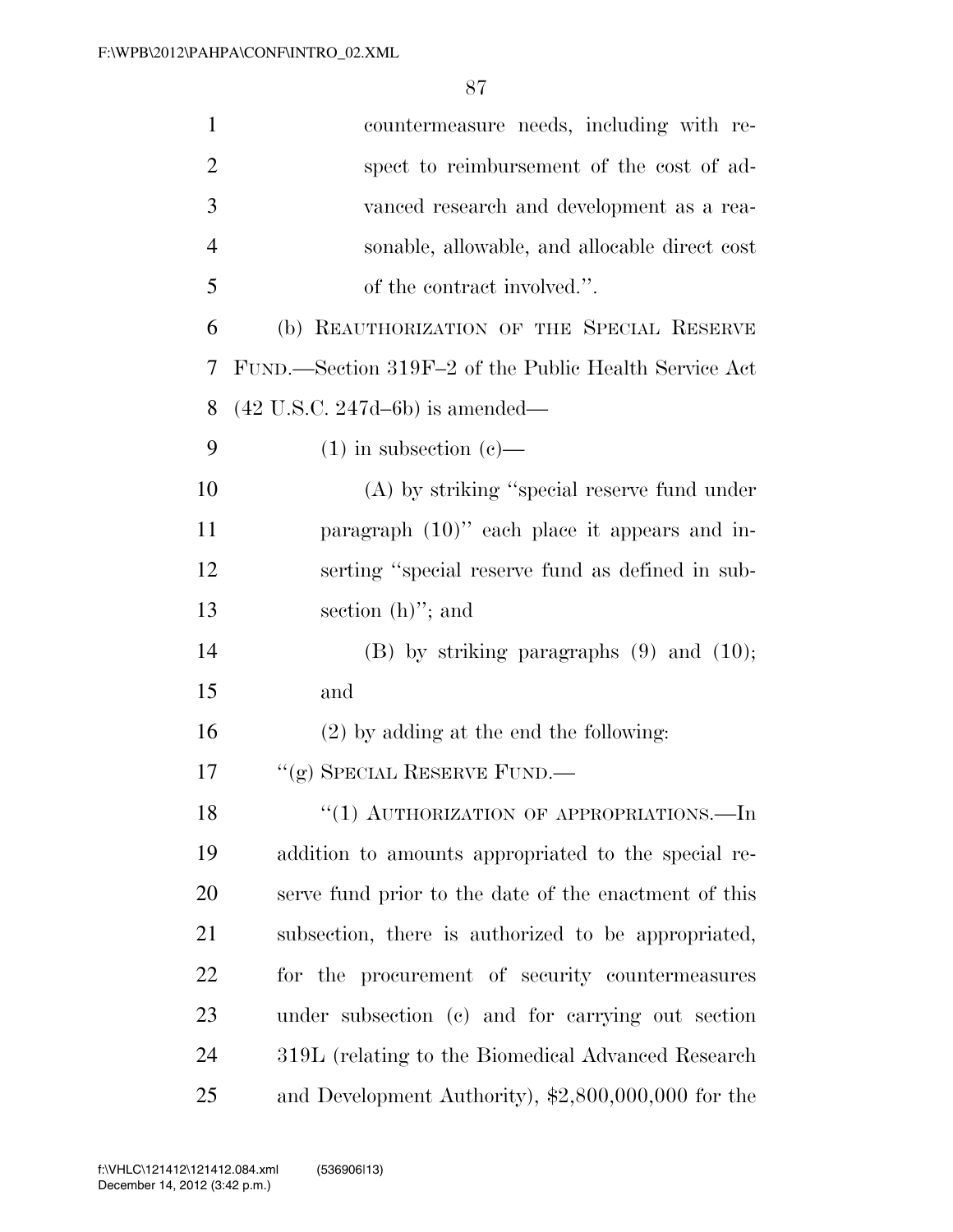countermeasure needs, including with respect to reimbursement of the cost of advanced research and development as a reasonable, allowable, and allocable direct cost of the contract involved.''.

(b) REAUTHORIZATION OF THE SPECIAL RESERVE FUND.—Section 319F–2 of the Public Health Service Act (42 U.S.C. 247d–6b) is amended—

(1) in subsection (c)—

(A) by striking ''special reserve fund under paragraph (10)'' each place it appears and inserting ''special reserve fund as defined in subsection (h)''; and

(B) by striking paragraphs (9) and (10); and

(2) by adding at the end the following:

''(g) SPECIAL RESERVE FUND.—

''(1) AUTHORIZATION OF APPROPRIATIONS.—In addition to amounts appropriated to the special reserve fund prior to the date of the enactment of this subsection, there is authorized to be appropriated, for the procurement of security countermeasures under subsection (c) and for carrying out section 319L (relating to the Biomedical Advanced Research and Development Authority), $2,800,000,000 for the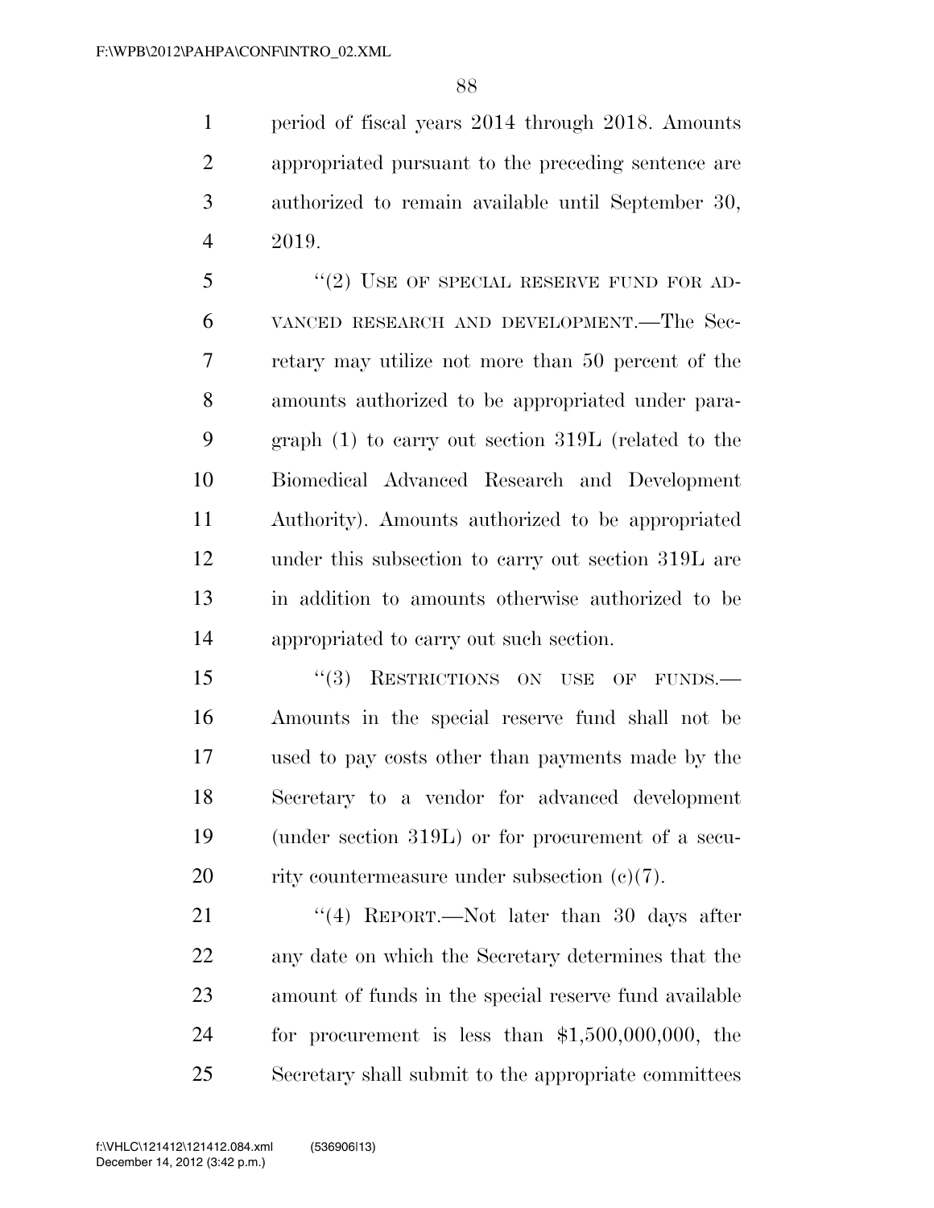period of fiscal years 2014 through 2018. Amounts appropriated pursuant to the preceding sentence are authorized to remain available until September 30, 2019.

"(2) USE OF SPECIAL RESERVE FUND FOR ADVANCED RESEARCH AND DEVELOPMENT.—The Secretary may utilize not more than 50 percent of the amounts authorized to be appropriated under paragraph (1) to carry out section 319L (related to the Biomedical Advanced Research and Development Authority). Amounts authorized to be appropriated under this subsection to carry out section 319L are in addition to amounts otherwise authorized to be appropriated to carry out such section.

"(3) RESTRICTIONS ON USE OF FUNDS.—Amounts in the special reserve fund shall not be used to pay costs other than payments made by the Secretary to a vendor for advanced development (under section 319L) or for procurement of a security countermeasure under subsection (c)(7).

"(4) REPORT.—Not later than 30 days after any date on which the Secretary determines that the amount of funds in the special reserve fund available for procurement is less than $1,500,000,000, the Secretary shall submit to the appropriate committees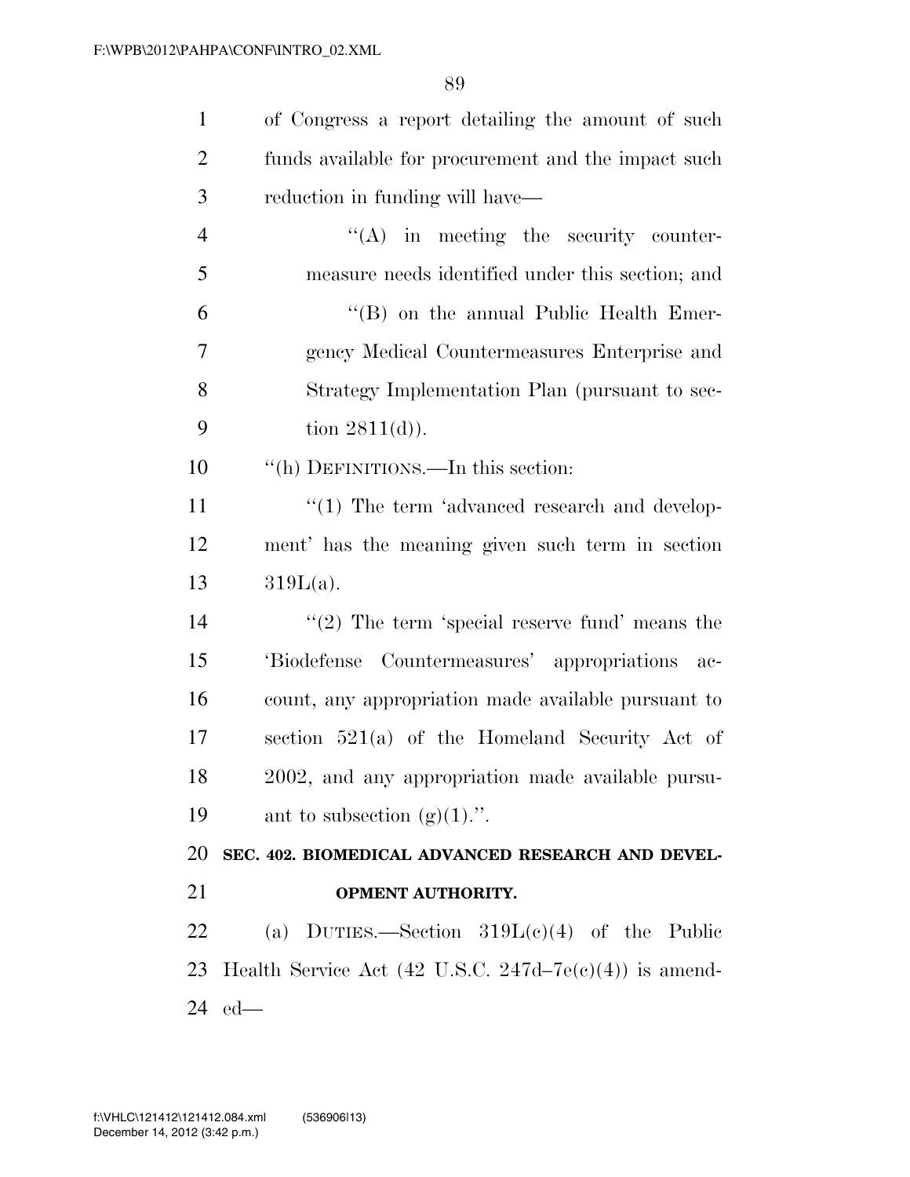of Congress a report detailing the amount of such funds available for procurement and the impact such reduction in funding will have—

"(A) in meeting the security countermeasure needs identified under this section; and

"(B) on the annual Public Health Emergency Medical Countermeasures Enterprise and Strategy Implementation Plan (pursuant to section 2811(d)).

"(h) DEFINITIONS.—In this section:

"(1) The term 'advanced research and development' has the meaning given such term in section 319L(a).

"(2) The term 'special reserve fund' means the 'Biodefense Countermeasures' appropriations account, any appropriation made available pursuant to section 521(a) of the Homeland Security Act of 2002, and any appropriation made available pursuant to subsection (g)(1).".

**SEC. 402. BIOMEDICAL ADVANCED RESEARCH AND DEVELOPMENT AUTHORITY.**

(a) DUTIES.—Section 319L(c)(4) of the Public Health Service Act (42 U.S.C. 247d–7e(c)(4)) is amended—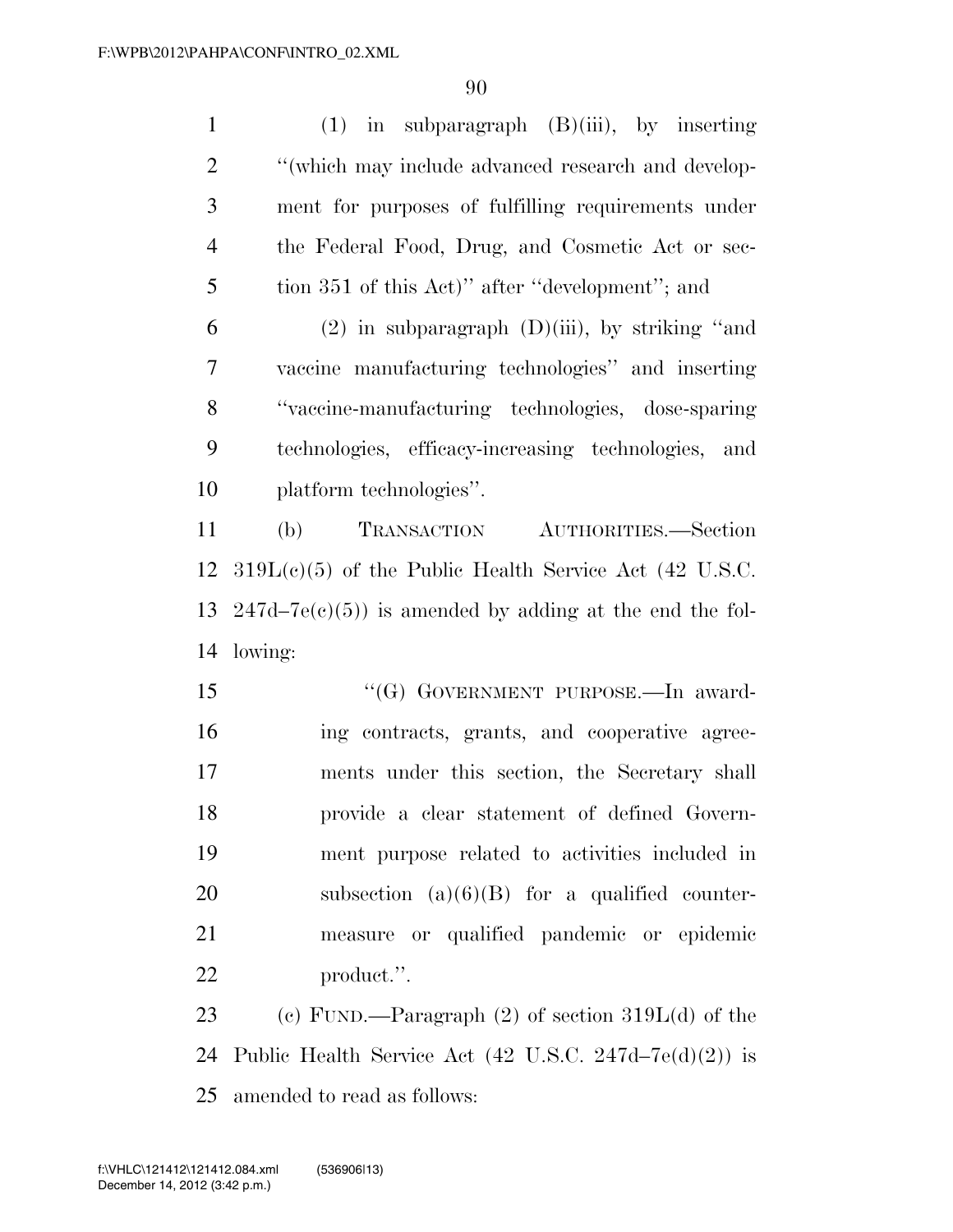(1) in subparagraph (B)(iii), by inserting "(which may include advanced research and development for purposes of fulfilling requirements under the Federal Food, Drug, and Cosmetic Act or section 351 of this Act)" after "development"; and

(2) in subparagraph (D)(iii), by striking "and vaccine manufacturing technologies" and inserting "vaccine-manufacturing technologies, dose-sparing technologies, efficacy-increasing technologies, and platform technologies".

(b) TRANSACTION AUTHORITIES.—Section 319L(c)(5) of the Public Health Service Act (42 U.S.C. 247d–7e(c)(5)) is amended by adding at the end the following:

"(G) GOVERNMENT PURPOSE.—In awarding contracts, grants, and cooperative agreements under this section, the Secretary shall provide a clear statement of defined Government purpose related to activities included in subsection (a)(6)(B) for a qualified countermeasure or qualified pandemic or epidemic product.".

(c) FUND.—Paragraph (2) of section 319L(d) of the Public Health Service Act (42 U.S.C. 247d–7e(d)(2)) is amended to read as follows: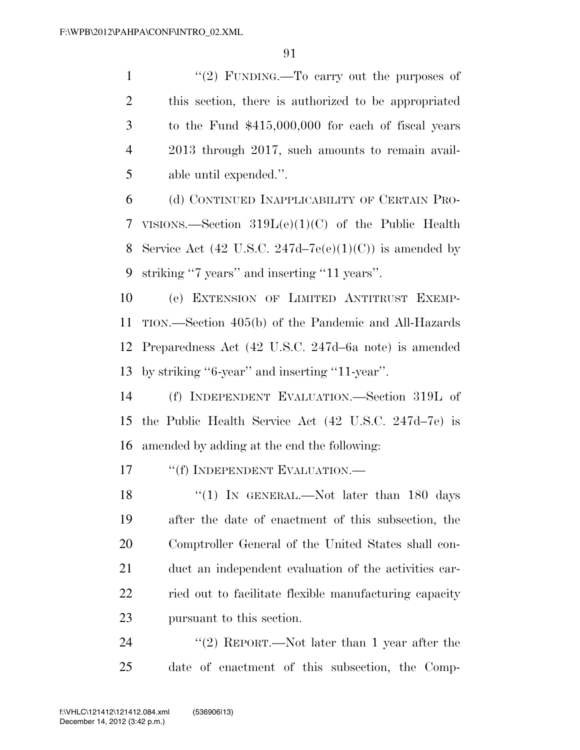"(2) FUNDING.—To carry out the purposes of this section, there is authorized to be appropriated to the Fund $415,000,000 for each of fiscal years 2013 through 2017, such amounts to remain available until expended.".

(d) CONTINUED INAPPLICABILITY OF CERTAIN PROVISIONS.—Section 319L(e)(1)(C) of the Public Health Service Act (42 U.S.C. 247d–7e(e)(1)(C)) is amended by striking "7 years" and inserting "11 years".

(e) EXTENSION OF LIMITED ANTITRUST EXEMPTION.—Section 405(b) of the Pandemic and All-Hazards Preparedness Act (42 U.S.C. 247d–6a note) is amended by striking "6-year" and inserting "11-year".

(f) INDEPENDENT EVALUATION.—Section 319L of the Public Health Service Act (42 U.S.C. 247d–7e) is amended by adding at the end the following:

"(f) INDEPENDENT EVALUATION.—

"(1) IN GENERAL.—Not later than 180 days after the date of enactment of this subsection, the Comptroller General of the United States shall conduct an independent evaluation of the activities carried out to facilitate flexible manufacturing capacity pursuant to this section.

"(2) REPORT.—Not later than 1 year after the date of enactment of this subsection, the Comp-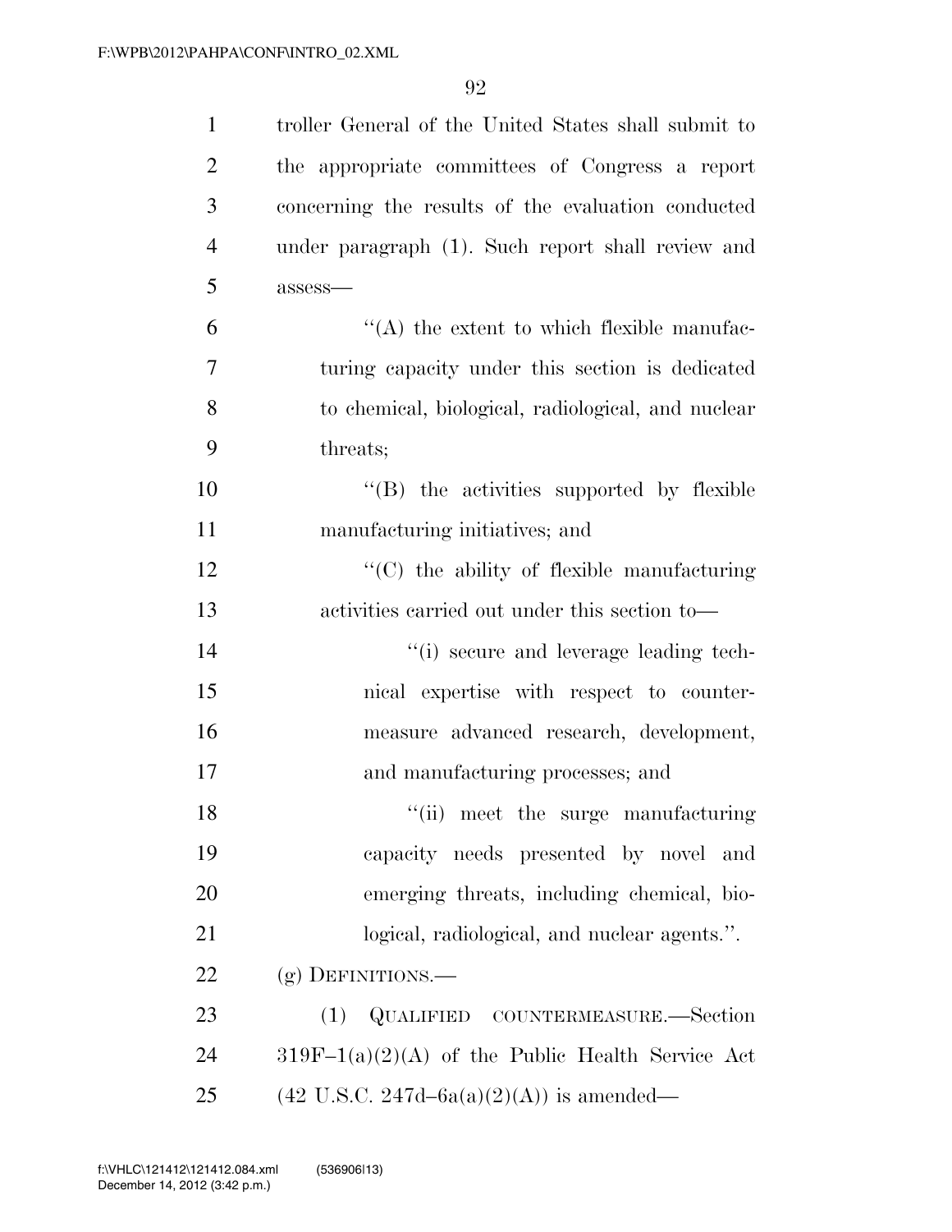troller General of the United States shall submit to the appropriate committees of Congress a report concerning the results of the evaluation conducted under paragraph (1). Such report shall review and assess—

"(A) the extent to which flexible manufacturing capacity under this section is dedicated to chemical, biological, radiological, and nuclear threats;

"(B) the activities supported by flexible manufacturing initiatives; and

"(C) the ability of flexible manufacturing activities carried out under this section to—

"(i) secure and leverage leading technical expertise with respect to countermeasure advanced research, development, and manufacturing processes; and

"(ii) meet the surge manufacturing capacity needs presented by novel and emerging threats, including chemical, biological, radiological, and nuclear agents.".

(g) DEFINITIONS.—

(1) QUALIFIED COUNTERMEASURE.—Section 319F–1(a)(2)(A) of the Public Health Service Act (42 U.S.C. 247d–6a(a)(2)(A)) is amended—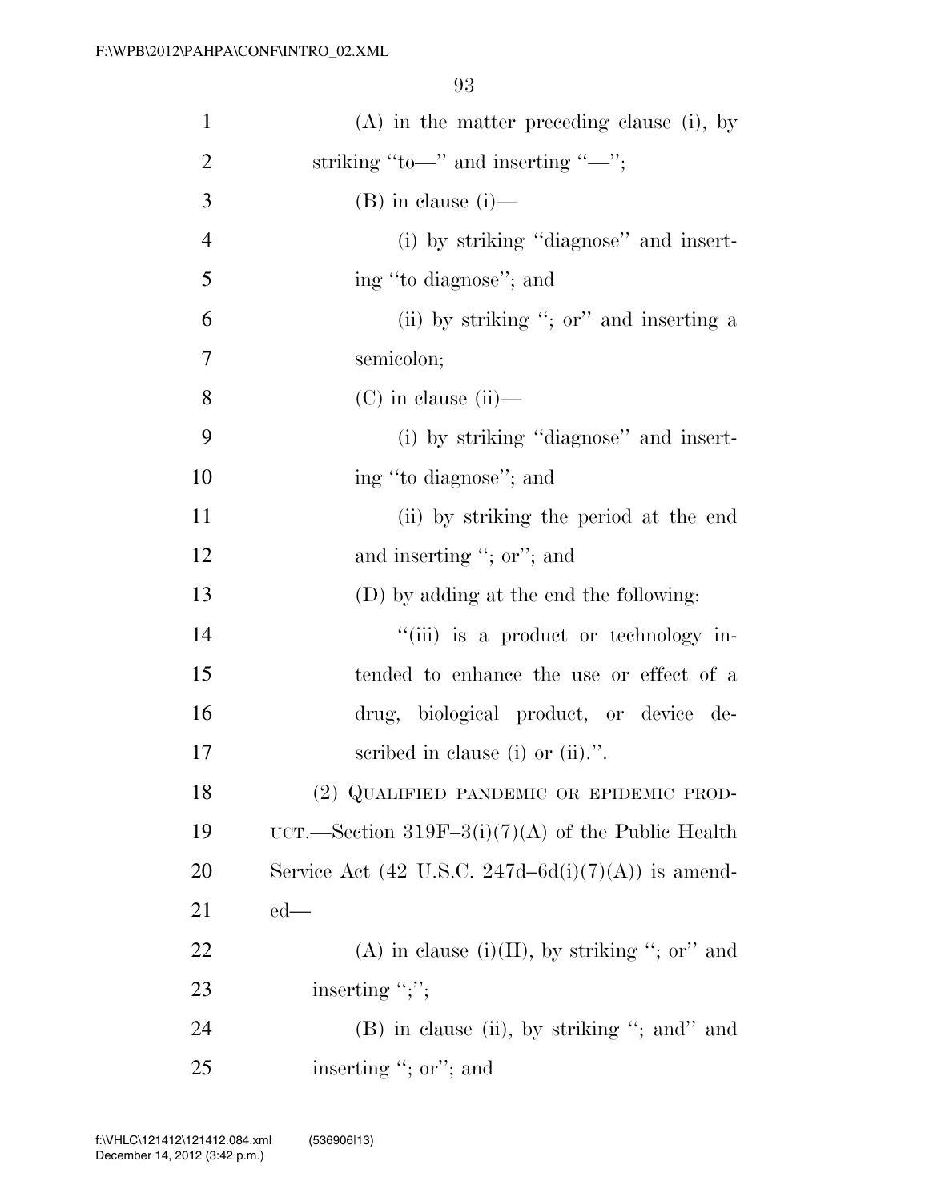(A) in the matter preceding clause (i), by striking ''to—'' and inserting ''—'';

(B) in clause (i)—

(i) by striking ''diagnose'' and inserting ''to diagnose''; and

(ii) by striking ''; or'' and inserting a semicolon;

(C) in clause (ii)—

(i) by striking ''diagnose'' and inserting ''to diagnose''; and

(ii) by striking the period at the end and inserting ''; or''; and

(D) by adding at the end the following:

''(iii) is a product or technology intended to enhance the use or effect of a drug, biological product, or device described in clause (i) or (ii).''.

(2) QUALIFIED PANDEMIC OR EPIDEMIC PRODUCT.—Section 319F–3(i)(7)(A) of the Public Health Service Act (42 U.S.C. 247d–6d(i)(7)(A)) is amended—

(A) in clause (i)(II), by striking ''; or'' and inserting '';'';

(B) in clause (ii), by striking ''; and'' and inserting ''; or''; and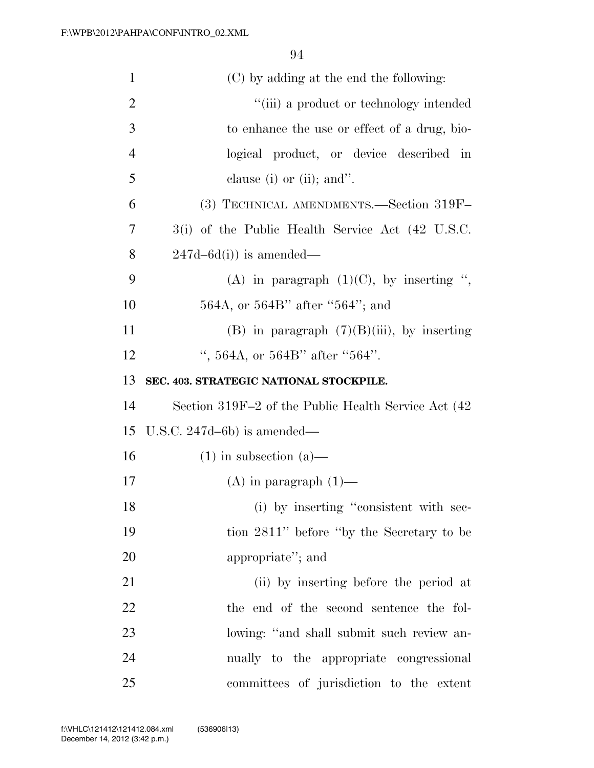(C) by adding at the end the following:

"(iii) a product or technology intended to enhance the use or effect of a drug, biological product, or device described in clause (i) or (ii); and".

(3) TECHNICAL AMENDMENTS.—Section 319F–3(i) of the Public Health Service Act (42 U.S.C. 247d–6d(i)) is amended—

(A) in paragraph (1)(C), by inserting ", 564A, or 564B" after "564"; and

(B) in paragraph (7)(B)(iii), by inserting ", 564A, or 564B" after "564".

**SEC. 403. STRATEGIC NATIONAL STOCKPILE.**

Section 319F–2 of the Public Health Service Act (42 U.S.C. 247d–6b) is amended—

(1) in subsection (a)—

(A) in paragraph (1)—

(i) by inserting "consistent with section 2811" before "by the Secretary to be appropriate"; and

(ii) by inserting before the period at the end of the second sentence the following: "and shall submit such review annually to the appropriate congressional committees of jurisdiction to the extent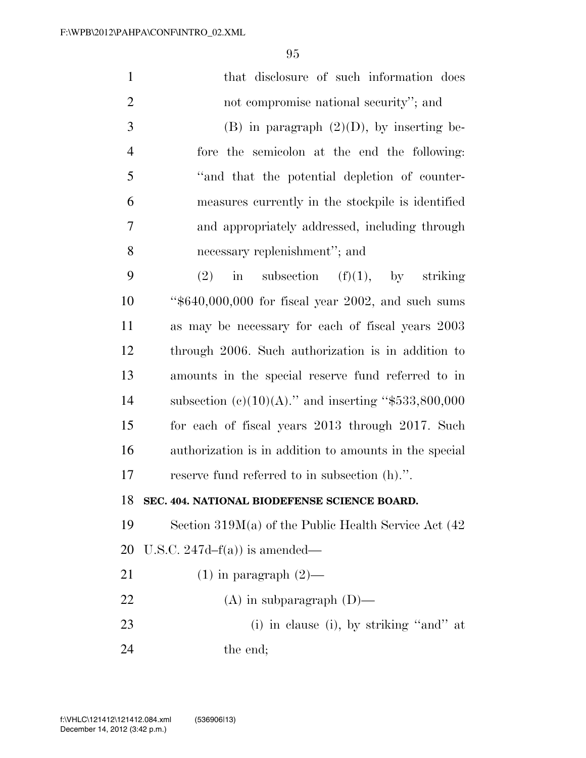that disclosure of such information does not compromise national security''; and

(B) in paragraph (2)(D), by inserting before the semicolon at the end the following: ''and that the potential depletion of countermeasures currently in the stockpile is identified and appropriately addressed, including through necessary replenishment''; and

(2) in subsection (f)(1), by striking ''$640,000,000 for fiscal year 2002, and such sums as may be necessary for each of fiscal years 2003 through 2006. Such authorization is in addition to amounts in the special reserve fund referred to in subsection (c)(10)(A).'' and inserting ''$533,800,000 for each of fiscal years 2013 through 2017. Such authorization is in addition to amounts in the special reserve fund referred to in subsection (h).''.

**SEC. 404. NATIONAL BIODEFENSE SCIENCE BOARD.**

Section 319M(a) of the Public Health Service Act (42 U.S.C. 247d–f(a)) is amended—

(1) in paragraph (2)—

(A) in subparagraph (D)—

(i) in clause (i), by striking ''and'' at the end;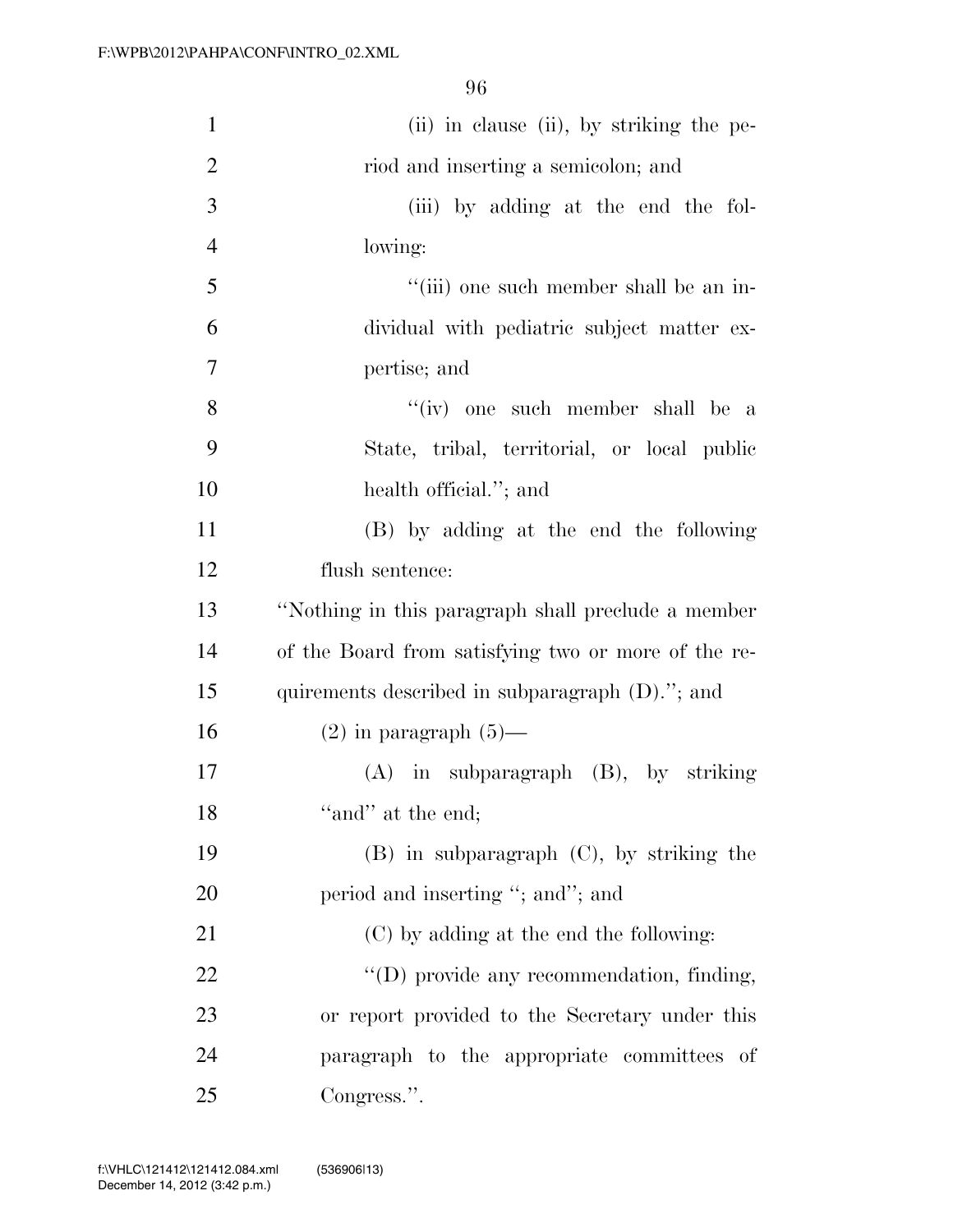(ii) in clause (ii), by striking the period and inserting a semicolon; and

(iii) by adding at the end the following:

"(iii) one such member shall be an individual with pediatric subject matter expertise; and

"(iv) one such member shall be a State, tribal, territorial, or local public health official."; and

(B) by adding at the end the following flush sentence:

"Nothing in this paragraph shall preclude a member of the Board from satisfying two or more of the requirements described in subparagraph (D)."; and

(2) in paragraph (5)—

(A) in subparagraph (B), by striking "and" at the end;

(B) in subparagraph (C), by striking the period and inserting "; and"; and

(C) by adding at the end the following:

"(D) provide any recommendation, finding, or report provided to the Secretary under this paragraph to the appropriate committees of Congress.".